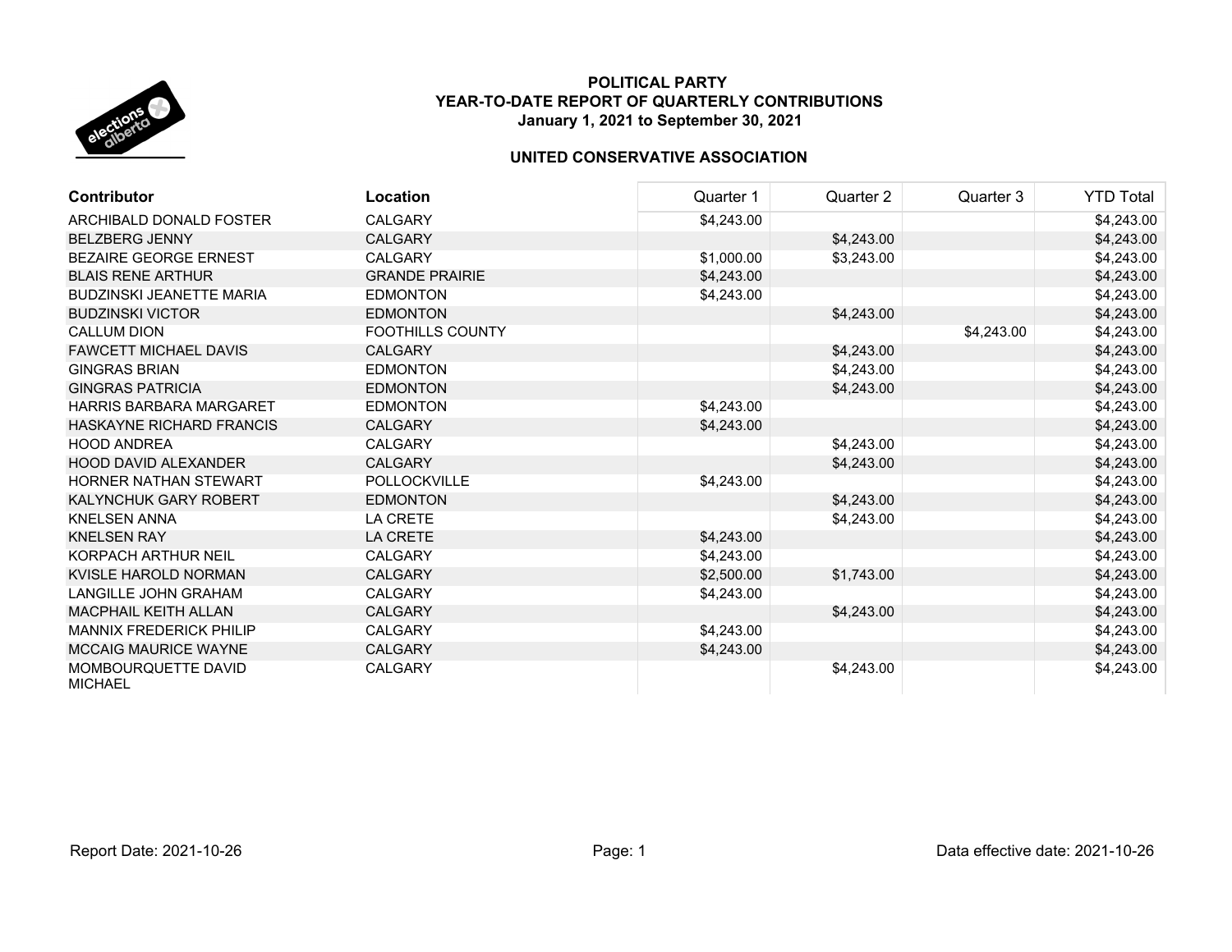# POLITICAL PARTY
## YEAR-TO-DATE REPORT OF QUARTERLY CONTRIBUTIONS
### January 1, 2021 to September 30, 2021

## UNITED CONSERVATIVE ASSOCIATION

| Contributor | Location | Quarter 1 | Quarter 2 | Quarter 3 | YTD Total |
|---|---|---|---|---|---|
| ARCHIBALD DONALD FOSTER | CALGARY | $4,243.00 | | | $4,243.00 |
| BELZBERG JENNY | CALGARY | | $4,243.00 | | $4,243.00 |
| BEZAIRE GEORGE ERNEST | CALGARY | $1,000.00 | $3,243.00 | | $4,243.00 |
| BLAIS RENE ARTHUR | GRANDE PRAIRIE | $4,243.00 | | | $4,243.00 |
| BUDZINSKI JEANETTE MARIA | EDMONTON | $4,243.00 | | | $4,243.00 |
| BUDZINSKI VICTOR | EDMONTON | | $4,243.00 | | $4,243.00 |
| CALLUM DION | FOOTHILLS COUNTY | | | $4,243.00 | $4,243.00 |
| FAWCETT MICHAEL DAVIS | CALGARY | | $4,243.00 | | $4,243.00 |
| GINGRAS BRIAN | EDMONTON | | $4,243.00 | | $4,243.00 |
| GINGRAS PATRICIA | EDMONTON | | $4,243.00 | | $4,243.00 |
| HARRIS BARBARA MARGARET | EDMONTON | $4,243.00 | | | $4,243.00 |
| HASKAYNE RICHARD FRANCIS | CALGARY | $4,243.00 | | | $4,243.00 |
| HOOD ANDREA | CALGARY | | $4,243.00 | | $4,243.00 |
| HOOD DAVID ALEXANDER | CALGARY | | $4,243.00 | | $4,243.00 |
| HORNER NATHAN STEWART | POLLOCKVILLE | $4,243.00 | | | $4,243.00 |
| KALYNCHUK GARY ROBERT | EDMONTON | | $4,243.00 | | $4,243.00 |
| KNELSEN ANNA | LA CRETE | | $4,243.00 | | $4,243.00 |
| KNELSEN RAY | LA CRETE | $4,243.00 | | | $4,243.00 |
| KORPACH ARTHUR NEIL | CALGARY | $4,243.00 | | | $4,243.00 |
| KVISLE HAROLD NORMAN | CALGARY | $2,500.00 | $1,743.00 | | $4,243.00 |
| LANGILLE JOHN GRAHAM | CALGARY | $4,243.00 | | | $4,243.00 |
| MACPHAIL KEITH ALLAN | CALGARY | | $4,243.00 | | $4,243.00 |
| MANNIX FREDERICK PHILIP | CALGARY | $4,243.00 | | | $4,243.00 |
| MCCAIG MAURICE WAYNE | CALGARY | $4,243.00 | | | $4,243.00 |
| MOMBOURQUETTE DAVID MICHAEL | CALGARY | | $4,243.00 | | $4,243.00 |

Report Date: 2021-10-26

Data effective date: 2021-10-26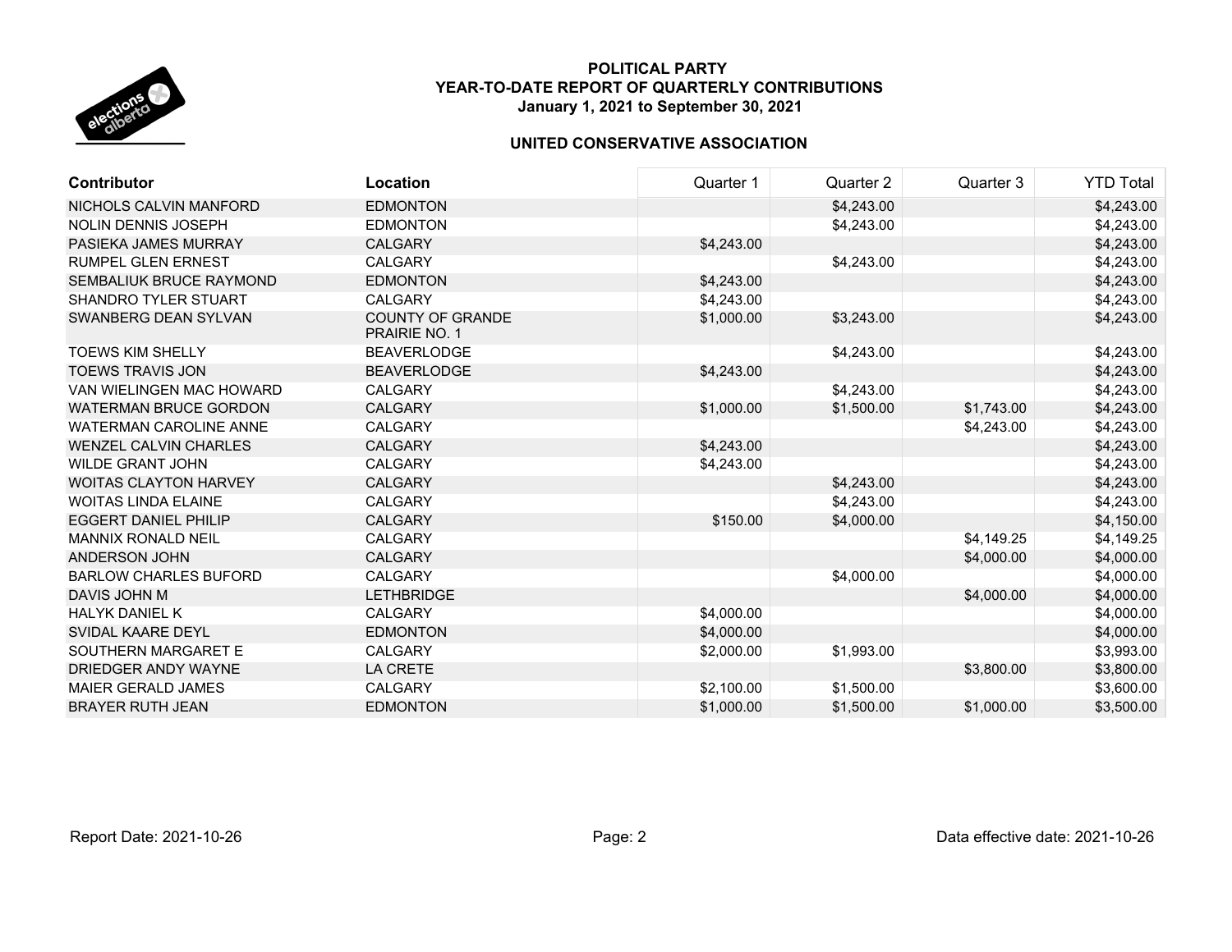**POLITICAL PARTY**
**YEAR-TO-DATE REPORT OF QUARTERLY CONTRIBUTIONS**
**January 1, 2021 to September 30, 2021**

**UNITED CONSERVATIVE ASSOCIATION**

| Contributor | Location | Quarter 1 | Quarter 2 | Quarter 3 | YTD Total |
|---|---|---|---|---|---|
| NICHOLS CALVIN MANFORD | EDMONTON | | $4,243.00 | | $4,243.00 |
| NOLIN DENNIS JOSEPH | EDMONTON | | $4,243.00 | | $4,243.00 |
| PASIEKA JAMES MURRAY | CALGARY | $4,243.00 | | | $4,243.00 |
| RUMPEL GLEN ERNEST | CALGARY | | $4,243.00 | | $4,243.00 |
| SEMBALIUK BRUCE RAYMOND | EDMONTON | $4,243.00 | | | $4,243.00 |
| SHANDRO TYLER STUART | CALGARY | $4,243.00 | | | $4,243.00 |
| SWANBERG DEAN SYLVAN | COUNTY OF GRANDE PRAIRIE NO. 1 | $1,000.00 | $3,243.00 | | $4,243.00 |
| TOEWS KIM SHELLY | BEAVERLODGE | | $4,243.00 | | $4,243.00 |
| TOEWS TRAVIS JON | BEAVERLODGE | $4,243.00 | | | $4,243.00 |
| VAN WIELINGEN MAC HOWARD | CALGARY | | $4,243.00 | | $4,243.00 |
| WATERMAN BRUCE GORDON | CALGARY | $1,000.00 | $1,500.00 | $1,743.00 | $4,243.00 |
| WATERMAN CAROLINE ANNE | CALGARY | | | $4,243.00 | $4,243.00 |
| WENZEL CALVIN CHARLES | CALGARY | $4,243.00 | | | $4,243.00 |
| WILDE GRANT JOHN | CALGARY | $4,243.00 | | | $4,243.00 |
| WOITAS CLAYTON HARVEY | CALGARY | | $4,243.00 | | $4,243.00 |
| WOITAS LINDA ELAINE | CALGARY | | $4,243.00 | | $4,243.00 |
| EGGERT DANIEL PHILIP | CALGARY | $150.00 | $4,000.00 | | $4,150.00 |
| MANNIX RONALD NEIL | CALGARY | | | $4,149.25 | $4,149.25 |
| ANDERSON JOHN | CALGARY | | | $4,000.00 | $4,000.00 |
| BARLOW CHARLES BUFORD | CALGARY | | $4,000.00 | | $4,000.00 |
| DAVIS JOHN M | LETHBRIDGE | | | $4,000.00 | $4,000.00 |
| HALYK DANIEL K | CALGARY | $4,000.00 | | | $4,000.00 |
| SVIDAL KAARE DEYL | EDMONTON | $4,000.00 | | | $4,000.00 |
| SOUTHERN MARGARET E | CALGARY | $2,000.00 | $1,993.00 | | $3,993.00 |
| DRIEDGER ANDY WAYNE | LA CRETE | | | $3,800.00 | $3,800.00 |
| MAIER GERALD JAMES | CALGARY | $2,100.00 | $1,500.00 | | $3,600.00 |
| BRAYER RUTH JEAN | EDMONTON | $1,000.00 | $1,500.00 | $1,000.00 | $3,500.00 |

Report Date: 2021-10-26 | Data effective date: 2021-10-26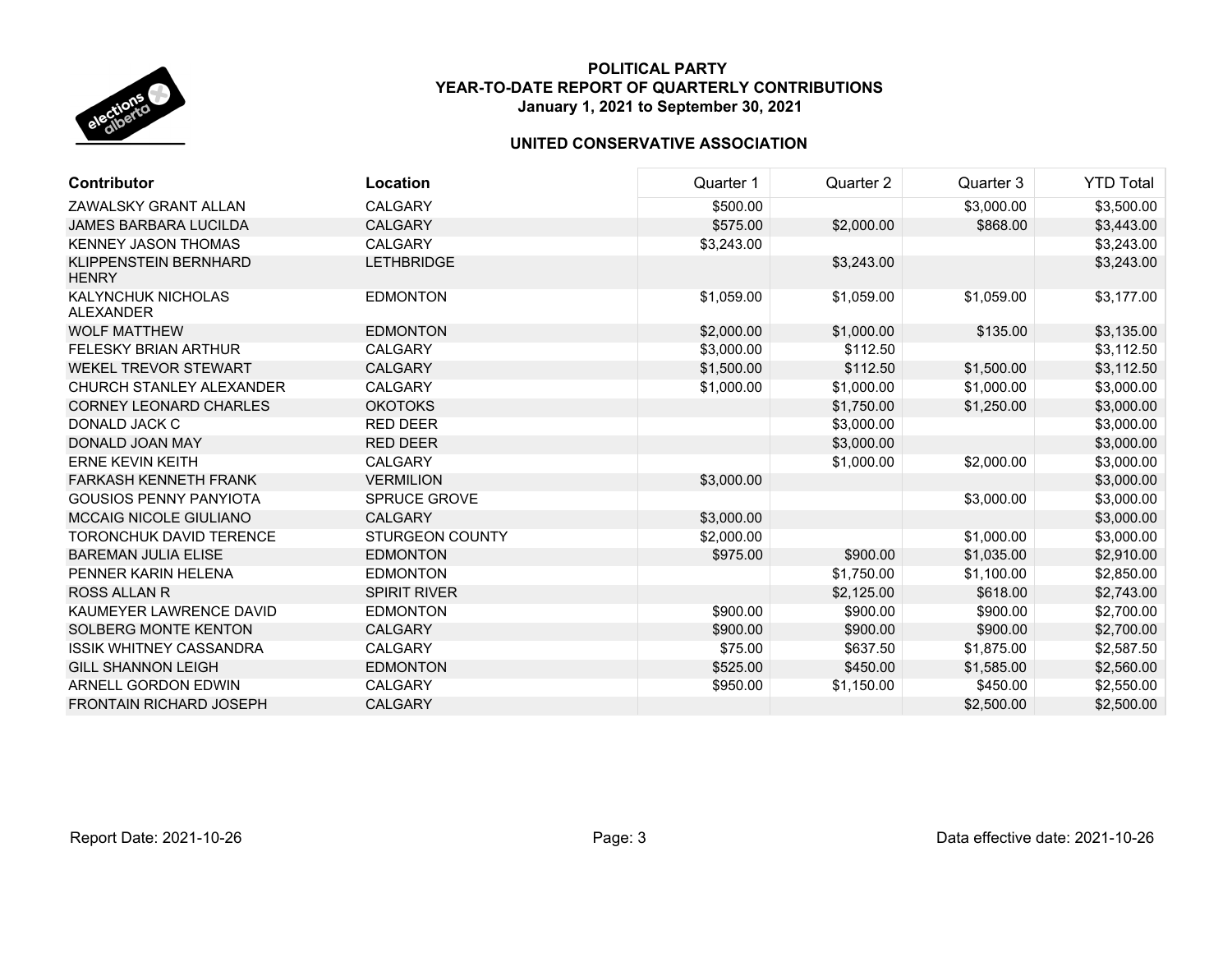**POLITICAL PARTY**
**YEAR-TO-DATE REPORT OF QUARTERLY CONTRIBUTIONS**
**January 1, 2021 to September 30, 2021**

**UNITED CONSERVATIVE ASSOCIATION**

| Contributor | Location | Quarter 1 | Quarter 2 | Quarter 3 | YTD Total |
|---|---|---|---|---|---|
| ZAWALSKY GRANT ALLAN | CALGARY | $500.00 | | $3,000.00 | $3,500.00 |
| JAMES BARBARA LUCILDA | CALGARY | $575.00 | $2,000.00 | $868.00 | $3,443.00 |
| KENNEY JASON THOMAS | CALGARY | $3,243.00 | | | $3,243.00 |
| KLIPPENSTEIN BERNHARD HENRY | LETHBRIDGE | | $3,243.00 | | $3,243.00 |
| KALYNCHUK NICHOLAS ALEXANDER | EDMONTON | $1,059.00 | $1,059.00 | $1,059.00 | $3,177.00 |
| WOLF MATTHEW | EDMONTON | $2,000.00 | $1,000.00 | $135.00 | $3,135.00 |
| FELESKY BRIAN ARTHUR | CALGARY | $3,000.00 | $112.50 | | $3,112.50 |
| WEKEL TREVOR STEWART | CALGARY | $1,500.00 | $112.50 | $1,500.00 | $3,112.50 |
| CHURCH STANLEY ALEXANDER | CALGARY | $1,000.00 | $1,000.00 | $1,000.00 | $3,000.00 |
| CORNEY LEONARD CHARLES | OKOTOKS | | $1,750.00 | $1,250.00 | $3,000.00 |
| DONALD JACK C | RED DEER | | $3,000.00 | | $3,000.00 |
| DONALD JOAN MAY | RED DEER | | $3,000.00 | | $3,000.00 |
| ERNE KEVIN KEITH | CALGARY | | $1,000.00 | $2,000.00 | $3,000.00 |
| FARKASH KENNETH FRANK | VERMILION | $3,000.00 | | | $3,000.00 |
| GOUSIOS PENNY PANYIOTA | SPRUCE GROVE | | | $3,000.00 | $3,000.00 |
| MCCAIG NICOLE GIULIANO | CALGARY | $3,000.00 | | | $3,000.00 |
| TORONCHUK DAVID TERENCE | STURGEON COUNTY | $2,000.00 | | $1,000.00 | $3,000.00 |
| BAREMAN JULIA ELISE | EDMONTON | $975.00 | $900.00 | $1,035.00 | $2,910.00 |
| PENNER KARIN HELENA | EDMONTON | | $1,750.00 | $1,100.00 | $2,850.00 |
| ROSS ALLAN R | SPIRIT RIVER | | $2,125.00 | $618.00 | $2,743.00 |
| KAUMEYER LAWRENCE DAVID | EDMONTON | $900.00 | $900.00 | $900.00 | $2,700.00 |
| SOLBERG MONTE KENTON | CALGARY | $900.00 | $900.00 | $900.00 | $2,700.00 |
| ISSIK WHITNEY CASSANDRA | CALGARY | $75.00 | $637.50 | $1,875.00 | $2,587.50 |
| GILL SHANNON LEIGH | EDMONTON | $525.00 | $450.00 | $1,585.00 | $2,560.00 |
| ARNELL GORDON EDWIN | CALGARY | $950.00 | $1,150.00 | $450.00 | $2,550.00 |
| FRONTAIN RICHARD JOSEPH | CALGARY | | | $2,500.00 | $2,500.00 |

Report Date: 2021-10-26 | Data effective date: 2021-10-26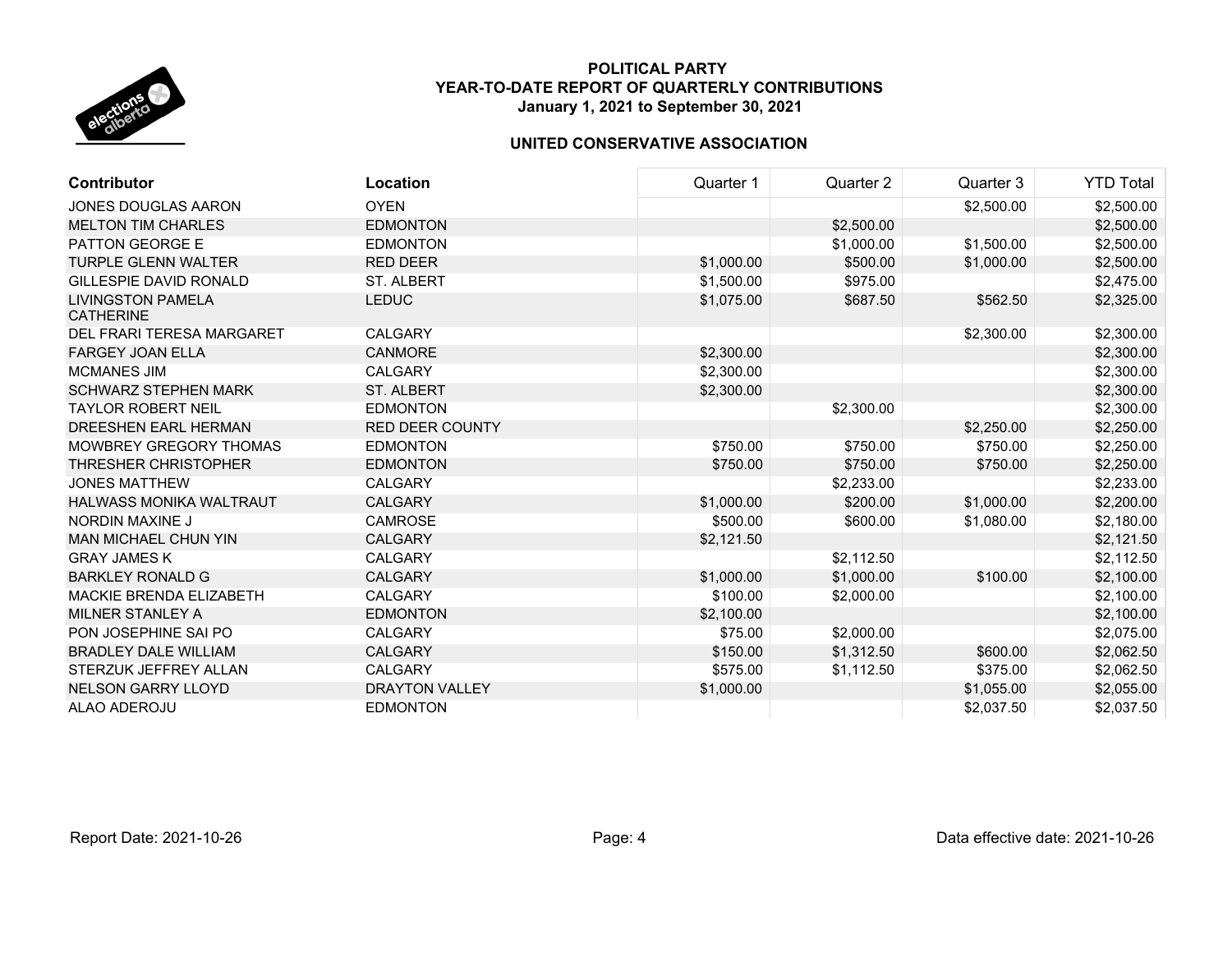**POLITICAL PARTY**
**YEAR-TO-DATE REPORT OF QUARTERLY CONTRIBUTIONS**
**January 1, 2021 to September 30, 2021**

**UNITED CONSERVATIVE ASSOCIATION**

| Contributor | Location | Quarter 1 | Quarter 2 | Quarter 3 | YTD Total |
|---|---|---|---|---|---|
| JONES DOUGLAS AARON | OYEN | | | $2,500.00 | $2,500.00 |
| MELTON TIM CHARLES | EDMONTON | | $2,500.00 | | $2,500.00 |
| PATTON GEORGE E | EDMONTON | | $1,000.00 | $1,500.00 | $2,500.00 |
| TURPLE GLENN WALTER | RED DEER | $1,000.00 | $500.00 | $1,000.00 | $2,500.00 |
| GILLESPIE DAVID RONALD | ST. ALBERT | $1,500.00 | $975.00 | | $2,475.00 |
| LIVINGSTON PAMELA CATHERINE | LEDUC | $1,075.00 | $687.50 | $562.50 | $2,325.00 |
| DEL FRARI TERESA MARGARET | CALGARY | | | $2,300.00 | $2,300.00 |
| FARGEY JOAN ELLA | CANMORE | $2,300.00 | | | $2,300.00 |
| MCMANES JIM | CALGARY | $2,300.00 | | | $2,300.00 |
| SCHWARZ STEPHEN MARK | ST. ALBERT | $2,300.00 | | | $2,300.00 |
| TAYLOR ROBERT NEIL | EDMONTON | | $2,300.00 | | $2,300.00 |
| DREESHEN EARL HERMAN | RED DEER COUNTY | | | $2,250.00 | $2,250.00 |
| MOWBREY GREGORY THOMAS | EDMONTON | $750.00 | $750.00 | $750.00 | $2,250.00 |
| THRESHER CHRISTOPHER | EDMONTON | $750.00 | $750.00 | $750.00 | $2,250.00 |
| JONES MATTHEW | CALGARY | | $2,233.00 | | $2,233.00 |
| HALWASS MONIKA WALTRAUT | CALGARY | $1,000.00 | $200.00 | $1,000.00 | $2,200.00 |
| NORDIN MAXINE J | CAMROSE | $500.00 | $600.00 | $1,080.00 | $2,180.00 |
| MAN MICHAEL CHUN YIN | CALGARY | $2,121.50 | | | $2,121.50 |
| GRAY JAMES K | CALGARY | | $2,112.50 | | $2,112.50 |
| BARKLEY RONALD G | CALGARY | $1,000.00 | $1,000.00 | $100.00 | $2,100.00 |
| MACKIE BRENDA ELIZABETH | CALGARY | $100.00 | $2,000.00 | | $2,100.00 |
| MILNER STANLEY A | EDMONTON | $2,100.00 | | | $2,100.00 |
| PON JOSEPHINE SAI PO | CALGARY | $75.00 | $2,000.00 | | $2,075.00 |
| BRADLEY DALE WILLIAM | CALGARY | $150.00 | $1,312.50 | $600.00 | $2,062.50 |
| STERZUK JEFFREY ALLAN | CALGARY | $575.00 | $1,112.50 | $375.00 | $2,062.50 |
| NELSON GARRY LLOYD | DRAYTON VALLEY | $1,000.00 | | $1,055.00 | $2,055.00 |
| ALAO ADEROJU | EDMONTON | | | $2,037.50 | $2,037.50 |

Report Date: 2021-10-26 Data effective date: 2021-10-26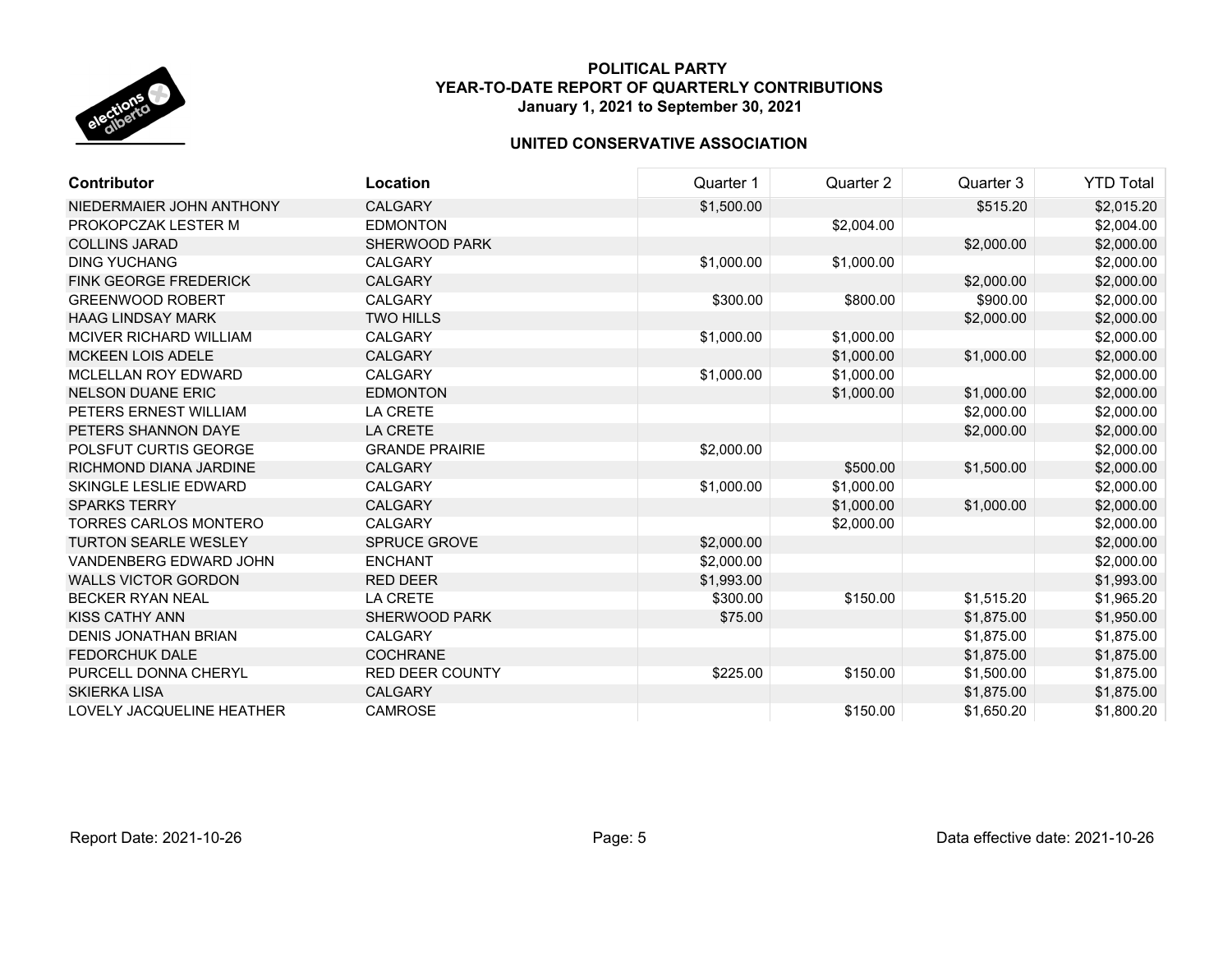# POLITICAL PARTY
## YEAR-TO-DATE REPORT OF QUARTERLY CONTRIBUTIONS
### January 1, 2021 to September 30, 2021

### UNITED CONSERVATIVE ASSOCIATION

| Contributor | Location | Quarter 1 | Quarter 2 | Quarter 3 | YTD Total |
|---|---|---|---|---|---|
| NIEDERMAIER JOHN ANTHONY | CALGARY | $1,500.00 | | $515.20 | $2,015.20 |
| PROKOPCZAK LESTER M | EDMONTON | | $2,004.00 | | $2,004.00 |
| COLLINS JARAD | SHERWOOD PARK | | | $2,000.00 | $2,000.00 |
| DING YUCHANG | CALGARY | $1,000.00 | $1,000.00 | | $2,000.00 |
| FINK GEORGE FREDERICK | CALGARY | | | $2,000.00 | $2,000.00 |
| GREENWOOD ROBERT | CALGARY | $300.00 | $800.00 | $900.00 | $2,000.00 |
| HAAG LINDSAY MARK | TWO HILLS | | | $2,000.00 | $2,000.00 |
| MCIVER RICHARD WILLIAM | CALGARY | $1,000.00 | $1,000.00 | | $2,000.00 |
| MCKEEN LOIS ADELE | CALGARY | | $1,000.00 | $1,000.00 | $2,000.00 |
| MCLELLAN ROY EDWARD | CALGARY | $1,000.00 | $1,000.00 | | $2,000.00 |
| NELSON DUANE ERIC | EDMONTON | | $1,000.00 | $1,000.00 | $2,000.00 |
| PETERS ERNEST WILLIAM | LA CRETE | | | $2,000.00 | $2,000.00 |
| PETERS SHANNON DAYE | LA CRETE | | | $2,000.00 | $2,000.00 |
| POLSFUT CURTIS GEORGE | GRANDE PRAIRIE | $2,000.00 | | | $2,000.00 |
| RICHMOND DIANA JARDINE | CALGARY | | $500.00 | $1,500.00 | $2,000.00 |
| SKINGLE LESLIE EDWARD | CALGARY | $1,000.00 | $1,000.00 | | $2,000.00 |
| SPARKS TERRY | CALGARY | | $1,000.00 | $1,000.00 | $2,000.00 |
| TORRES CARLOS MONTERO | CALGARY | | $2,000.00 | | $2,000.00 |
| TURTON SEARLE WESLEY | SPRUCE GROVE | $2,000.00 | | | $2,000.00 |
| VANDENBERG EDWARD JOHN | ENCHANT | $2,000.00 | | | $2,000.00 |
| WALLS VICTOR GORDON | RED DEER | $1,993.00 | | | $1,993.00 |
| BECKER RYAN NEAL | LA CRETE | $300.00 | $150.00 | $1,515.20 | $1,965.20 |
| KISS CATHY ANN | SHERWOOD PARK | $75.00 | | $1,875.00 | $1,950.00 |
| DENIS JONATHAN BRIAN | CALGARY | | | $1,875.00 | $1,875.00 |
| FEDORCHUK DALE | COCHRANE | | | $1,875.00 | $1,875.00 |
| PURCELL DONNA CHERYL | RED DEER COUNTY | $225.00 | $150.00 | $1,500.00 | $1,875.00 |
| SKIERKA LISA | CALGARY | | | $1,875.00 | $1,875.00 |
| LOVELY JACQUELINE HEATHER | CAMROSE | | $150.00 | $1,650.20 | $1,800.20 |

Report Date: 2021-10-26

Data effective date: 2021-10-26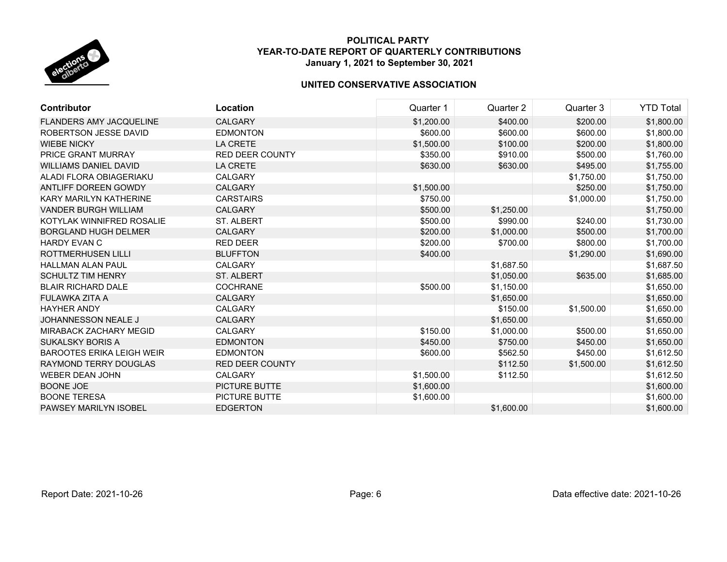# POLITICAL PARTY
## YEAR-TO-DATE REPORT OF QUARTERLY CONTRIBUTIONS
### January 1, 2021 to September 30, 2021

### UNITED CONSERVATIVE ASSOCIATION

| Contributor | Location | Quarter 1 | Quarter 2 | Quarter 3 | YTD Total |
|---|---|---|---|---|---|
| FLANDERS AMY JACQUELINE | CALGARY | $1,200.00 | $400.00 | $200.00 | $1,800.00 |
| ROBERTSON JESSE DAVID | EDMONTON | $600.00 | $600.00 | $600.00 | $1,800.00 |
| WIEBE NICKY | LA CRETE | $1,500.00 | $100.00 | $200.00 | $1,800.00 |
| PRICE GRANT MURRAY | RED DEER COUNTY | $350.00 | $910.00 | $500.00 | $1,760.00 |
| WILLIAMS DANIEL DAVID | LA CRETE | $630.00 | $630.00 | $495.00 | $1,755.00 |
| ALADI FLORA OBIAGERIAKU | CALGARY | | | $1,750.00 | $1,750.00 |
| ANTLIFF DOREEN GOWDY | CALGARY | $1,500.00 | | $250.00 | $1,750.00 |
| KARY MARILYN KATHERINE | CARSTAIRS | $750.00 | | $1,000.00 | $1,750.00 |
| VANDER BURGH WILLIAM | CALGARY | $500.00 | $1,250.00 | | $1,750.00 |
| KOTYLAK WINNIFRED ROSALIE | ST. ALBERT | $500.00 | $990.00 | $240.00 | $1,730.00 |
| BORGLAND HUGH DELMER | CALGARY | $200.00 | $1,000.00 | $500.00 | $1,700.00 |
| HARDY EVAN C | RED DEER | $200.00 | $700.00 | $800.00 | $1,700.00 |
| ROTTMERHUSEN LILLI | BLUFFTON | $400.00 | | $1,290.00 | $1,690.00 |
| HALLMAN ALAN PAUL | CALGARY | | $1,687.50 | | $1,687.50 |
| SCHULTZ TIM HENRY | ST. ALBERT | | $1,050.00 | $635.00 | $1,685.00 |
| BLAIR RICHARD DALE | COCHRANE | $500.00 | $1,150.00 | | $1,650.00 |
| FULAWKA ZITA A | CALGARY | | $1,650.00 | | $1,650.00 |
| HAYHER ANDY | CALGARY | | $150.00 | $1,500.00 | $1,650.00 |
| JOHANNESSON NEALE J | CALGARY | | $1,650.00 | | $1,650.00 |
| MIRABACK ZACHARY MEGID | CALGARY | $150.00 | $1,000.00 | $500.00 | $1,650.00 |
| SUKALSKY BORIS A | EDMONTON | $450.00 | $750.00 | $450.00 | $1,650.00 |
| BAROOTES ERIKA LEIGH WEIR | EDMONTON | $600.00 | $562.50 | $450.00 | $1,612.50 |
| RAYMOND TERRY DOUGLAS | RED DEER COUNTY | | $112.50 | $1,500.00 | $1,612.50 |
| WEBER DEAN JOHN | CALGARY | $1,500.00 | $112.50 | | $1,612.50 |
| BOONE JOE | PICTURE BUTTE | $1,600.00 | | | $1,600.00 |
| BOONE TERESA | PICTURE BUTTE | $1,600.00 | | | $1,600.00 |
| PAWSEY MARILYN ISOBEL | EDGERTON | | $1,600.00 | | $1,600.00 |

Report Date: 2021-10-26 | Data effective date: 2021-10-26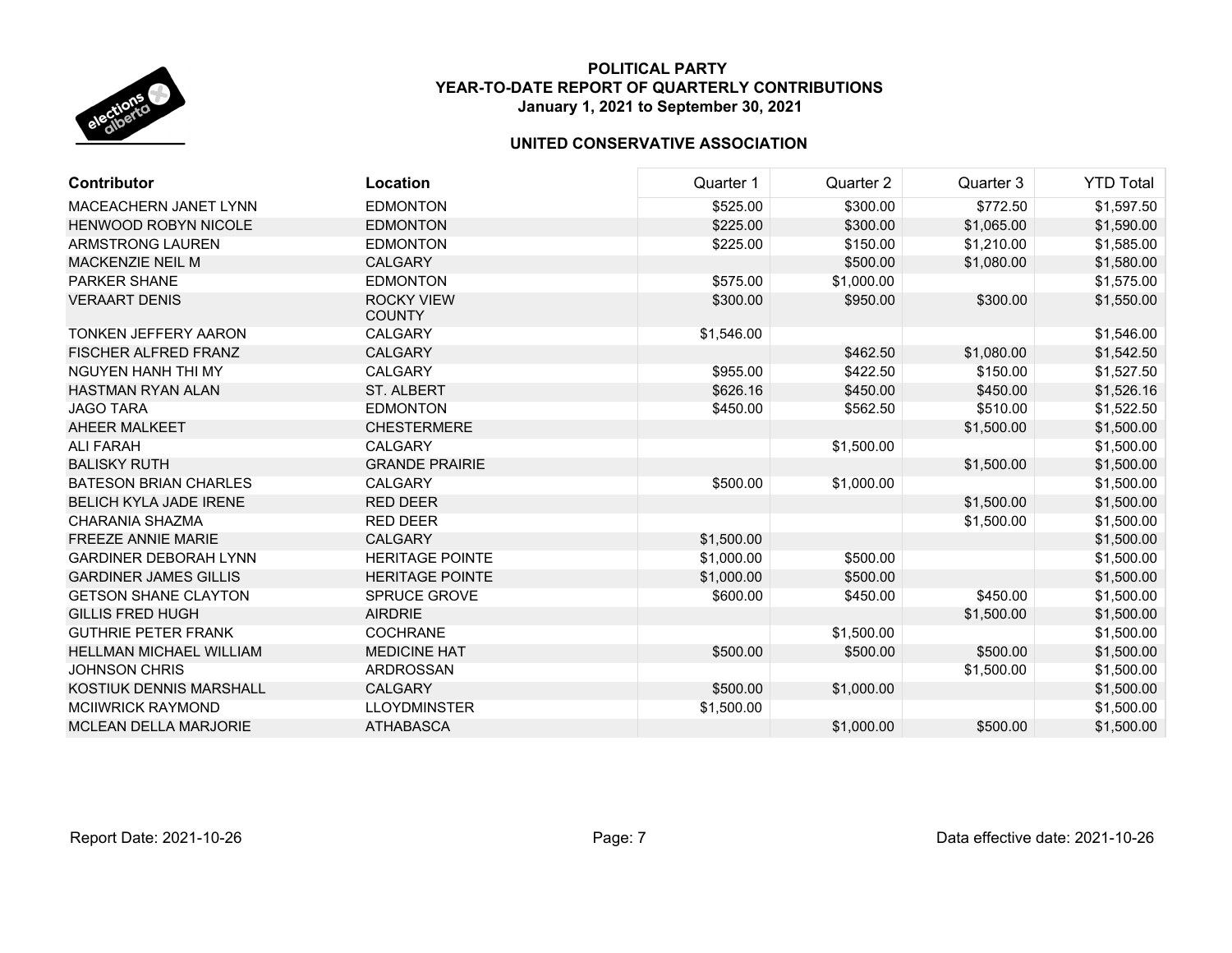**POLITICAL PARTY**
**YEAR-TO-DATE REPORT OF QUARTERLY CONTRIBUTIONS**
**January 1, 2021 to September 30, 2021**

**UNITED CONSERVATIVE ASSOCIATION**

| Contributor | Location | Quarter 1 | Quarter 2 | Quarter 3 | YTD Total |
|---|---|---|---|---|---|
| MACEACHERN JANET LYNN | EDMONTON | $525.00 | $300.00 | $772.50 | $1,597.50 |
| HENWOOD ROBYN NICOLE | EDMONTON | $225.00 | $300.00 | $1,065.00 | $1,590.00 |
| ARMSTRONG LAUREN | EDMONTON | $225.00 | $150.00 | $1,210.00 | $1,585.00 |
| MACKENZIE NEIL M | CALGARY | | $500.00 | $1,080.00 | $1,580.00 |
| PARKER SHANE | EDMONTON | $575.00 | $1,000.00 | | $1,575.00 |
| VERAART DENIS | ROCKY VIEW COUNTY | $300.00 | $950.00 | $300.00 | $1,550.00 |
| TONKEN JEFFERY AARON | CALGARY | $1,546.00 | | | $1,546.00 |
| FISCHER ALFRED FRANZ | CALGARY | | $462.50 | $1,080.00 | $1,542.50 |
| NGUYEN HANH THI MY | CALGARY | $955.00 | $422.50 | $150.00 | $1,527.50 |
| HASTMAN RYAN ALAN | ST. ALBERT | $626.16 | $450.00 | $450.00 | $1,526.16 |
| JAGO TARA | EDMONTON | $450.00 | $562.50 | $510.00 | $1,522.50 |
| AHEER MALKEET | CHESTERMERE | | | $1,500.00 | $1,500.00 |
| ALI FARAH | CALGARY | | $1,500.00 | | $1,500.00 |
| BALISKY RUTH | GRANDE PRAIRIE | | | $1,500.00 | $1,500.00 |
| BATESON BRIAN CHARLES | CALGARY | $500.00 | $1,000.00 | | $1,500.00 |
| BELICH KYLA JADE IRENE | RED DEER | | | $1,500.00 | $1,500.00 |
| CHARANIA SHAZMA | RED DEER | | | $1,500.00 | $1,500.00 |
| FREEZE ANNIE MARIE | CALGARY | $1,500.00 | | | $1,500.00 |
| GARDINER DEBORAH LYNN | HERITAGE POINTE | $1,000.00 | $500.00 | | $1,500.00 |
| GARDINER JAMES GILLIS | HERITAGE POINTE | $1,000.00 | $500.00 | | $1,500.00 |
| GETSON SHANE CLAYTON | SPRUCE GROVE | $600.00 | $450.00 | $450.00 | $1,500.00 |
| GILLIS FRED HUGH | AIRDRIE | | | $1,500.00 | $1,500.00 |
| GUTHRIE PETER FRANK | COCHRANE | | $1,500.00 | | $1,500.00 |
| HELLMAN MICHAEL WILLIAM | MEDICINE HAT | $500.00 | $500.00 | $500.00 | $1,500.00 |
| JOHNSON CHRIS | ARDROSSAN | | | $1,500.00 | $1,500.00 |
| KOSTIUK DENNIS MARSHALL | CALGARY | $500.00 | $1,000.00 | | $1,500.00 |
| MCIIWRICK RAYMOND | LLOYDMINSTER | $1,500.00 | | | $1,500.00 |
| MCLEAN DELLA MARJORIE | ATHABASCA | | $1,000.00 | $500.00 | $1,500.00 |

Report Date: 2021-10-26 Data effective date: 2021-10-26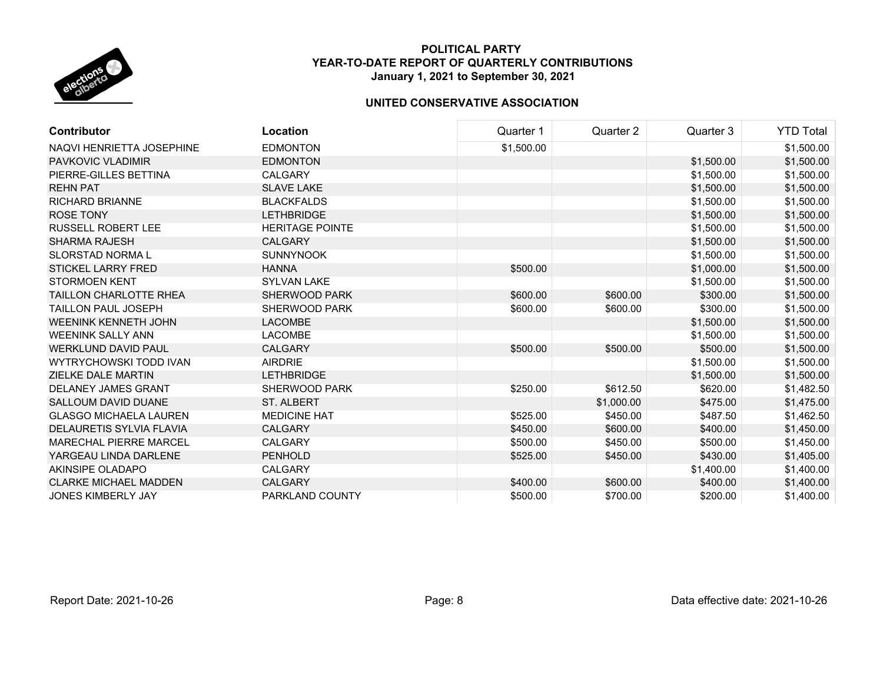**POLITICAL PARTY**
**YEAR-TO-DATE REPORT OF QUARTERLY CONTRIBUTIONS**
**January 1, 2021 to September 30, 2021**

**UNITED CONSERVATIVE ASSOCIATION**

| Contributor | Location | Quarter 1 | Quarter 2 | Quarter 3 | YTD Total |
|---|---|---|---|---|---|
| NAQVI HENRIETTA JOSEPHINE | EDMONTON | $1,500.00 | | | $1,500.00 |
| PAVKOVIC VLADIMIR | EDMONTON | | | $1,500.00 | $1,500.00 |
| PIERRE-GILLES BETTINA | CALGARY | | | $1,500.00 | $1,500.00 |
| REHN PAT | SLAVE LAKE | | | $1,500.00 | $1,500.00 |
| RICHARD BRIANNE | BLACKFALDS | | | $1,500.00 | $1,500.00 |
| ROSE TONY | LETHBRIDGE | | | $1,500.00 | $1,500.00 |
| RUSSELL ROBERT LEE | HERITAGE POINTE | | | $1,500.00 | $1,500.00 |
| SHARMA RAJESH | CALGARY | | | $1,500.00 | $1,500.00 |
| SLORSTAD NORMA L | SUNNYNOOK | | | $1,500.00 | $1,500.00 |
| STICKEL LARRY FRED | HANNA | $500.00 | | $1,000.00 | $1,500.00 |
| STORMOEN KENT | SYLVAN LAKE | | | $1,500.00 | $1,500.00 |
| TAILLON CHARLOTTE RHEA | SHERWOOD PARK | $600.00 | $600.00 | $300.00 | $1,500.00 |
| TAILLON PAUL JOSEPH | SHERWOOD PARK | $600.00 | $600.00 | $300.00 | $1,500.00 |
| WEENINK KENNETH JOHN | LACOMBE | | | $1,500.00 | $1,500.00 |
| WEENINK SALLY ANN | LACOMBE | | | $1,500.00 | $1,500.00 |
| WERKLUND DAVID PAUL | CALGARY | $500.00 | $500.00 | $500.00 | $1,500.00 |
| WYTRYCHOWSKI TODD IVAN | AIRDRIE | | | $1,500.00 | $1,500.00 |
| ZIELKE DALE MARTIN | LETHBRIDGE | | | $1,500.00 | $1,500.00 |
| DELANEY JAMES GRANT | SHERWOOD PARK | $250.00 | $612.50 | $620.00 | $1,482.50 |
| SALLOUM DAVID DUANE | ST. ALBERT | | $1,000.00 | $475.00 | $1,475.00 |
| GLASGO MICHAELA LAUREN | MEDICINE HAT | $525.00 | $450.00 | $487.50 | $1,462.50 |
| DELAURETIS SYLVIA FLAVIA | CALGARY | $450.00 | $600.00 | $400.00 | $1,450.00 |
| MARECHAL PIERRE MARCEL | CALGARY | $500.00 | $450.00 | $500.00 | $1,450.00 |
| YARGEAU LINDA DARLENE | PENHOLD | $525.00 | $450.00 | $430.00 | $1,405.00 |
| AKINSIPE OLADAPO | CALGARY | | | $1,400.00 | $1,400.00 |
| CLARKE MICHAEL MADDEN | CALGARY | $400.00 | $600.00 | $400.00 | $1,400.00 |
| JONES KIMBERLY JAY | PARKLAND COUNTY | $500.00 | $700.00 | $200.00 | $1,400.00 |

Report Date: 2021-10-26

Data effective date: 2021-10-26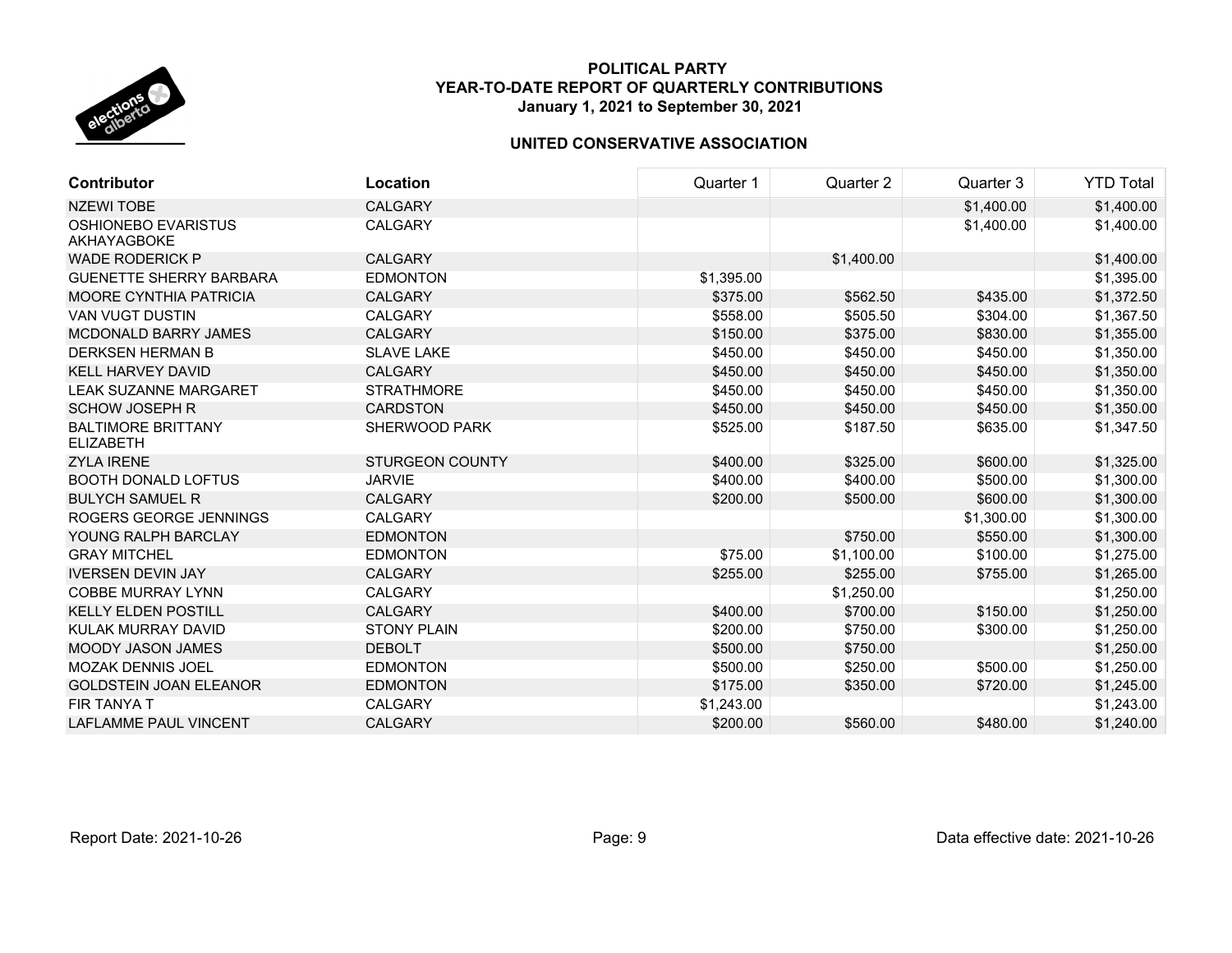**POLITICAL PARTY**
**YEAR-TO-DATE REPORT OF QUARTERLY CONTRIBUTIONS**
**January 1, 2021 to September 30, 2021**

**UNITED CONSERVATIVE ASSOCIATION**

| Contributor | Location | Quarter 1 | Quarter 2 | Quarter 3 | YTD Total |
|---|---|---|---|---|---|
| NZEWI TOBE | CALGARY | | | $1,400.00 | $1,400.00 |
| OSHIONEBO EVARISTUS AKHAYAGBOKE | CALGARY | | | $1,400.00 | $1,400.00 |
| WADE RODERICK P | CALGARY | | $1,400.00 | | $1,400.00 |
| GUENETTE SHERRY BARBARA | EDMONTON | $1,395.00 | | | $1,395.00 |
| MOORE CYNTHIA PATRICIA | CALGARY | $375.00 | $562.50 | $435.00 | $1,372.50 |
| VAN VUGT DUSTIN | CALGARY | $558.00 | $505.50 | $304.00 | $1,367.50 |
| MCDONALD BARRY JAMES | CALGARY | $150.00 | $375.00 | $830.00 | $1,355.00 |
| DERKSEN HERMAN B | SLAVE LAKE | $450.00 | $450.00 | $450.00 | $1,350.00 |
| KELL HARVEY DAVID | CALGARY | $450.00 | $450.00 | $450.00 | $1,350.00 |
| LEAK SUZANNE MARGARET | STRATHMORE | $450.00 | $450.00 | $450.00 | $1,350.00 |
| SCHOW JOSEPH R | CARDSTON | $450.00 | $450.00 | $450.00 | $1,350.00 |
| BALTIMORE BRITTANY ELIZABETH | SHERWOOD PARK | $525.00 | $187.50 | $635.00 | $1,347.50 |
| ZYLA IRENE | STURGEON COUNTY | $400.00 | $325.00 | $600.00 | $1,325.00 |
| BOOTH DONALD LOFTUS | JARVIE | $400.00 | $400.00 | $500.00 | $1,300.00 |
| BULYCH SAMUEL R | CALGARY | $200.00 | $500.00 | $600.00 | $1,300.00 |
| ROGERS GEORGE JENNINGS | CALGARY | | | $1,300.00 | $1,300.00 |
| YOUNG RALPH BARCLAY | EDMONTON | | $750.00 | $550.00 | $1,300.00 |
| GRAY MITCHEL | EDMONTON | $75.00 | $1,100.00 | $100.00 | $1,275.00 |
| IVERSEN DEVIN JAY | CALGARY | $255.00 | $255.00 | $755.00 | $1,265.00 |
| COBBE MURRAY LYNN | CALGARY | | $1,250.00 | | $1,250.00 |
| KELLY ELDEN POSTILL | CALGARY | $400.00 | $700.00 | $150.00 | $1,250.00 |
| KULAK MURRAY DAVID | STONY PLAIN | $200.00 | $750.00 | $300.00 | $1,250.00 |
| MOODY JASON JAMES | DEBOLT | $500.00 | $750.00 | | $1,250.00 |
| MOZAK DENNIS JOEL | EDMONTON | $500.00 | $250.00 | $500.00 | $1,250.00 |
| GOLDSTEIN JOAN ELEANOR | EDMONTON | $175.00 | $350.00 | $720.00 | $1,245.00 |
| FIR TANYA T | CALGARY | $1,243.00 | | | $1,243.00 |
| LAFLAMME PAUL VINCENT | CALGARY | $200.00 | $560.00 | $480.00 | $1,240.00 |

Report Date: 2021-10-26 | Data effective date: 2021-10-26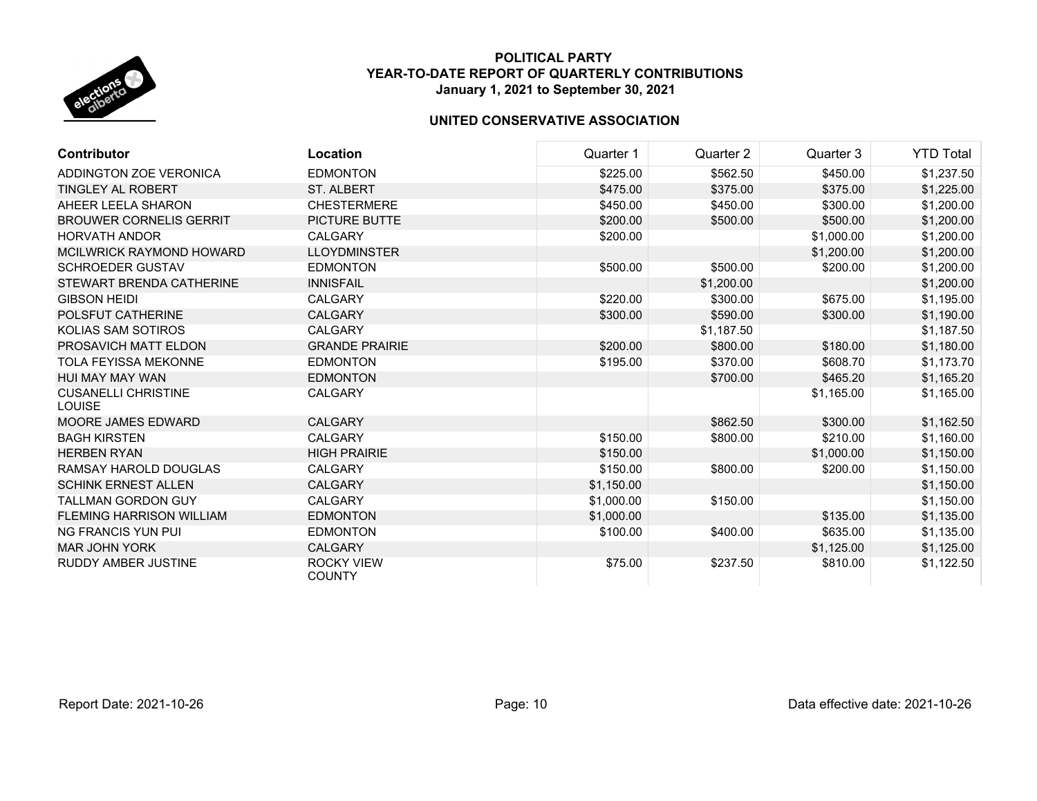# POLITICAL PARTY
# YEAR-TO-DATE REPORT OF QUARTERLY CONTRIBUTIONS
## January 1, 2021 to September 30, 2021

## UNITED CONSERVATIVE ASSOCIATION

| Contributor | Location | Quarter 1 | Quarter 2 | Quarter 3 | YTD Total |
|---|---|---|---|---|---|
| ADDINGTON ZOE VERONICA | EDMONTON | $225.00 | $562.50 | $450.00 | $1,237.50 |
| TINGLEY AL ROBERT | ST. ALBERT | $475.00 | $375.00 | $375.00 | $1,225.00 |
| AHEER LEELA SHARON | CHESTERMERE | $450.00 | $450.00 | $300.00 | $1,200.00 |
| BROUWER CORNELIS GERRIT | PICTURE BUTTE | $200.00 | $500.00 | $500.00 | $1,200.00 |
| HORVATH ANDOR | CALGARY | $200.00 | | $1,000.00 | $1,200.00 |
| MCILWRICK RAYMOND HOWARD | LLOYDMINSTER | | | $1,200.00 | $1,200.00 |
| SCHROEDER GUSTAV | EDMONTON | $500.00 | $500.00 | $200.00 | $1,200.00 |
| STEWART BRENDA CATHERINE | INNISFAIL | | $1,200.00 | | $1,200.00 |
| GIBSON HEIDI | CALGARY | $220.00 | $300.00 | $675.00 | $1,195.00 |
| POLSFUT CATHERINE | CALGARY | $300.00 | $590.00 | $300.00 | $1,190.00 |
| KOLIAS SAM SOTIROS | CALGARY | | $1,187.50 | | $1,187.50 |
| PROSAVICH MATT ELDON | GRANDE PRAIRIE | $200.00 | $800.00 | $180.00 | $1,180.00 |
| TOLA FEYISSA MEKONNE | EDMONTON | $195.00 | $370.00 | $608.70 | $1,173.70 |
| HUI MAY MAY WAN | EDMONTON | | $700.00 | $465.20 | $1,165.20 |
| CUSANELLI CHRISTINE LOUISE | CALGARY | | | $1,165.00 | $1,165.00 |
| MOORE JAMES EDWARD | CALGARY | | $862.50 | $300.00 | $1,162.50 |
| BAGH KIRSTEN | CALGARY | $150.00 | $800.00 | $210.00 | $1,160.00 |
| HERBEN RYAN | HIGH PRAIRIE | $150.00 | | $1,000.00 | $1,150.00 |
| RAMSAY HAROLD DOUGLAS | CALGARY | $150.00 | $800.00 | $200.00 | $1,150.00 |
| SCHINK ERNEST ALLEN | CALGARY | $1,150.00 | | | $1,150.00 |
| TALLMAN GORDON GUY | CALGARY | $1,000.00 | $150.00 | | $1,150.00 |
| FLEMING HARRISON WILLIAM | EDMONTON | $1,000.00 | | $135.00 | $1,135.00 |
| NG FRANCIS YUN PUI | EDMONTON | $100.00 | $400.00 | $635.00 | $1,135.00 |
| MAR JOHN YORK | CALGARY | | | $1,125.00 | $1,125.00 |
| RUDDY AMBER JUSTINE | ROCKY VIEW COUNTY | $75.00 | $237.50 | $810.00 | $1,122.50 |

Report Date: 2021-10-26 | Data effective date: 2021-10-26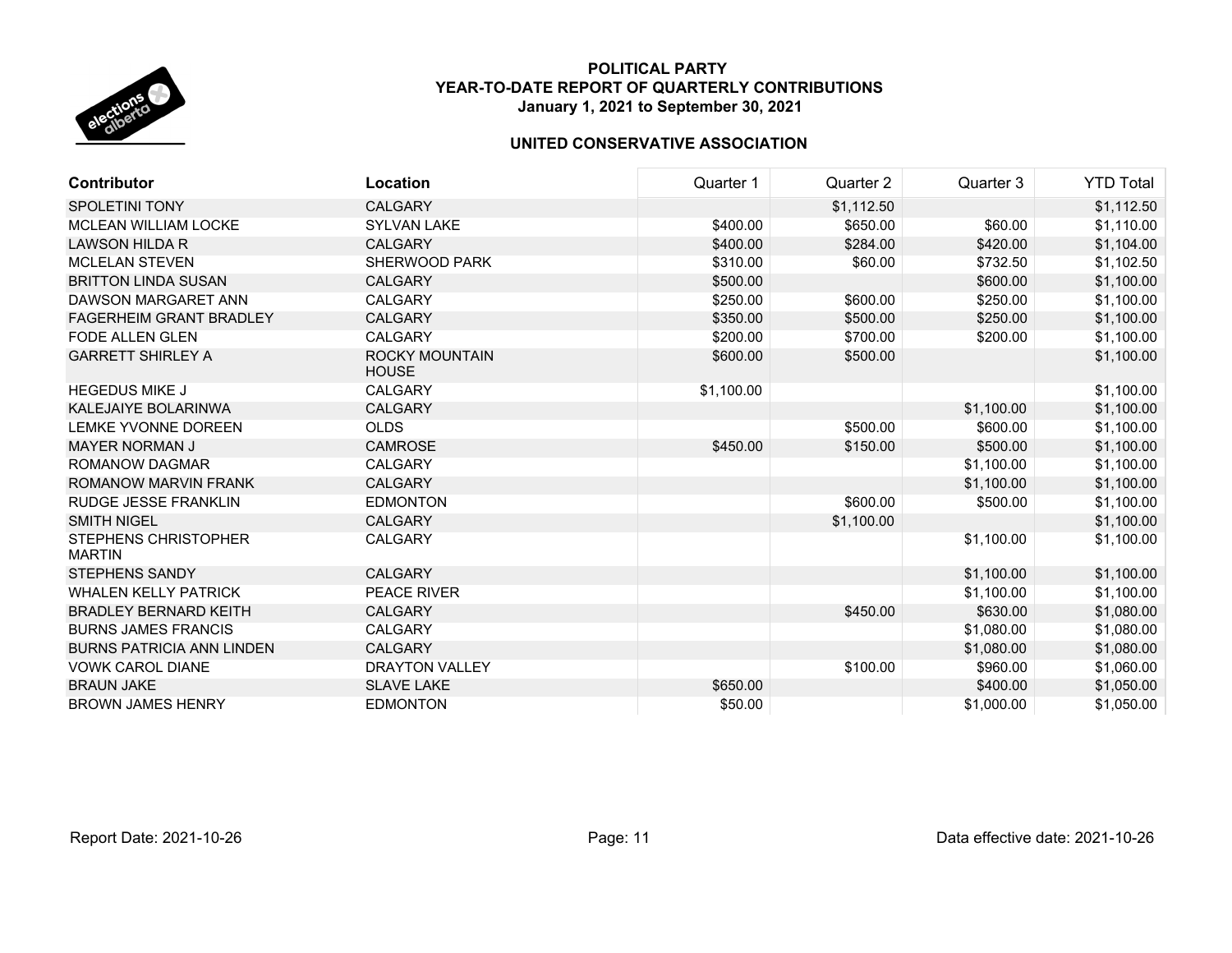**POLITICAL PARTY**
**YEAR-TO-DATE REPORT OF QUARTERLY CONTRIBUTIONS**
**January 1, 2021 to September 30, 2021**

**UNITED CONSERVATIVE ASSOCIATION**

| Contributor | Location | Quarter 1 | Quarter 2 | Quarter 3 | YTD Total |
|---|---|---|---|---|---|
| SPOLETINI TONY | CALGARY | | $1,112.50 | | $1,112.50 |
| MCLEAN WILLIAM LOCKE | SYLVAN LAKE | $400.00 | $650.00 | $60.00 | $1,110.00 |
| LAWSON HILDA R | CALGARY | $400.00 | $284.00 | $420.00 | $1,104.00 |
| MCLELAN STEVEN | SHERWOOD PARK | $310.00 | $60.00 | $732.50 | $1,102.50 |
| BRITTON LINDA SUSAN | CALGARY | $500.00 | | $600.00 | $1,100.00 |
| DAWSON MARGARET ANN | CALGARY | $250.00 | $600.00 | $250.00 | $1,100.00 |
| FAGERHEIM GRANT BRADLEY | CALGARY | $350.00 | $500.00 | $250.00 | $1,100.00 |
| FODE ALLEN GLEN | CALGARY | $200.00 | $700.00 | $200.00 | $1,100.00 |
| GARRETT SHIRLEY A | ROCKY MOUNTAIN HOUSE | $600.00 | $500.00 | | $1,100.00 |
| HEGEDUS MIKE J | CALGARY | $1,100.00 | | | $1,100.00 |
| KALEJAIYE BOLARINWA | CALGARY | | | $1,100.00 | $1,100.00 |
| LEMKE YVONNE DOREEN | OLDS | | $500.00 | $600.00 | $1,100.00 |
| MAYER NORMAN J | CAMROSE | $450.00 | $150.00 | $500.00 | $1,100.00 |
| ROMANOW DAGMAR | CALGARY | | | $1,100.00 | $1,100.00 |
| ROMANOW MARVIN FRANK | CALGARY | | | $1,100.00 | $1,100.00 |
| RUDGE JESSE FRANKLIN | EDMONTON | | $600.00 | $500.00 | $1,100.00 |
| SMITH NIGEL | CALGARY | | $1,100.00 | | $1,100.00 |
| STEPHENS CHRISTOPHER MARTIN | CALGARY | | | $1,100.00 | $1,100.00 |
| STEPHENS SANDY | CALGARY | | | $1,100.00 | $1,100.00 |
| WHALEN KELLY PATRICK | PEACE RIVER | | | $1,100.00 | $1,100.00 |
| BRADLEY BERNARD KEITH | CALGARY | | $450.00 | $630.00 | $1,080.00 |
| BURNS JAMES FRANCIS | CALGARY | | | $1,080.00 | $1,080.00 |
| BURNS PATRICIA ANN LINDEN | CALGARY | | | $1,080.00 | $1,080.00 |
| VOWK CAROL DIANE | DRAYTON VALLEY | | $100.00 | $960.00 | $1,060.00 |
| BRAUN JAKE | SLAVE LAKE | $650.00 | | $400.00 | $1,050.00 |
| BROWN JAMES HENRY | EDMONTON | $50.00 | | $1,000.00 | $1,050.00 |

Report Date: 2021-10-26 | Data effective date: 2021-10-26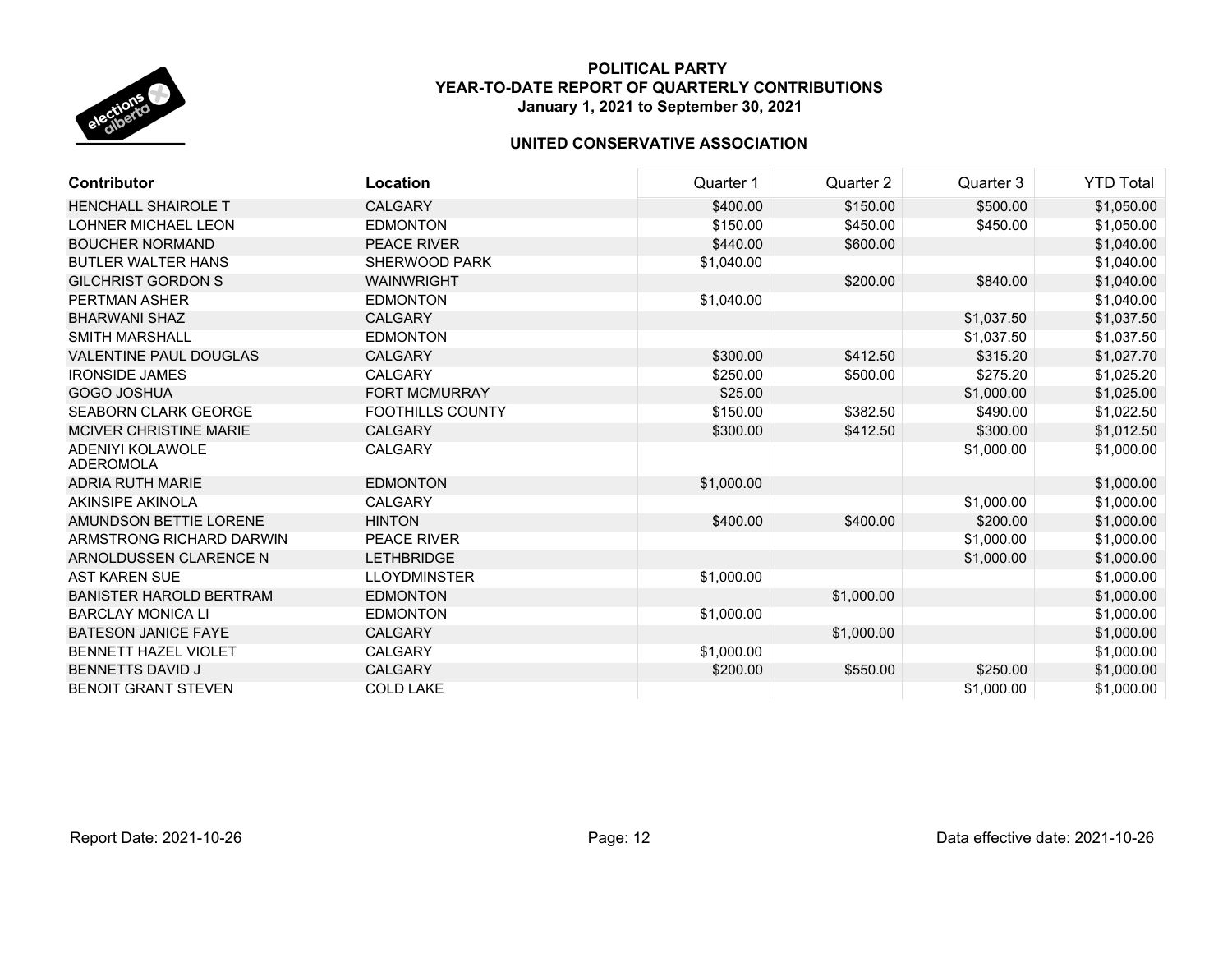**POLITICAL PARTY**
**YEAR-TO-DATE REPORT OF QUARTERLY CONTRIBUTIONS**
**January 1, 2021 to September 30, 2021**

**UNITED CONSERVATIVE ASSOCIATION**

| Contributor | Location | Quarter 1 | Quarter 2 | Quarter 3 | YTD Total |
|---|---|---|---|---|---|
| HENCHALL SHAIROLE T | CALGARY | $400.00 | $150.00 | $500.00 | $1,050.00 |
| LOHNER MICHAEL LEON | EDMONTON | $150.00 | $450.00 | $450.00 | $1,050.00 |
| BOUCHER NORMAND | PEACE RIVER | $440.00 | $600.00 | | $1,040.00 |
| BUTLER WALTER HANS | SHERWOOD PARK | $1,040.00 | | | $1,040.00 |
| GILCHRIST GORDON S | WAINWRIGHT | | $200.00 | $840.00 | $1,040.00 |
| PERTMAN ASHER | EDMONTON | $1,040.00 | | | $1,040.00 |
| BHARWANI SHAZ | CALGARY | | | $1,037.50 | $1,037.50 |
| SMITH MARSHALL | EDMONTON | | | $1,037.50 | $1,037.50 |
| VALENTINE PAUL DOUGLAS | CALGARY | $300.00 | $412.50 | $315.20 | $1,027.70 |
| IRONSIDE JAMES | CALGARY | $250.00 | $500.00 | $275.20 | $1,025.20 |
| GOGO JOSHUA | FORT MCMURRAY | $25.00 | | $1,000.00 | $1,025.00 |
| SEABORN CLARK GEORGE | FOOTHILLS COUNTY | $150.00 | $382.50 | $490.00 | $1,022.50 |
| MCIVER CHRISTINE MARIE | CALGARY | $300.00 | $412.50 | $300.00 | $1,012.50 |
| ADENIYI KOLAWOLE ADEROMOLA | CALGARY | | | $1,000.00 | $1,000.00 |
| ADRIA RUTH MARIE | EDMONTON | $1,000.00 | | | $1,000.00 |
| AKINSIPE AKINOLA | CALGARY | | | $1,000.00 | $1,000.00 |
| AMUNDSON BETTIE LORENE | HINTON | $400.00 | $400.00 | $200.00 | $1,000.00 |
| ARMSTRONG RICHARD DARWIN | PEACE RIVER | | | $1,000.00 | $1,000.00 |
| ARNOLDUSSEN CLARENCE N | LETHBRIDGE | | | $1,000.00 | $1,000.00 |
| AST KAREN SUE | LLOYDMINSTER | $1,000.00 | | | $1,000.00 |
| BANISTER HAROLD BERTRAM | EDMONTON | | $1,000.00 | | $1,000.00 |
| BARCLAY MONICA LI | EDMONTON | $1,000.00 | | | $1,000.00 |
| BATESON JANICE FAYE | CALGARY | | $1,000.00 | | $1,000.00 |
| BENNETT HAZEL VIOLET | CALGARY | $1,000.00 | | | $1,000.00 |
| BENNETTS DAVID J | CALGARY | $200.00 | $550.00 | $250.00 | $1,000.00 |
| BENOIT GRANT STEVEN | COLD LAKE | | | $1,000.00 | $1,000.00 |

Report Date: 2021-10-26 | Data effective date: 2021-10-26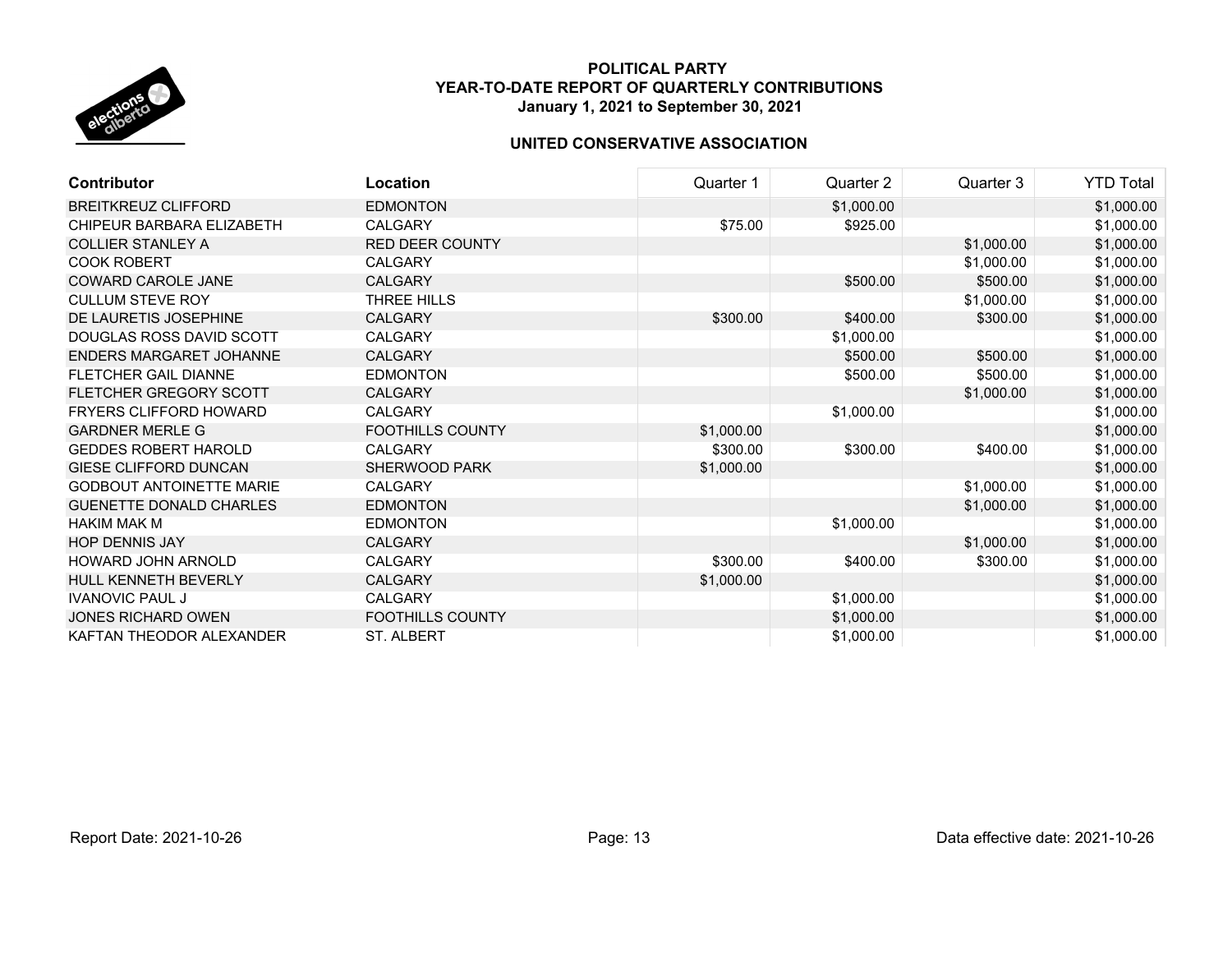# POLITICAL PARTY
## YEAR-TO-DATE REPORT OF QUARTERLY CONTRIBUTIONS
### January 1, 2021 to September 30, 2021

### UNITED CONSERVATIVE ASSOCIATION

| Contributor | Location | Quarter 1 | Quarter 2 | Quarter 3 | YTD Total |
|---|---|---|---|---|---|
| BREITKREUZ CLIFFORD | EDMONTON | | $1,000.00 | | $1,000.00 |
| CHIPEUR BARBARA ELIZABETH | CALGARY | $75.00 | $925.00 | | $1,000.00 |
| COLLIER STANLEY A | RED DEER COUNTY | | | $1,000.00 | $1,000.00 |
| COOK ROBERT | CALGARY | | | $1,000.00 | $1,000.00 |
| COWARD CAROLE JANE | CALGARY | | $500.00 | $500.00 | $1,000.00 |
| CULLUM STEVE ROY | THREE HILLS | | | $1,000.00 | $1,000.00 |
| DE LAURETIS JOSEPHINE | CALGARY | $300.00 | $400.00 | $300.00 | $1,000.00 |
| DOUGLAS ROSS DAVID SCOTT | CALGARY | | $1,000.00 | | $1,000.00 |
| ENDERS MARGARET JOHANNE | CALGARY | | $500.00 | $500.00 | $1,000.00 |
| FLETCHER GAIL DIANNE | EDMONTON | | $500.00 | $500.00 | $1,000.00 |
| FLETCHER GREGORY SCOTT | CALGARY | | | $1,000.00 | $1,000.00 |
| FRYERS CLIFFORD HOWARD | CALGARY | | $1,000.00 | | $1,000.00 |
| GARDNER MERLE G | FOOTHILLS COUNTY | $1,000.00 | | | $1,000.00 |
| GEDDES ROBERT HAROLD | CALGARY | $300.00 | $300.00 | $400.00 | $1,000.00 |
| GIESE CLIFFORD DUNCAN | SHERWOOD PARK | $1,000.00 | | | $1,000.00 |
| GODBOUT ANTOINETTE MARIE | CALGARY | | | $1,000.00 | $1,000.00 |
| GUENETTE DONALD CHARLES | EDMONTON | | | $1,000.00 | $1,000.00 |
| HAKIM MAK M | EDMONTON | | $1,000.00 | | $1,000.00 |
| HOP DENNIS JAY | CALGARY | | | $1,000.00 | $1,000.00 |
| HOWARD JOHN ARNOLD | CALGARY | $300.00 | $400.00 | $300.00 | $1,000.00 |
| HULL KENNETH BEVERLY | CALGARY | $1,000.00 | | | $1,000.00 |
| IVANOVIC PAUL J | CALGARY | | $1,000.00 | | $1,000.00 |
| JONES RICHARD OWEN | FOOTHILLS COUNTY | | $1,000.00 | | $1,000.00 |
| KAFTAN THEODOR ALEXANDER | ST. ALBERT | | $1,000.00 | | $1,000.00 |

Report Date: 2021-10-26 | Data effective date: 2021-10-26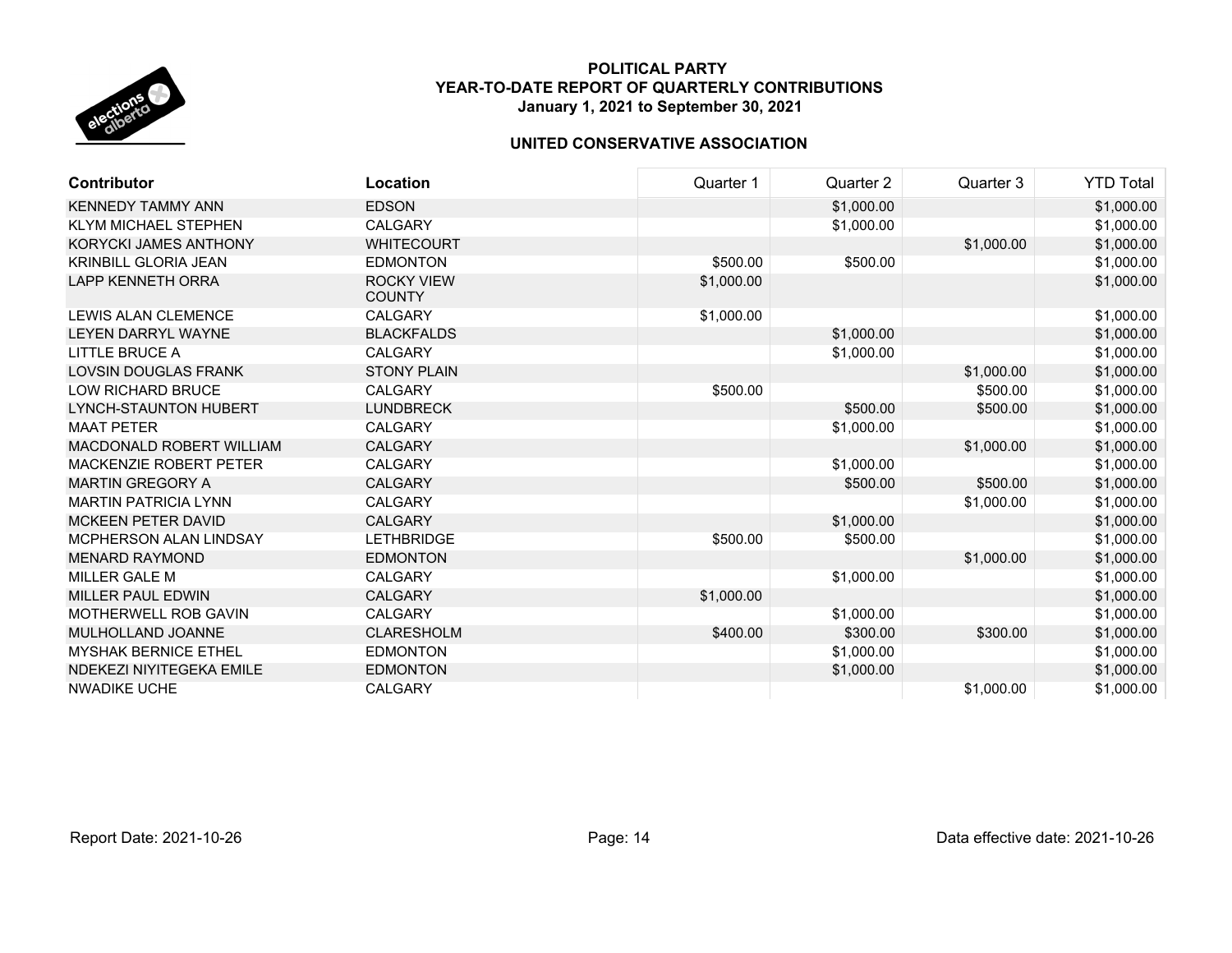**POLITICAL PARTY**
**YEAR-TO-DATE REPORT OF QUARTERLY CONTRIBUTIONS**
**January 1, 2021 to September 30, 2021**

**UNITED CONSERVATIVE ASSOCIATION**

| Contributor | Location | Quarter 1 | Quarter 2 | Quarter 3 | YTD Total |
|---|---|---|---|---|---|
| KENNEDY TAMMY ANN | EDSON | | $1,000.00 | | $1,000.00 |
| KLYM MICHAEL STEPHEN | CALGARY | | $1,000.00 | | $1,000.00 |
| KORYCKI JAMES ANTHONY | WHITECOURT | | | $1,000.00 | $1,000.00 |
| KRINBILL GLORIA JEAN | EDMONTON | $500.00 | $500.00 | | $1,000.00 |
| LAPP KENNETH ORRA | ROCKY VIEW COUNTY | $1,000.00 | | | $1,000.00 |
| LEWIS ALAN CLEMENCE | CALGARY | $1,000.00 | | | $1,000.00 |
| LEYEN DARRYL WAYNE | BLACKFALDS | | $1,000.00 | | $1,000.00 |
| LITTLE BRUCE A | CALGARY | | $1,000.00 | | $1,000.00 |
| LOVSIN DOUGLAS FRANK | STONY PLAIN | | | $1,000.00 | $1,000.00 |
| LOW RICHARD BRUCE | CALGARY | $500.00 | | $500.00 | $1,000.00 |
| LYNCH-STAUNTON HUBERT | LUNDBRECK | | $500.00 | $500.00 | $1,000.00 |
| MAAT PETER | CALGARY | | $1,000.00 | | $1,000.00 |
| MACDONALD ROBERT WILLIAM | CALGARY | | | $1,000.00 | $1,000.00 |
| MACKENZIE ROBERT PETER | CALGARY | | $1,000.00 | | $1,000.00 |
| MARTIN GREGORY A | CALGARY | | $500.00 | $500.00 | $1,000.00 |
| MARTIN PATRICIA LYNN | CALGARY | | | $1,000.00 | $1,000.00 |
| MCKEEN PETER DAVID | CALGARY | | $1,000.00 | | $1,000.00 |
| MCPHERSON ALAN LINDSAY | LETHBRIDGE | $500.00 | $500.00 | | $1,000.00 |
| MENARD RAYMOND | EDMONTON | | | $1,000.00 | $1,000.00 |
| MILLER GALE M | CALGARY | | $1,000.00 | | $1,000.00 |
| MILLER PAUL EDWIN | CALGARY | $1,000.00 | | | $1,000.00 |
| MOTHERWELL ROB GAVIN | CALGARY | | $1,000.00 | | $1,000.00 |
| MULHOLLAND JOANNE | CLARESHOLM | $400.00 | $300.00 | $300.00 | $1,000.00 |
| MYSHAK BERNICE ETHEL | EDMONTON | | $1,000.00 | | $1,000.00 |
| NDEKEZI NIYITEGEKA EMILE | EDMONTON | | $1,000.00 | | $1,000.00 |
| NWADIKE UCHE | CALGARY | | | $1,000.00 | $1,000.00 |

Report Date: 2021-10-26 | Data effective date: 2021-10-26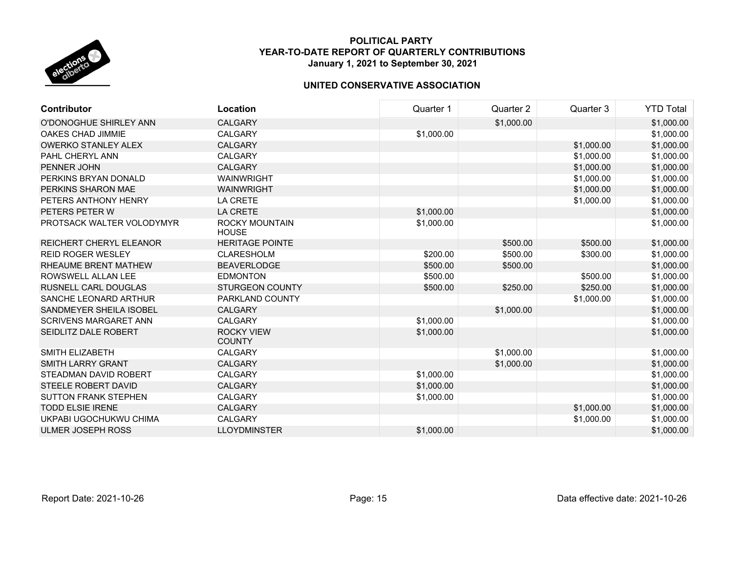# POLITICAL PARTY
## YEAR-TO-DATE REPORT OF QUARTERLY CONTRIBUTIONS
### January 1, 2021 to September 30, 2021

### UNITED CONSERVATIVE ASSOCIATION

| Contributor | Location | Quarter 1 | Quarter 2 | Quarter 3 | YTD Total |
|---|---|---|---|---|---|
| O'DONOGHUE SHIRLEY ANN | CALGARY | | $1,000.00 | | $1,000.00 |
| OAKES CHAD JIMMIE | CALGARY | $1,000.00 | | | $1,000.00 |
| OWERKO STANLEY ALEX | CALGARY | | | $1,000.00 | $1,000.00 |
| PAHL CHERYL ANN | CALGARY | | | $1,000.00 | $1,000.00 |
| PENNER JOHN | CALGARY | | | $1,000.00 | $1,000.00 |
| PERKINS BRYAN DONALD | WAINWRIGHT | | | $1,000.00 | $1,000.00 |
| PERKINS SHARON MAE | WAINWRIGHT | | | $1,000.00 | $1,000.00 |
| PETERS ANTHONY HENRY | LA CRETE | | | $1,000.00 | $1,000.00 |
| PETERS PETER W | LA CRETE | $1,000.00 | | | $1,000.00 |
| PROTSACK WALTER VOLODYMYR | ROCKY MOUNTAIN HOUSE | $1,000.00 | | | $1,000.00 |
| REICHERT CHERYL ELEANOR | HERITAGE POINTE | | $500.00 | $500.00 | $1,000.00 |
| REID ROGER WESLEY | CLARESHOLM | $200.00 | $500.00 | $300.00 | $1,000.00 |
| RHEAUME BRENT MATHEW | BEAVERLODGE | $500.00 | $500.00 | | $1,000.00 |
| ROWSWELL ALLAN LEE | EDMONTON | $500.00 | | $500.00 | $1,000.00 |
| RUSNELL CARL DOUGLAS | STURGEON COUNTY | $500.00 | $250.00 | $250.00 | $1,000.00 |
| SANCHE LEONARD ARTHUR | PARKLAND COUNTY | | | $1,000.00 | $1,000.00 |
| SANDMEYER SHEILA ISOBEL | CALGARY | | $1,000.00 | | $1,000.00 |
| SCRIVENS MARGARET ANN | CALGARY | $1,000.00 | | | $1,000.00 |
| SEIDLITZ DALE ROBERT | ROCKY VIEW COUNTY | $1,000.00 | | | $1,000.00 |
| SMITH ELIZABETH | CALGARY | | $1,000.00 | | $1,000.00 |
| SMITH LARRY GRANT | CALGARY | | $1,000.00 | | $1,000.00 |
| STEADMAN DAVID ROBERT | CALGARY | $1,000.00 | | | $1,000.00 |
| STEELE ROBERT DAVID | CALGARY | $1,000.00 | | | $1,000.00 |
| SUTTON FRANK STEPHEN | CALGARY | $1,000.00 | | | $1,000.00 |
| TODD ELSIE IRENE | CALGARY | | | $1,000.00 | $1,000.00 |
| UKPABI UGOCHUKWU CHIMA | CALGARY | | | $1,000.00 | $1,000.00 |
| ULMER JOSEPH ROSS | LLOYDMINSTER | $1,000.00 | | | $1,000.00 |

Report Date: 2021-10-26

Data effective date: 2021-10-26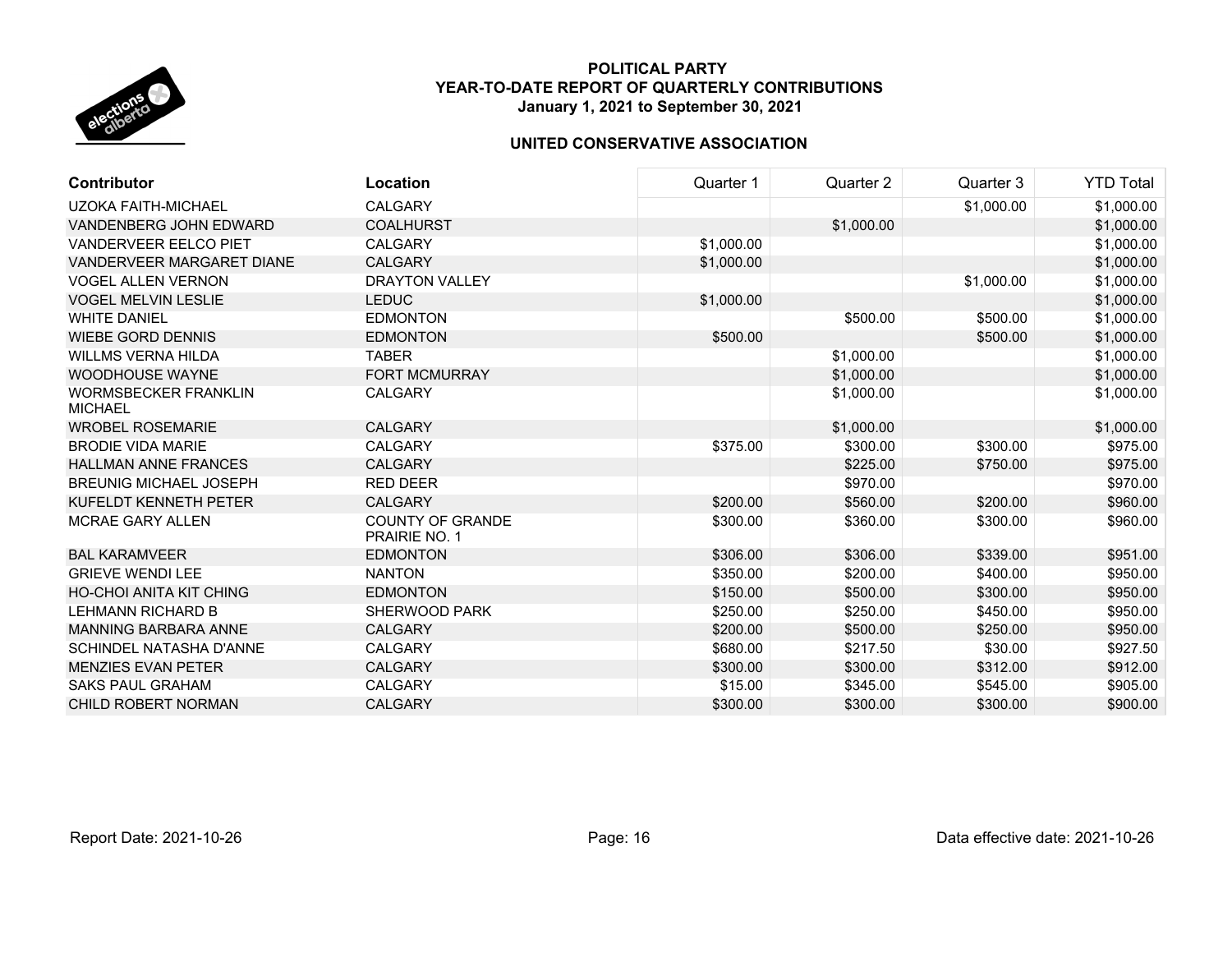**POLITICAL PARTY**
**YEAR-TO-DATE REPORT OF QUARTERLY CONTRIBUTIONS**
**January 1, 2021 to September 30, 2021**

**UNITED CONSERVATIVE ASSOCIATION**

| Contributor | Location | Quarter 1 | Quarter 2 | Quarter 3 | YTD Total |
|---|---|---|---|---|---|
| UZOKA FAITH-MICHAEL | CALGARY | | | $1,000.00 | $1,000.00 |
| VANDENBERG JOHN EDWARD | COALHURST | | $1,000.00 | | $1,000.00 |
| VANDERVEER EELCO PIET | CALGARY | $1,000.00 | | | $1,000.00 |
| VANDERVEER MARGARET DIANE | CALGARY | $1,000.00 | | | $1,000.00 |
| VOGEL ALLEN VERNON | DRAYTON VALLEY | | | $1,000.00 | $1,000.00 |
| VOGEL MELVIN LESLIE | LEDUC | $1,000.00 | | | $1,000.00 |
| WHITE DANIEL | EDMONTON | | $500.00 | $500.00 | $1,000.00 |
| WIEBE GORD DENNIS | EDMONTON | $500.00 | | $500.00 | $1,000.00 |
| WILLMS VERNA HILDA | TABER | | $1,000.00 | | $1,000.00 |
| WOODHOUSE WAYNE | FORT MCMURRAY | | $1,000.00 | | $1,000.00 |
| WORMSBECKER FRANKLIN MICHAEL | CALGARY | | $1,000.00 | | $1,000.00 |
| WROBEL ROSEMARIE | CALGARY | | $1,000.00 | | $1,000.00 |
| BRODIE VIDA MARIE | CALGARY | $375.00 | $300.00 | $300.00 | $975.00 |
| HALLMAN ANNE FRANCES | CALGARY | | $225.00 | $750.00 | $975.00 |
| BREUNIG MICHAEL JOSEPH | RED DEER | | $970.00 | | $970.00 |
| KUFELDT KENNETH PETER | CALGARY | $200.00 | $560.00 | $200.00 | $960.00 |
| MCRAE GARY ALLEN | COUNTY OF GRANDE PRAIRIE NO. 1 | $300.00 | $360.00 | $300.00 | $960.00 |
| BAL KARAMVEER | EDMONTON | $306.00 | $306.00 | $339.00 | $951.00 |
| GRIEVE WENDI LEE | NANTON | $350.00 | $200.00 | $400.00 | $950.00 |
| HO-CHOI ANITA KIT CHING | EDMONTON | $150.00 | $500.00 | $300.00 | $950.00 |
| LEHMANN RICHARD B | SHERWOOD PARK | $250.00 | $250.00 | $450.00 | $950.00 |
| MANNING BARBARA ANNE | CALGARY | $200.00 | $500.00 | $250.00 | $950.00 |
| SCHINDEL NATASHA D'ANNE | CALGARY | $680.00 | $217.50 | $30.00 | $927.50 |
| MENZIES EVAN PETER | CALGARY | $300.00 | $300.00 | $312.00 | $912.00 |
| SAKS PAUL GRAHAM | CALGARY | $15.00 | $345.00 | $545.00 | $905.00 |
| CHILD ROBERT NORMAN | CALGARY | $300.00 | $300.00 | $300.00 | $900.00 |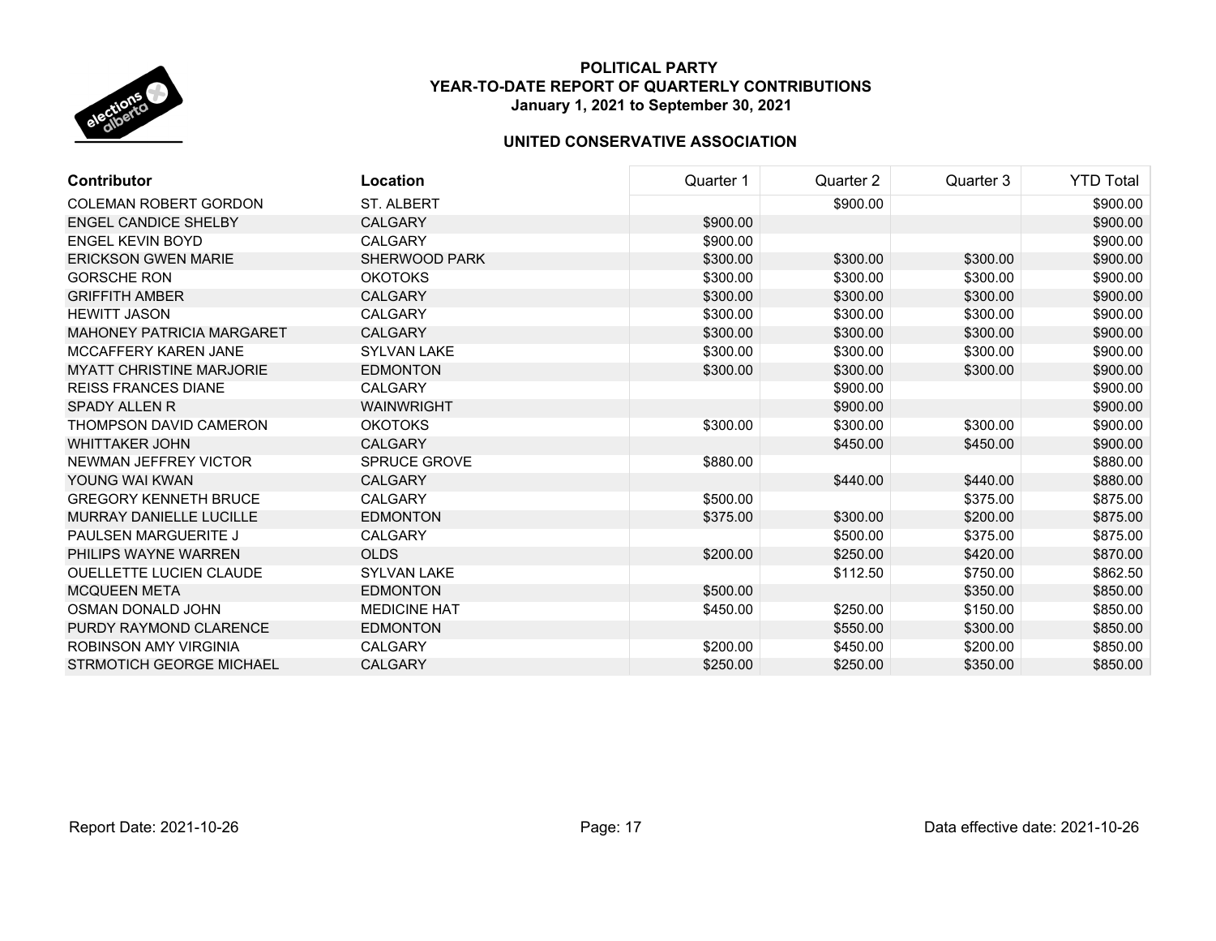**POLITICAL PARTY**
**YEAR-TO-DATE REPORT OF QUARTERLY CONTRIBUTIONS**
**January 1, 2021 to September 30, 2021**

**UNITED CONSERVATIVE ASSOCIATION**

| Contributor | Location | Quarter 1 | Quarter 2 | Quarter 3 | YTD Total |
|---|---|---|---|---|---|
| COLEMAN ROBERT GORDON | ST. ALBERT | | $900.00 | | $900.00 |
| ENGEL CANDICE SHELBY | CALGARY | $900.00 | | | $900.00 |
| ENGEL KEVIN BOYD | CALGARY | $900.00 | | | $900.00 |
| ERICKSON GWEN MARIE | SHERWOOD PARK | $300.00 | $300.00 | $300.00 | $900.00 |
| GORSCHE RON | OKOTOKS | $300.00 | $300.00 | $300.00 | $900.00 |
| GRIFFITH AMBER | CALGARY | $300.00 | $300.00 | $300.00 | $900.00 |
| HEWITT JASON | CALGARY | $300.00 | $300.00 | $300.00 | $900.00 |
| MAHONEY PATRICIA MARGARET | CALGARY | $300.00 | $300.00 | $300.00 | $900.00 |
| MCCAFFERY KAREN JANE | SYLVAN LAKE | $300.00 | $300.00 | $300.00 | $900.00 |
| MYATT CHRISTINE MARJORIE | EDMONTON | $300.00 | $300.00 | $300.00 | $900.00 |
| REISS FRANCES DIANE | CALGARY | | $900.00 | | $900.00 |
| SPADY ALLEN R | WAINWRIGHT | | $900.00 | | $900.00 |
| THOMPSON DAVID CAMERON | OKOTOKS | $300.00 | $300.00 | $300.00 | $900.00 |
| WHITTAKER JOHN | CALGARY | | $450.00 | $450.00 | $900.00 |
| NEWMAN JEFFREY VICTOR | SPRUCE GROVE | $880.00 | | | $880.00 |
| YOUNG WAI KWAN | CALGARY | | $440.00 | $440.00 | $880.00 |
| GREGORY KENNETH BRUCE | CALGARY | $500.00 | | $375.00 | $875.00 |
| MURRAY DANIELLE LUCILLE | EDMONTON | $375.00 | $300.00 | $200.00 | $875.00 |
| PAULSEN MARGUERITE J | CALGARY | | $500.00 | $375.00 | $875.00 |
| PHILIPS WAYNE WARREN | OLDS | $200.00 | $250.00 | $420.00 | $870.00 |
| OUELLETTE LUCIEN CLAUDE | SYLVAN LAKE | | $112.50 | $750.00 | $862.50 |
| MCQUEEN META | EDMONTON | $500.00 | | $350.00 | $850.00 |
| OSMAN DONALD JOHN | MEDICINE HAT | $450.00 | $250.00 | $150.00 | $850.00 |
| PURDY RAYMOND CLARENCE | EDMONTON | | $550.00 | $300.00 | $850.00 |
| ROBINSON AMY VIRGINIA | CALGARY | $200.00 | $450.00 | $200.00 | $850.00 |
| STRMOTICH GEORGE MICHAEL | CALGARY | $250.00 | $250.00 | $350.00 | $850.00 |

Report Date: 2021-10-26

Data effective date: 2021-10-26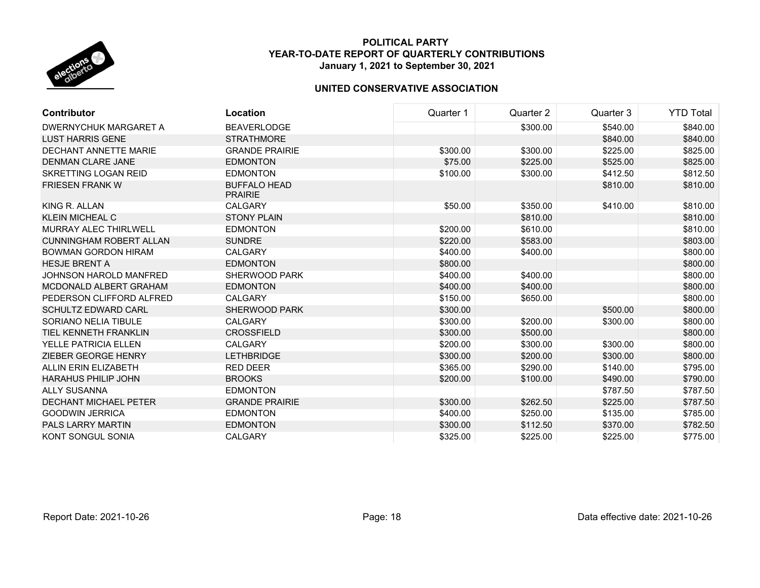**POLITICAL PARTY**
**YEAR-TO-DATE REPORT OF QUARTERLY CONTRIBUTIONS**
**January 1, 2021 to September 30, 2021**

**UNITED CONSERVATIVE ASSOCIATION**

| Contributor | Location | Quarter 1 | Quarter 2 | Quarter 3 | YTD Total |
|---|---|---|---|---|---|
| DWERNYCHUK MARGARET A | BEAVERLODGE | | $300.00 | $540.00 | $840.00 |
| LUST HARRIS GENE | STRATHMORE | | | $840.00 | $840.00 |
| DECHANT ANNETTE MARIE | GRANDE PRAIRIE | $300.00 | $300.00 | $225.00 | $825.00 |
| DENMAN CLARE JANE | EDMONTON | $75.00 | $225.00 | $525.00 | $825.00 |
| SKRETTING LOGAN REID | EDMONTON | $100.00 | $300.00 | $412.50 | $812.50 |
| FRIESEN FRANK W | BUFFALO HEAD PRAIRIE | | | $810.00 | $810.00 |
| KING R. ALLAN | CALGARY | $50.00 | $350.00 | $410.00 | $810.00 |
| KLEIN MICHEAL C | STONY PLAIN | | $810.00 | | $810.00 |
| MURRAY ALEC THIRLWELL | EDMONTON | $200.00 | $610.00 | | $810.00 |
| CUNNINGHAM ROBERT ALLAN | SUNDRE | $220.00 | $583.00 | | $803.00 |
| BOWMAN GORDON HIRAM | CALGARY | $400.00 | $400.00 | | $800.00 |
| HESJE BRENT A | EDMONTON | $800.00 | | | $800.00 |
| JOHNSON HAROLD MANFRED | SHERWOOD PARK | $400.00 | $400.00 | | $800.00 |
| MCDONALD ALBERT GRAHAM | EDMONTON | $400.00 | $400.00 | | $800.00 |
| PEDERSON CLIFFORD ALFRED | CALGARY | $150.00 | $650.00 | | $800.00 |
| SCHULTZ EDWARD CARL | SHERWOOD PARK | $300.00 | | $500.00 | $800.00 |
| SORIANO NELIA TIBULE | CALGARY | $300.00 | $200.00 | $300.00 | $800.00 |
| TIEL KENNETH FRANKLIN | CROSSFIELD | $300.00 | $500.00 | | $800.00 |
| YELLE PATRICIA ELLEN | CALGARY | $200.00 | $300.00 | $300.00 | $800.00 |
| ZIEBER GEORGE HENRY | LETHBRIDGE | $300.00 | $200.00 | $300.00 | $800.00 |
| ALLIN ERIN ELIZABETH | RED DEER | $365.00 | $290.00 | $140.00 | $795.00 |
| HARAHUS PHILIP JOHN | BROOKS | $200.00 | $100.00 | $490.00 | $790.00 |
| ALLY SUSANNA | EDMONTON | | | $787.50 | $787.50 |
| DECHANT MICHAEL PETER | GRANDE PRAIRIE | $300.00 | $262.50 | $225.00 | $787.50 |
| GOODWIN JERRICA | EDMONTON | $400.00 | $250.00 | $135.00 | $785.00 |
| PALS LARRY MARTIN | EDMONTON | $300.00 | $112.50 | $370.00 | $782.50 |
| KONT SONGUL SONIA | CALGARY | $325.00 | $225.00 | $225.00 | $775.00 |

Report Date: 2021-10-26 | Data effective date: 2021-10-26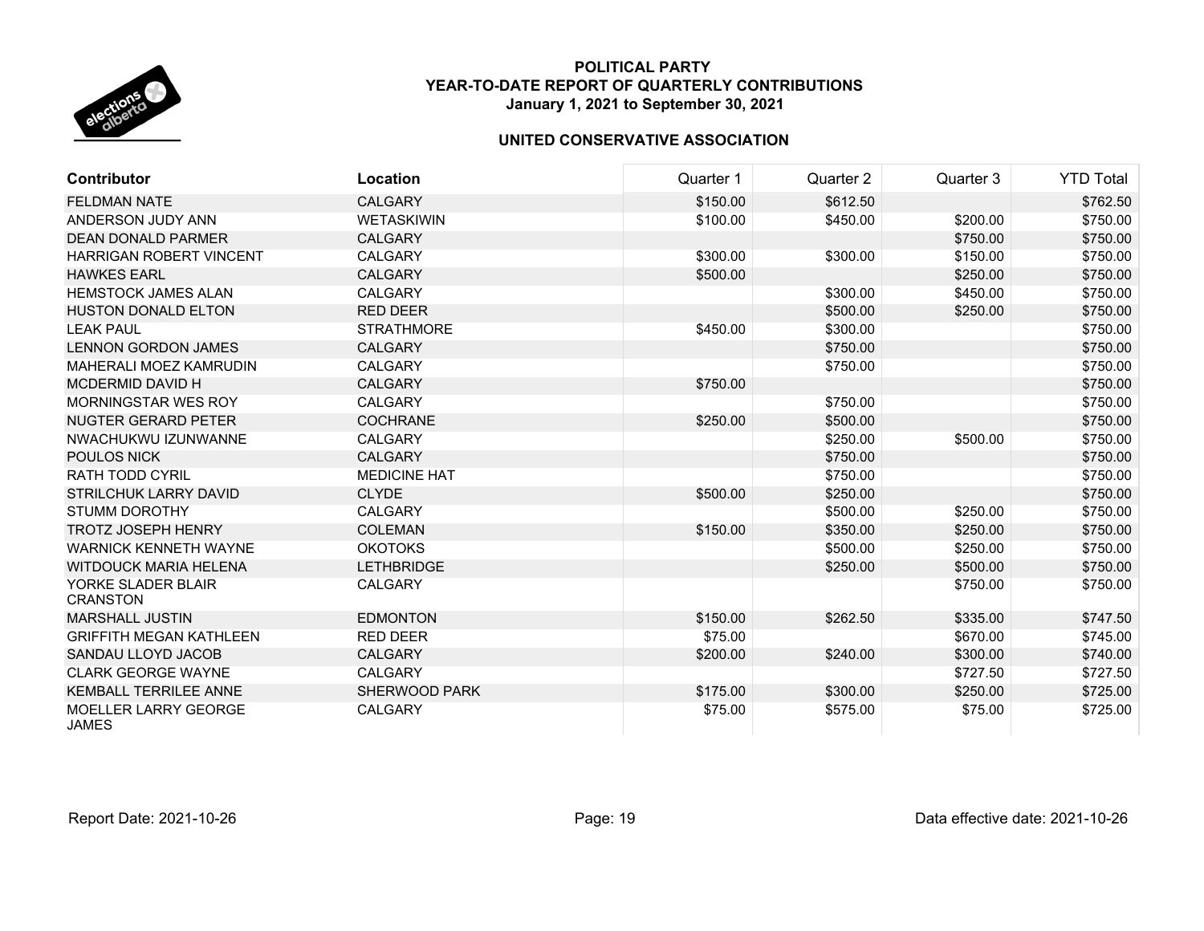**POLITICAL PARTY**
**YEAR-TO-DATE REPORT OF QUARTERLY CONTRIBUTIONS**
**January 1, 2021 to September 30, 2021**

**UNITED CONSERVATIVE ASSOCIATION**

| Contributor | Location | Quarter 1 | Quarter 2 | Quarter 3 | YTD Total |
|---|---|---|---|---|---|
| FELDMAN NATE | CALGARY | $150.00 | $612.50 | | $762.50 |
| ANDERSON JUDY ANN | WETASKIWIN | $100.00 | $450.00 | $200.00 | $750.00 |
| DEAN DONALD PARMER | CALGARY | | | $750.00 | $750.00 |
| HARRIGAN ROBERT VINCENT | CALGARY | $300.00 | $300.00 | $150.00 | $750.00 |
| HAWKES EARL | CALGARY | $500.00 | | $250.00 | $750.00 |
| HEMSTOCK JAMES ALAN | CALGARY | | $300.00 | $450.00 | $750.00 |
| HUSTON DONALD ELTON | RED DEER | | $500.00 | $250.00 | $750.00 |
| LEAK PAUL | STRATHMORE | $450.00 | $300.00 | | $750.00 |
| LENNON GORDON JAMES | CALGARY | | $750.00 | | $750.00 |
| MAHERALI MOEZ KAMRUDIN | CALGARY | | $750.00 | | $750.00 |
| MCDERMID DAVID H | CALGARY | $750.00 | | | $750.00 |
| MORNINGSTAR WES ROY | CALGARY | | $750.00 | | $750.00 |
| NUGTER GERARD PETER | COCHRANE | $250.00 | $500.00 | | $750.00 |
| NWACHUKWU IZUNWANNE | CALGARY | | $250.00 | $500.00 | $750.00 |
| POULOS NICK | CALGARY | | $750.00 | | $750.00 |
| RATH TODD CYRIL | MEDICINE HAT | | $750.00 | | $750.00 |
| STRILCHUK LARRY DAVID | CLYDE | $500.00 | $250.00 | | $750.00 |
| STUMM DOROTHY | CALGARY | | $500.00 | $250.00 | $750.00 |
| TROTZ JOSEPH HENRY | COLEMAN | $150.00 | $350.00 | $250.00 | $750.00 |
| WARNICK KENNETH WAYNE | OKOTOKS | | $500.00 | $250.00 | $750.00 |
| WITDOUCK MARIA HELENA | LETHBRIDGE | | $250.00 | $500.00 | $750.00 |
| YORKE SLADER BLAIR CRANSTON | CALGARY | | | $750.00 | $750.00 |
| MARSHALL JUSTIN | EDMONTON | $150.00 | $262.50 | $335.00 | $747.50 |
| GRIFFITH MEGAN KATHLEEN | RED DEER | $75.00 | | $670.00 | $745.00 |
| SANDAU LLOYD JACOB | CALGARY | $200.00 | $240.00 | $300.00 | $740.00 |
| CLARK GEORGE WAYNE | CALGARY | | | $727.50 | $727.50 |
| KEMBALL TERRILEE ANNE | SHERWOOD PARK | $175.00 | $300.00 | $250.00 | $725.00 |
| MOELLER LARRY GEORGE JAMES | CALGARY | $75.00 | $575.00 | $75.00 | $725.00 |

Report Date: 2021-10-26

Data effective date: 2021-10-26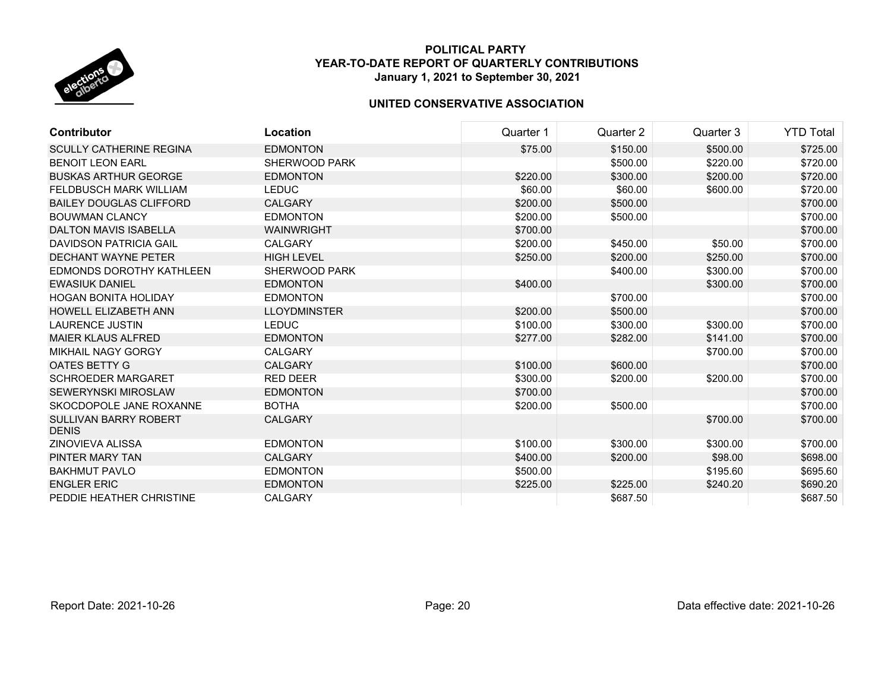**POLITICAL PARTY**
**YEAR-TO-DATE REPORT OF QUARTERLY CONTRIBUTIONS**
**January 1, 2021 to September 30, 2021**

**UNITED CONSERVATIVE ASSOCIATION**

| Contributor | Location | Quarter 1 | Quarter 2 | Quarter 3 | YTD Total |
|---|---|---|---|---|---|
| SCULLY CATHERINE REGINA | EDMONTON | $75.00 | $150.00 | $500.00 | $725.00 |
| BENOIT LEON EARL | SHERWOOD PARK | | $500.00 | $220.00 | $720.00 |
| BUSKAS ARTHUR GEORGE | EDMONTON | $220.00 | $300.00 | $200.00 | $720.00 |
| FELDBUSCH MARK WILLIAM | LEDUC | $60.00 | $60.00 | $600.00 | $720.00 |
| BAILEY DOUGLAS CLIFFORD | CALGARY | $200.00 | $500.00 | | $700.00 |
| BOUWMAN CLANCY | EDMONTON | $200.00 | $500.00 | | $700.00 |
| DALTON MAVIS ISABELLA | WAINWRIGHT | $700.00 | | | $700.00 |
| DAVIDSON PATRICIA GAIL | CALGARY | $200.00 | $450.00 | $50.00 | $700.00 |
| DECHANT WAYNE PETER | HIGH LEVEL | $250.00 | $200.00 | $250.00 | $700.00 |
| EDMONDS DOROTHY KATHLEEN | SHERWOOD PARK | | $400.00 | $300.00 | $700.00 |
| EWASIUK DANIEL | EDMONTON | $400.00 | | $300.00 | $700.00 |
| HOGAN BONITA HOLIDAY | EDMONTON | | $700.00 | | $700.00 |
| HOWELL ELIZABETH ANN | LLOYDMINSTER | $200.00 | $500.00 | | $700.00 |
| LAURENCE JUSTIN | LEDUC | $100.00 | $300.00 | $300.00 | $700.00 |
| MAIER KLAUS ALFRED | EDMONTON | $277.00 | $282.00 | $141.00 | $700.00 |
| MIKHAIL NAGY GORGY | CALGARY | | | $700.00 | $700.00 |
| OATES BETTY G | CALGARY | $100.00 | $600.00 | | $700.00 |
| SCHROEDER MARGARET | RED DEER | $300.00 | $200.00 | $200.00 | $700.00 |
| SEWERYNSKI MIROSLAW | EDMONTON | $700.00 | | | $700.00 |
| SKOCDOPOLE JANE ROXANNE | BOTHA | $200.00 | $500.00 | | $700.00 |
| SULLIVAN BARRY ROBERT DENIS | CALGARY | | | $700.00 | $700.00 |
| ZINOVIEVA ALISSA | EDMONTON | $100.00 | $300.00 | $300.00 | $700.00 |
| PINTER MARY TAN | CALGARY | $400.00 | $200.00 | $98.00 | $698.00 |
| BAKHMUT PAVLO | EDMONTON | $500.00 | | $195.60 | $695.60 |
| ENGLER ERIC | EDMONTON | $225.00 | $225.00 | $240.20 | $690.20 |
| PEDDIE HEATHER CHRISTINE | CALGARY | | $687.50 | | $687.50 |

Report Date: 2021-10-26 | Data effective date: 2021-10-26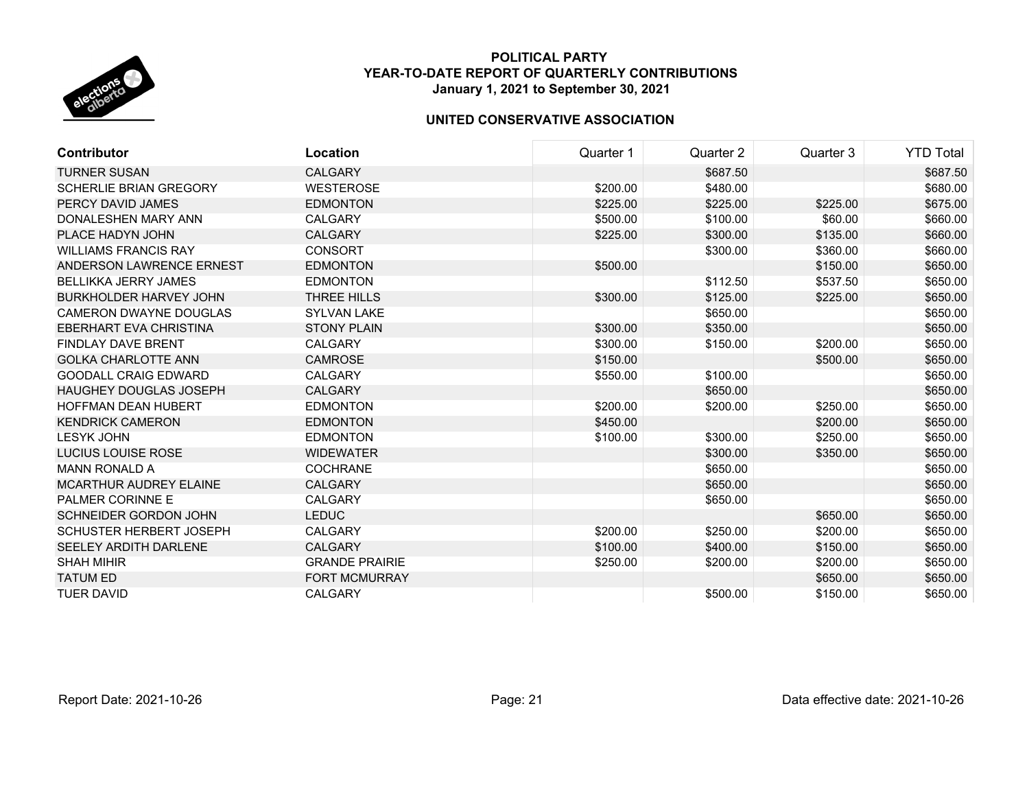**POLITICAL PARTY**
**YEAR-TO-DATE REPORT OF QUARTERLY CONTRIBUTIONS**
**January 1, 2021 to September 30, 2021**

**UNITED CONSERVATIVE ASSOCIATION**

| Contributor | Location | Quarter 1 | Quarter 2 | Quarter 3 | YTD Total |
|---|---|---|---|---|---|
| TURNER SUSAN | CALGARY | | $687.50 | | $687.50 |
| SCHERLIE BRIAN GREGORY | WESTEROSE | $200.00 | $480.00 | | $680.00 |
| PERCY DAVID JAMES | EDMONTON | $225.00 | $225.00 | $225.00 | $675.00 |
| DONALESHEN MARY ANN | CALGARY | $500.00 | $100.00 | $60.00 | $660.00 |
| PLACE HADYN JOHN | CALGARY | $225.00 | $300.00 | $135.00 | $660.00 |
| WILLIAMS FRANCIS RAY | CONSORT | | $300.00 | $360.00 | $660.00 |
| ANDERSON LAWRENCE ERNEST | EDMONTON | $500.00 | | $150.00 | $650.00 |
| BELLIKKA JERRY JAMES | EDMONTON | | $112.50 | $537.50 | $650.00 |
| BURKHOLDER HARVEY JOHN | THREE HILLS | $300.00 | $125.00 | $225.00 | $650.00 |
| CAMERON DWAYNE DOUGLAS | SYLVAN LAKE | | $650.00 | | $650.00 |
| EBERHART EVA CHRISTINA | STONY PLAIN | $300.00 | $350.00 | | $650.00 |
| FINDLAY DAVE BRENT | CALGARY | $300.00 | $150.00 | $200.00 | $650.00 |
| GOLKA CHARLOTTE ANN | CAMROSE | $150.00 | | $500.00 | $650.00 |
| GOODALL CRAIG EDWARD | CALGARY | $550.00 | $100.00 | | $650.00 |
| HAUGHEY DOUGLAS JOSEPH | CALGARY | | $650.00 | | $650.00 |
| HOFFMAN DEAN HUBERT | EDMONTON | $200.00 | $200.00 | $250.00 | $650.00 |
| KENDRICK CAMERON | EDMONTON | $450.00 | | $200.00 | $650.00 |
| LESYK JOHN | EDMONTON | $100.00 | $300.00 | $250.00 | $650.00 |
| LUCIUS LOUISE ROSE | WIDEWATER | | $300.00 | $350.00 | $650.00 |
| MANN RONALD A | COCHRANE | | $650.00 | | $650.00 |
| MCARTHUR AUDREY ELAINE | CALGARY | | $650.00 | | $650.00 |
| PALMER CORINNE E | CALGARY | | $650.00 | | $650.00 |
| SCHNEIDER GORDON JOHN | LEDUC | | | $650.00 | $650.00 |
| SCHUSTER HERBERT JOSEPH | CALGARY | $200.00 | $250.00 | $200.00 | $650.00 |
| SEELEY ARDITH DARLENE | CALGARY | $100.00 | $400.00 | $150.00 | $650.00 |
| SHAH MIHIR | GRANDE PRAIRIE | $250.00 | $200.00 | $200.00 | $650.00 |
| TATUM ED | FORT MCMURRAY | | | $650.00 | $650.00 |
| TUER DAVID | CALGARY | | $500.00 | $150.00 | $650.00 |

Report Date: 2021-10-26 | Data effective date: 2021-10-26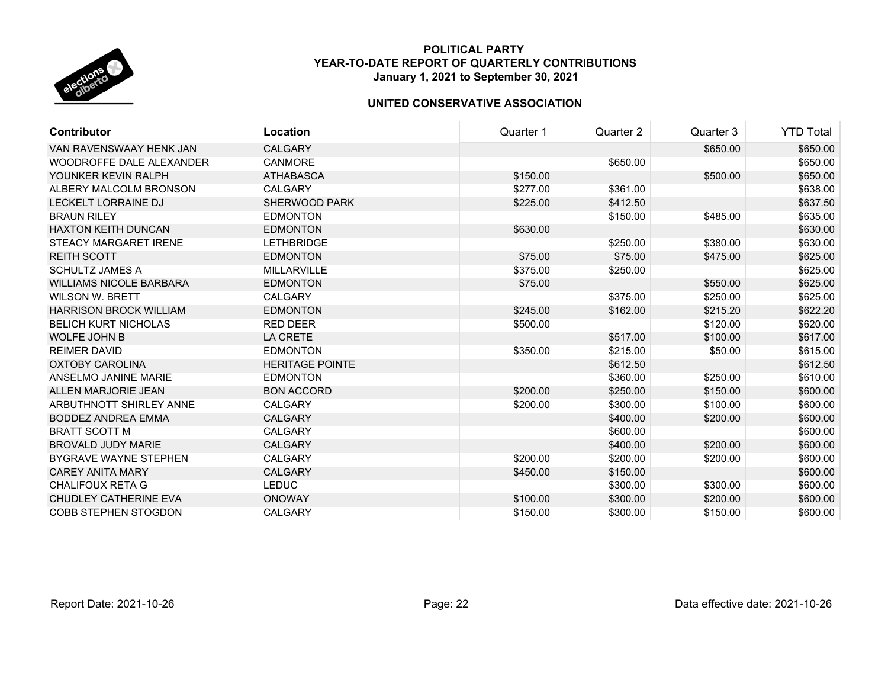# POLITICAL PARTY
## YEAR-TO-DATE REPORT OF QUARTERLY CONTRIBUTIONS
### January 1, 2021 to September 30, 2021

### UNITED CONSERVATIVE ASSOCIATION

| Contributor | Location | Quarter 1 | Quarter 2 | Quarter 3 | YTD Total |
|---|---|---|---|---|---|
| VAN RAVENSWAAY HENK JAN | CALGARY | | | $650.00 | $650.00 |
| WOODROFFE DALE ALEXANDER | CANMORE | | $650.00 | | $650.00 |
| YOUNKER KEVIN RALPH | ATHABASCA | $150.00 | | $500.00 | $650.00 |
| ALBERY MALCOLM BRONSON | CALGARY | $277.00 | $361.00 | | $638.00 |
| LECKELT LORRAINE DJ | SHERWOOD PARK | $225.00 | $412.50 | | $637.50 |
| BRAUN RILEY | EDMONTON | | $150.00 | $485.00 | $635.00 |
| HAXTON KEITH DUNCAN | EDMONTON | $630.00 | | | $630.00 |
| STEACY MARGARET IRENE | LETHBRIDGE | | $250.00 | $380.00 | $630.00 |
| REITH SCOTT | EDMONTON | $75.00 | $75.00 | $475.00 | $625.00 |
| SCHULTZ JAMES A | MILLARVILLE | $375.00 | $250.00 | | $625.00 |
| WILLIAMS NICOLE BARBARA | EDMONTON | $75.00 | | $550.00 | $625.00 |
| WILSON W. BRETT | CALGARY | | $375.00 | $250.00 | $625.00 |
| HARRISON BROCK WILLIAM | EDMONTON | $245.00 | $162.00 | $215.20 | $622.20 |
| BELICH KURT NICHOLAS | RED DEER | $500.00 | | $120.00 | $620.00 |
| WOLFE JOHN B | LA CRETE | | $517.00 | $100.00 | $617.00 |
| REIMER DAVID | EDMONTON | $350.00 | $215.00 | $50.00 | $615.00 |
| OXTOBY CAROLINA | HERITAGE POINTE | | $612.50 | | $612.50 |
| ANSELMO JANINE MARIE | EDMONTON | | $360.00 | $250.00 | $610.00 |
| ALLEN MARJORIE JEAN | BON ACCORD | $200.00 | $250.00 | $150.00 | $600.00 |
| ARBUTHNOTT SHIRLEY ANNE | CALGARY | $200.00 | $300.00 | $100.00 | $600.00 |
| BODDEZ ANDREA EMMA | CALGARY | | $400.00 | $200.00 | $600.00 |
| BRATT SCOTT M | CALGARY | | $600.00 | | $600.00 |
| BROVALD JUDY MARIE | CALGARY | | $400.00 | $200.00 | $600.00 |
| BYGRAVE WAYNE STEPHEN | CALGARY | $200.00 | $200.00 | $200.00 | $600.00 |
| CAREY ANITA MARY | CALGARY | $450.00 | $150.00 | | $600.00 |
| CHALIFOUX RETA G | LEDUC | | $300.00 | $300.00 | $600.00 |
| CHUDLEY CATHERINE EVA | ONOWAY | $100.00 | $300.00 | $200.00 | $600.00 |
| COBB STEPHEN STOGDON | CALGARY | $150.00 | $300.00 | $150.00 | $600.00 |

Report Date: 2021-10-26

Data effective date: 2021-10-26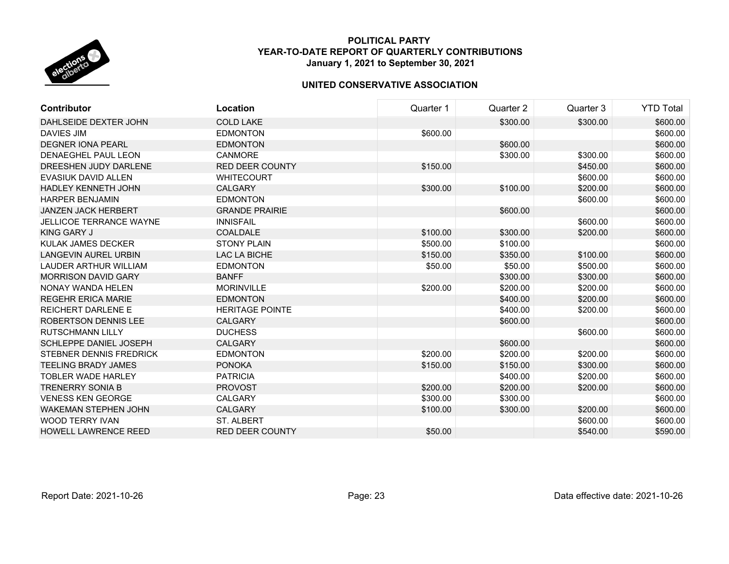**POLITICAL PARTY**
**YEAR-TO-DATE REPORT OF QUARTERLY CONTRIBUTIONS**
**January 1, 2021 to September 30, 2021**

**UNITED CONSERVATIVE ASSOCIATION**

| Contributor | Location | Quarter 1 | Quarter 2 | Quarter 3 | YTD Total |
|---|---|---|---|---|---|
| DAHLSEIDE DEXTER JOHN | COLD LAKE | | $300.00 | $300.00 | $600.00 |
| DAVIES JIM | EDMONTON | $600.00 | | | $600.00 |
| DEGNER IONA PEARL | EDMONTON | | $600.00 | | $600.00 |
| DENAEGHEL PAUL LEON | CANMORE | | $300.00 | $300.00 | $600.00 |
| DREESHEN JUDY DARLENE | RED DEER COUNTY | $150.00 | | $450.00 | $600.00 |
| EVASIUK DAVID ALLEN | WHITECOURT | | | $600.00 | $600.00 |
| HADLEY KENNETH JOHN | CALGARY | $300.00 | $100.00 | $200.00 | $600.00 |
| HARPER BENJAMIN | EDMONTON | | | $600.00 | $600.00 |
| JANZEN JACK HERBERT | GRANDE PRAIRIE | | $600.00 | | $600.00 |
| JELLICOE TERRANCE WAYNE | INNISFAIL | | | $600.00 | $600.00 |
| KING GARY J | COALDALE | $100.00 | $300.00 | $200.00 | $600.00 |
| KULAK JAMES DECKER | STONY PLAIN | $500.00 | $100.00 | | $600.00 |
| LANGEVIN AUREL URBIN | LAC LA BICHE | $150.00 | $350.00 | $100.00 | $600.00 |
| LAUDER ARTHUR WILLIAM | EDMONTON | $50.00 | $50.00 | $500.00 | $600.00 |
| MORRISON DAVID GARY | BANFF | | $300.00 | $300.00 | $600.00 |
| NONAY WANDA HELEN | MORINVILLE | $200.00 | $200.00 | $200.00 | $600.00 |
| REGEHR ERICA MARIE | EDMONTON | | $400.00 | $200.00 | $600.00 |
| REICHERT DARLENE E | HERITAGE POINTE | | $400.00 | $200.00 | $600.00 |
| ROBERTSON DENNIS LEE | CALGARY | | $600.00 | | $600.00 |
| RUTSCHMANN LILLY | DUCHESS | | | $600.00 | $600.00 |
| SCHLEPPE DANIEL JOSEPH | CALGARY | | $600.00 | | $600.00 |
| STEBNER DENNIS FREDRICK | EDMONTON | $200.00 | $200.00 | $200.00 | $600.00 |
| TEELING BRADY JAMES | PONOKA | $150.00 | $150.00 | $300.00 | $600.00 |
| TOBLER WADE HARLEY | PATRICIA | | $400.00 | $200.00 | $600.00 |
| TRENERRY SONIA B | PROVOST | $200.00 | $200.00 | $200.00 | $600.00 |
| VENESS KEN GEORGE | CALGARY | $300.00 | $300.00 | | $600.00 |
| WAKEMAN STEPHEN JOHN | CALGARY | $100.00 | $300.00 | $200.00 | $600.00 |
| WOOD TERRY IVAN | ST. ALBERT | | | $600.00 | $600.00 |
| HOWELL LAWRENCE REED | RED DEER COUNTY | $50.00 | | $540.00 | $590.00 |

Report Date: 2021-10-26

Data effective date: 2021-10-26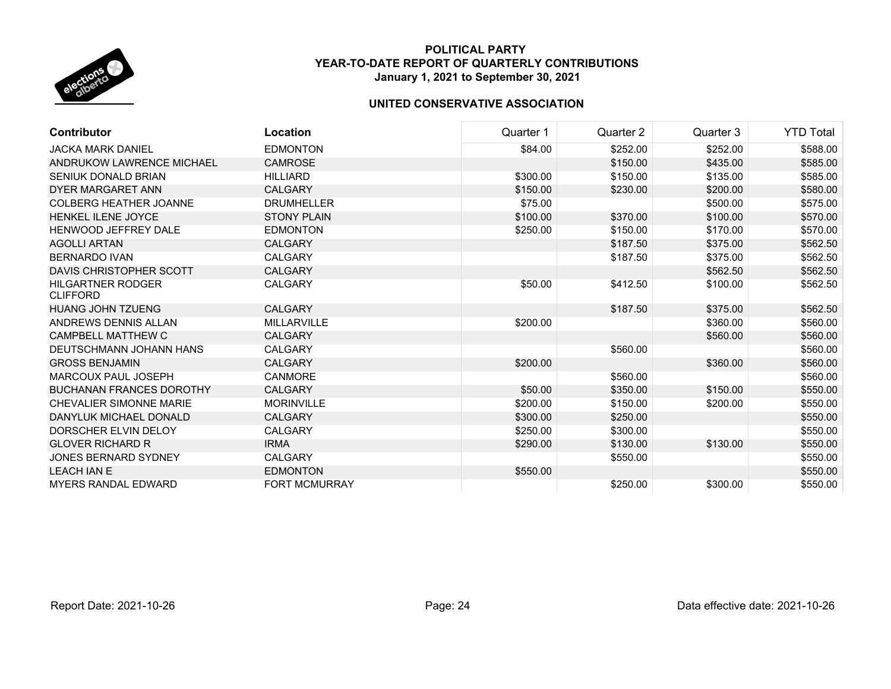**POLITICAL PARTY**
**YEAR-TO-DATE REPORT OF QUARTERLY CONTRIBUTIONS**
**January 1, 2021 to September 30, 2021**

**UNITED CONSERVATIVE ASSOCIATION**

| Contributor | Location | Quarter 1 | Quarter 2 | Quarter 3 | YTD Total |
|---|---|---|---|---|---|
| JACKA MARK DANIEL | EDMONTON | $84.00 | $252.00 | $252.00 | $588.00 |
| ANDRUKOW LAWRENCE MICHAEL | CAMROSE | | $150.00 | $435.00 | $585.00 |
| SENIUK DONALD BRIAN | HILLIARD | $300.00 | $150.00 | $135.00 | $585.00 |
| DYER MARGARET ANN | CALGARY | $150.00 | $230.00 | $200.00 | $580.00 |
| COLBERG HEATHER JOANNE | DRUMHELLER | $75.00 | | $500.00 | $575.00 |
| HENKEL ILENE JOYCE | STONY PLAIN | $100.00 | $370.00 | $100.00 | $570.00 |
| HENWOOD JEFFREY DALE | EDMONTON | $250.00 | $150.00 | $170.00 | $570.00 |
| AGOLLI ARTAN | CALGARY | | $187.50 | $375.00 | $562.50 |
| BERNARDO IVAN | CALGARY | | $187.50 | $375.00 | $562.50 |
| DAVIS CHRISTOPHER SCOTT | CALGARY | | | $562.50 | $562.50 |
| HILGARTNER RODGER CLIFFORD | CALGARY | $50.00 | $412.50 | $100.00 | $562.50 |
| HUANG JOHN TZUENG | CALGARY | | $187.50 | $375.00 | $562.50 |
| ANDREWS DENNIS ALLAN | MILLARVILLE | $200.00 | | $360.00 | $560.00 |
| CAMPBELL MATTHEW C | CALGARY | | | $560.00 | $560.00 |
| DEUTSCHMANN JOHANN HANS | CALGARY | | $560.00 | | $560.00 |
| GROSS BENJAMIN | CALGARY | $200.00 | | $360.00 | $560.00 |
| MARCOUX PAUL JOSEPH | CANMORE | | $560.00 | | $560.00 |
| BUCHANAN FRANCES DOROTHY | CALGARY | $50.00 | $350.00 | $150.00 | $550.00 |
| CHEVALIER SIMONNE MARIE | MORINVILLE | $200.00 | $150.00 | $200.00 | $550.00 |
| DANYLUK MICHAEL DONALD | CALGARY | $300.00 | $250.00 | | $550.00 |
| DORSCHER ELVIN DELOY | CALGARY | $250.00 | $300.00 | | $550.00 |
| GLOVER RICHARD R | IRMA | $290.00 | $130.00 | $130.00 | $550.00 |
| JONES BERNARD SYDNEY | CALGARY | | $550.00 | | $550.00 |
| LEACH IAN E | EDMONTON | $550.00 | | | $550.00 |
| MYERS RANDAL EDWARD | FORT MCMURRAY | | $250.00 | $300.00 | $550.00 |

Report Date: 2021-10-26 | Data effective date: 2021-10-26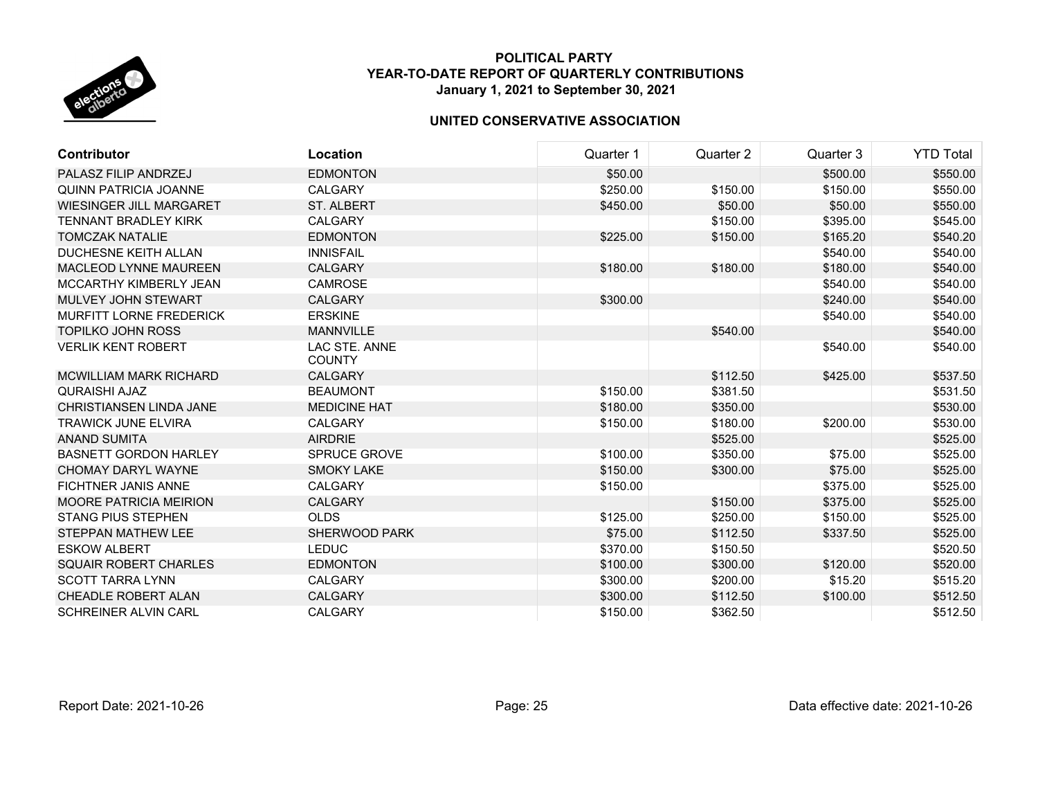**POLITICAL PARTY**
**YEAR-TO-DATE REPORT OF QUARTERLY CONTRIBUTIONS**
**January 1, 2021 to September 30, 2021**

**UNITED CONSERVATIVE ASSOCIATION**

| Contributor | Location | Quarter 1 | Quarter 2 | Quarter 3 | YTD Total |
|---|---|---|---|---|---|
| PALASZ FILIP ANDRZEJ | EDMONTON | $50.00 | | $500.00 | $550.00 |
| QUINN PATRICIA JOANNE | CALGARY | $250.00 | $150.00 | $150.00 | $550.00 |
| WIESINGER JILL MARGARET | ST. ALBERT | $450.00 | $50.00 | $50.00 | $550.00 |
| TENNANT BRADLEY KIRK | CALGARY | | $150.00 | $395.00 | $545.00 |
| TOMCZAK NATALIE | EDMONTON | $225.00 | $150.00 | $165.20 | $540.20 |
| DUCHESNE KEITH ALLAN | INNISFAIL | | | $540.00 | $540.00 |
| MACLEOD LYNNE MAUREEN | CALGARY | $180.00 | $180.00 | $180.00 | $540.00 |
| MCCARTHY KIMBERLY JEAN | CAMROSE | | | $540.00 | $540.00 |
| MULVEY JOHN STEWART | CALGARY | $300.00 | | $240.00 | $540.00 |
| MURFITT LORNE FREDERICK | ERSKINE | | | $540.00 | $540.00 |
| TOPILKO JOHN ROSS | MANNVILLE | | $540.00 | | $540.00 |
| VERLIK KENT ROBERT | LAC STE. ANNE COUNTY | | | $540.00 | $540.00 |
| MCWILLIAM MARK RICHARD | CALGARY | | $112.50 | $425.00 | $537.50 |
| QURAISHI AJAZ | BEAUMONT | $150.00 | $381.50 | | $531.50 |
| CHRISTIANSEN LINDA JANE | MEDICINE HAT | $180.00 | $350.00 | | $530.00 |
| TRAWICK JUNE ELVIRA | CALGARY | $150.00 | $180.00 | $200.00 | $530.00 |
| ANAND SUMITA | AIRDRIE | | $525.00 | | $525.00 |
| BASNETT GORDON HARLEY | SPRUCE GROVE | $100.00 | $350.00 | $75.00 | $525.00 |
| CHOMAY DARYL WAYNE | SMOKY LAKE | $150.00 | $300.00 | $75.00 | $525.00 |
| FICHTNER JANIS ANNE | CALGARY | $150.00 | | $375.00 | $525.00 |
| MOORE PATRICIA MEIRION | CALGARY | | $150.00 | $375.00 | $525.00 |
| STANG PIUS STEPHEN | OLDS | $125.00 | $250.00 | $150.00 | $525.00 |
| STEPPAN MATHEW LEE | SHERWOOD PARK | $75.00 | $112.50 | $337.50 | $525.00 |
| ESKOW ALBERT | LEDUC | $370.00 | $150.50 | | $520.50 |
| SQUAIR ROBERT CHARLES | EDMONTON | $100.00 | $300.00 | $120.00 | $520.00 |
| SCOTT TARRA LYNN | CALGARY | $300.00 | $200.00 | $15.20 | $515.20 |
| CHEADLE ROBERT ALAN | CALGARY | $300.00 | $112.50 | $100.00 | $512.50 |
| SCHREINER ALVIN CARL | CALGARY | $150.00 | $362.50 | | $512.50 |

Report Date: 2021-10-26 | Data effective date: 2021-10-26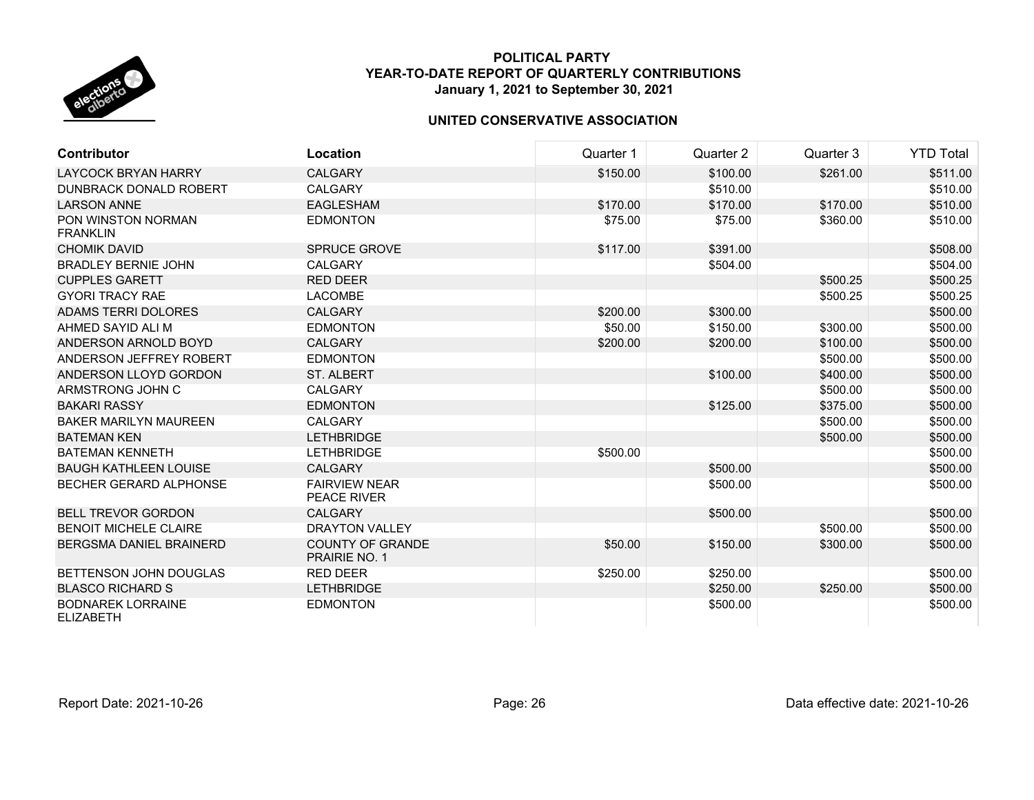# POLITICAL PARTY
# YEAR-TO-DATE REPORT OF QUARTERLY CONTRIBUTIONS
**January 1, 2021 to September 30, 2021**

## UNITED CONSERVATIVE ASSOCIATION

| Contributor | Location | Quarter 1 | Quarter 2 | Quarter 3 | YTD Total |
|---|---|---|---|---|---|
| LAYCOCK BRYAN HARRY | CALGARY | $150.00 | $100.00 | $261.00 | $511.00 |
| DUNBRACK DONALD ROBERT | CALGARY | | $510.00 | | $510.00 |
| LARSON ANNE | EAGLESHAM | $170.00 | $170.00 | $170.00 | $510.00 |
| PON WINSTON NORMAN FRANKLIN | EDMONTON | $75.00 | $75.00 | $360.00 | $510.00 |
| CHOMIK DAVID | SPRUCE GROVE | $117.00 | $391.00 | | $508.00 |
| BRADLEY BERNIE JOHN | CALGARY | | $504.00 | | $504.00 |
| CUPPLES GARETT | RED DEER | | | $500.25 | $500.25 |
| GYORI TRACY RAE | LACOMBE | | | $500.25 | $500.25 |
| ADAMS TERRI DOLORES | CALGARY | $200.00 | $300.00 | | $500.00 |
| AHMED SAYID ALI M | EDMONTON | $50.00 | $150.00 | $300.00 | $500.00 |
| ANDERSON ARNOLD BOYD | CALGARY | $200.00 | $200.00 | $100.00 | $500.00 |
| ANDERSON JEFFREY ROBERT | EDMONTON | | | $500.00 | $500.00 |
| ANDERSON LLOYD GORDON | ST. ALBERT | | $100.00 | $400.00 | $500.00 |
| ARMSTRONG JOHN C | CALGARY | | | $500.00 | $500.00 |
| BAKARI RASSY | EDMONTON | | $125.00 | $375.00 | $500.00 |
| BAKER MARILYN MAUREEN | CALGARY | | | $500.00 | $500.00 |
| BATEMAN KEN | LETHBRIDGE | | | $500.00 | $500.00 |
| BATEMAN KENNETH | LETHBRIDGE | $500.00 | | | $500.00 |
| BAUGH KATHLEEN LOUISE | CALGARY | | $500.00 | | $500.00 |
| BECHER GERARD ALPHONSE | FAIRVIEW NEAR PEACE RIVER | | $500.00 | | $500.00 |
| BELL TREVOR GORDON | CALGARY | | $500.00 | | $500.00 |
| BENOIT MICHELE CLAIRE | DRAYTON VALLEY | | | $500.00 | $500.00 |
| BERGSMA DANIEL BRAINERD | COUNTY OF GRANDE PRAIRIE NO. 1 | $50.00 | $150.00 | $300.00 | $500.00 |
| BETTENSON JOHN DOUGLAS | RED DEER | $250.00 | $250.00 | | $500.00 |
| BLASCO RICHARD S | LETHBRIDGE | | $250.00 | $250.00 | $500.00 |
| BODNAREK LORRAINE ELIZABETH | EDMONTON | | $500.00 | | $500.00 |

Report Date: 2021-10-26 | Data effective date: 2021-10-26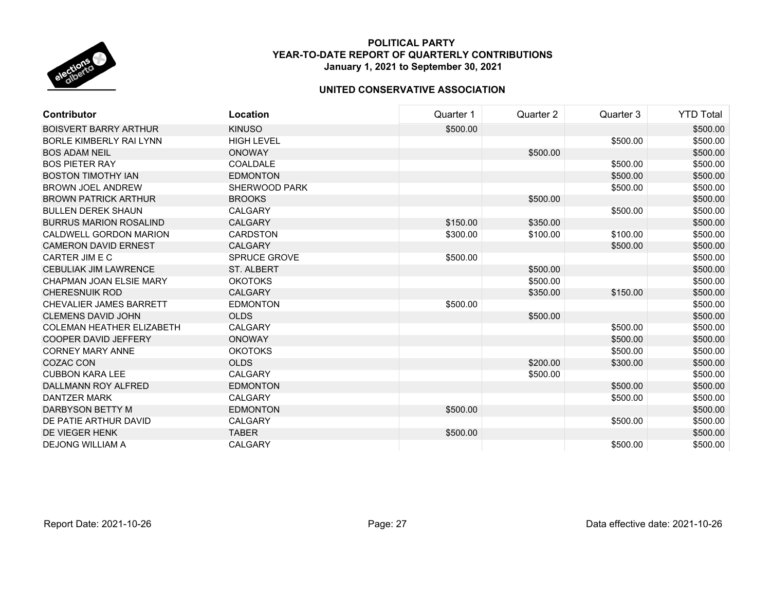**POLITICAL PARTY**
**YEAR-TO-DATE REPORT OF QUARTERLY CONTRIBUTIONS**
**January 1, 2021 to September 30, 2021**

**UNITED CONSERVATIVE ASSOCIATION**

| Contributor | Location | Quarter 1 | Quarter 2 | Quarter 3 | YTD Total |
|---|---|---|---|---|---|
| BOISVERT BARRY ARTHUR | KINUSO | $500.00 | | | $500.00 |
| BORLE KIMBERLY RAI LYNN | HIGH LEVEL | | | $500.00 | $500.00 |
| BOS ADAM NEIL | ONOWAY | | $500.00 | | $500.00 |
| BOS PIETER RAY | COALDALE | | | $500.00 | $500.00 |
| BOSTON TIMOTHY IAN | EDMONTON | | | $500.00 | $500.00 |
| BROWN JOEL ANDREW | SHERWOOD PARK | | | $500.00 | $500.00 |
| BROWN PATRICK ARTHUR | BROOKS | | $500.00 | | $500.00 |
| BULLEN DEREK SHAUN | CALGARY | | | $500.00 | $500.00 |
| BURRUS MARION ROSALIND | CALGARY | $150.00 | $350.00 | | $500.00 |
| CALDWELL GORDON MARION | CARDSTON | $300.00 | $100.00 | $100.00 | $500.00 |
| CAMERON DAVID ERNEST | CALGARY | | | $500.00 | $500.00 |
| CARTER JIM E C | SPRUCE GROVE | $500.00 | | | $500.00 |
| CEBULIAK JIM LAWRENCE | ST. ALBERT | | $500.00 | | $500.00 |
| CHAPMAN JOAN ELSIE MARY | OKOTOKS | | $500.00 | | $500.00 |
| CHERESNUIK ROD | CALGARY | | $350.00 | $150.00 | $500.00 |
| CHEVALIER JAMES BARRETT | EDMONTON | $500.00 | | | $500.00 |
| CLEMENS DAVID JOHN | OLDS | | $500.00 | | $500.00 |
| COLEMAN HEATHER ELIZABETH | CALGARY | | | $500.00 | $500.00 |
| COOPER DAVID JEFFERY | ONOWAY | | | $500.00 | $500.00 |
| CORNEY MARY ANNE | OKOTOKS | | | $500.00 | $500.00 |
| COZAC CON | OLDS | | $200.00 | $300.00 | $500.00 |
| CUBBON KARA LEE | CALGARY | | $500.00 | | $500.00 |
| DALLMANN ROY ALFRED | EDMONTON | | | $500.00 | $500.00 |
| DANTZER MARK | CALGARY | | | $500.00 | $500.00 |
| DARBYSON BETTY M | EDMONTON | $500.00 | | | $500.00 |
| DE PATIE ARTHUR DAVID | CALGARY | | | $500.00 | $500.00 |
| DE VIEGER HENK | TABER | $500.00 | | | $500.00 |
| DEJONG WILLIAM A | CALGARY | | | $500.00 | $500.00 |

Report Date: 2021-10-26

Data effective date: 2021-10-26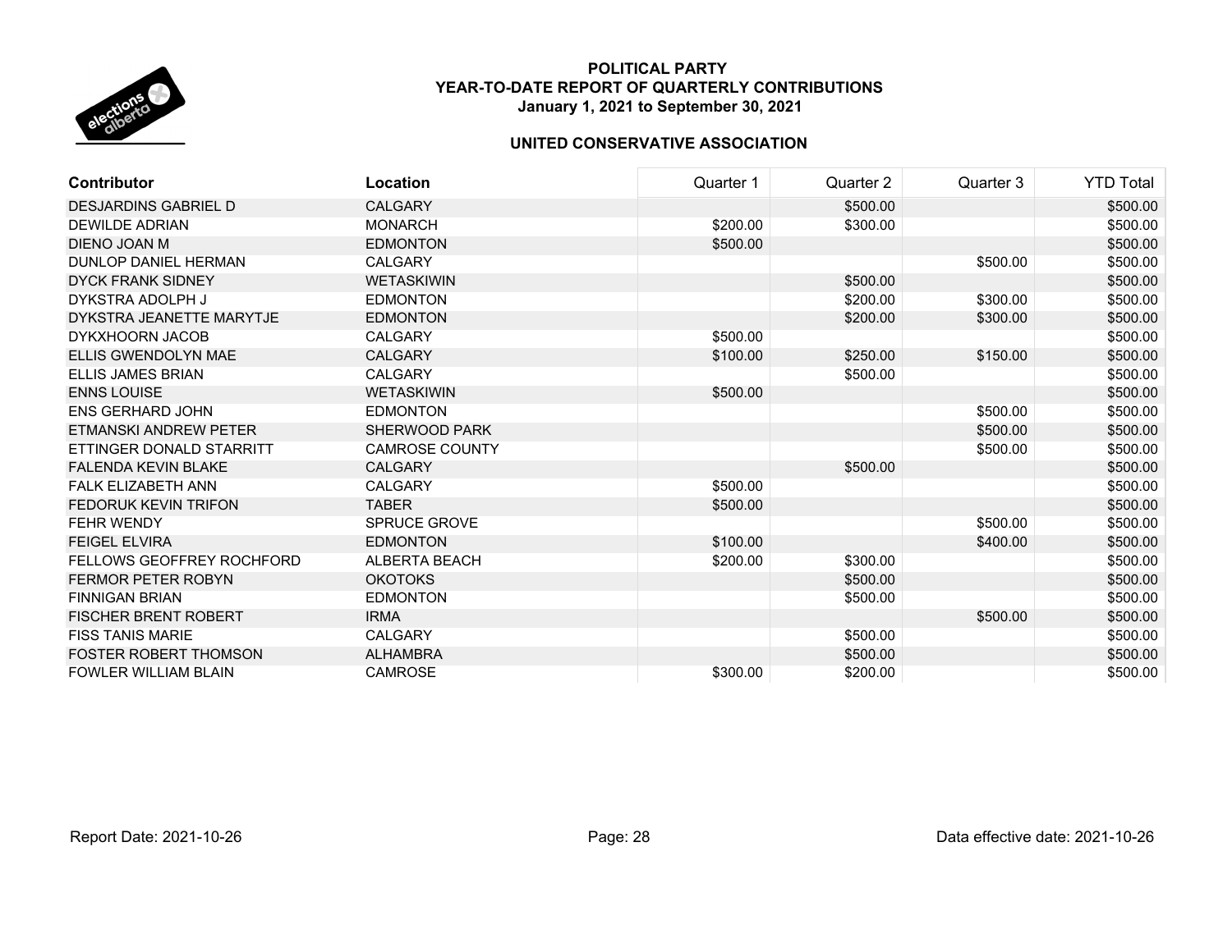**POLITICAL PARTY**
**YEAR-TO-DATE REPORT OF QUARTERLY CONTRIBUTIONS**
**January 1, 2021 to September 30, 2021**

**UNITED CONSERVATIVE ASSOCIATION**

| Contributor | Location | Quarter 1 | Quarter 2 | Quarter 3 | YTD Total |
|---|---|---|---|---|---|
| DESJARDINS GABRIEL D | CALGARY | | $500.00 | | $500.00 |
| DEWILDE ADRIAN | MONARCH | $200.00 | $300.00 | | $500.00 |
| DIENO JOAN M | EDMONTON | $500.00 | | | $500.00 |
| DUNLOP DANIEL HERMAN | CALGARY | | | $500.00 | $500.00 |
| DYCK FRANK SIDNEY | WETASKIWIN | | $500.00 | | $500.00 |
| DYKSTRA ADOLPH J | EDMONTON | | $200.00 | $300.00 | $500.00 |
| DYKSTRA JEANETTE MARYTJE | EDMONTON | | $200.00 | $300.00 | $500.00 |
| DYKXHOORN JACOB | CALGARY | $500.00 | | | $500.00 |
| ELLIS GWENDOLYN MAE | CALGARY | $100.00 | $250.00 | $150.00 | $500.00 |
| ELLIS JAMES BRIAN | CALGARY | | $500.00 | | $500.00 |
| ENNS LOUISE | WETASKIWIN | $500.00 | | | $500.00 |
| ENS GERHARD JOHN | EDMONTON | | | $500.00 | $500.00 |
| ETMANSKI ANDREW PETER | SHERWOOD PARK | | | $500.00 | $500.00 |
| ETTINGER DONALD STARRITT | CAMROSE COUNTY | | | $500.00 | $500.00 |
| FALENDA KEVIN BLAKE | CALGARY | | $500.00 | | $500.00 |
| FALK ELIZABETH ANN | CALGARY | $500.00 | | | $500.00 |
| FEDORUK KEVIN TRIFON | TABER | $500.00 | | | $500.00 |
| FEHR WENDY | SPRUCE GROVE | | | $500.00 | $500.00 |
| FEIGEL ELVIRA | EDMONTON | $100.00 | | $400.00 | $500.00 |
| FELLOWS GEOFFREY ROCHFORD | ALBERTA BEACH | $200.00 | $300.00 | | $500.00 |
| FERMOR PETER ROBYN | OKOTOKS | | $500.00 | | $500.00 |
| FINNIGAN BRIAN | EDMONTON | | $500.00 | | $500.00 |
| FISCHER BRENT ROBERT | IRMA | | | $500.00 | $500.00 |
| FISS TANIS MARIE | CALGARY | | $500.00 | | $500.00 |
| FOSTER ROBERT THOMSON | ALHAMBRA | | $500.00 | | $500.00 |
| FOWLER WILLIAM BLAIN | CAMROSE | $300.00 | $200.00 | | $500.00 |

Report Date: 2021-10-26 Data effective date: 2021-10-26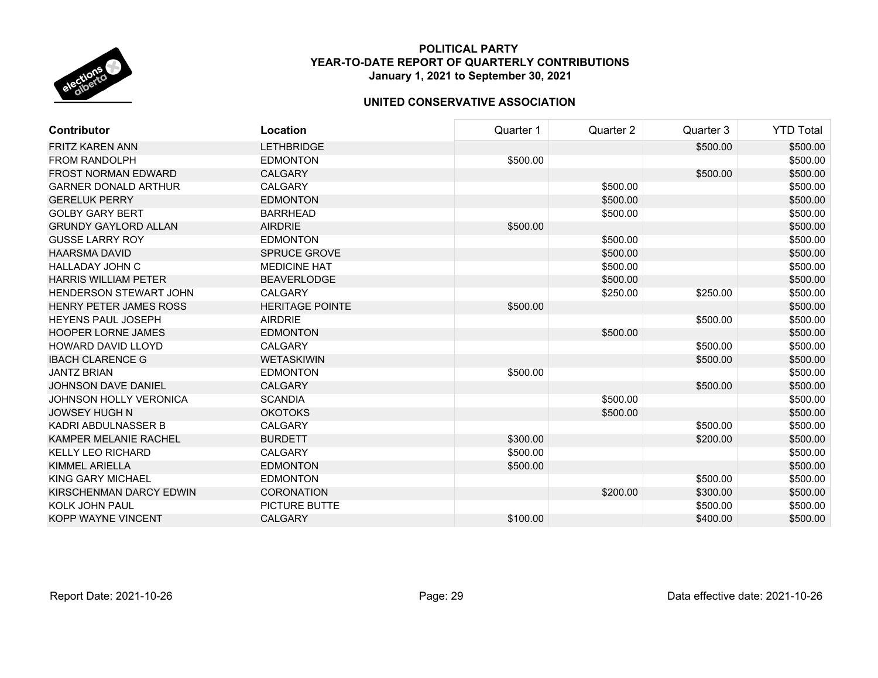**POLITICAL PARTY**
**YEAR-TO-DATE REPORT OF QUARTERLY CONTRIBUTIONS**
**January 1, 2021 to September 30, 2021**

**UNITED CONSERVATIVE ASSOCIATION**

| Contributor | Location | Quarter 1 | Quarter 2 | Quarter 3 | YTD Total |
|---|---|---|---|---|---|
| FRITZ KAREN ANN | LETHBRIDGE | | | $500.00 | $500.00 |
| FROM RANDOLPH | EDMONTON | $500.00 | | | $500.00 |
| FROST NORMAN EDWARD | CALGARY | | | $500.00 | $500.00 |
| GARNER DONALD ARTHUR | CALGARY | | $500.00 | | $500.00 |
| GERELUK PERRY | EDMONTON | | $500.00 | | $500.00 |
| GOLBY GARY BERT | BARRHEAD | | $500.00 | | $500.00 |
| GRUNDY GAYLORD ALLAN | AIRDRIE | $500.00 | | | $500.00 |
| GUSSE LARRY ROY | EDMONTON | | $500.00 | | $500.00 |
| HAARSMA DAVID | SPRUCE GROVE | | $500.00 | | $500.00 |
| HALLADAY JOHN C | MEDICINE HAT | | $500.00 | | $500.00 |
| HARRIS WILLIAM PETER | BEAVERLODGE | | $500.00 | | $500.00 |
| HENDERSON STEWART JOHN | CALGARY | | $250.00 | $250.00 | $500.00 |
| HENRY PETER JAMES ROSS | HERITAGE POINTE | $500.00 | | | $500.00 |
| HEYENS PAUL JOSEPH | AIRDRIE | | | $500.00 | $500.00 |
| HOOPER LORNE JAMES | EDMONTON | | $500.00 | | $500.00 |
| HOWARD DAVID LLOYD | CALGARY | | | $500.00 | $500.00 |
| IBACH CLARENCE G | WETASKIWIN | | | $500.00 | $500.00 |
| JANTZ BRIAN | EDMONTON | $500.00 | | | $500.00 |
| JOHNSON DAVE DANIEL | CALGARY | | | $500.00 | $500.00 |
| JOHNSON HOLLY VERONICA | SCANDIA | | $500.00 | | $500.00 |
| JOWSEY HUGH N | OKOTOKS | | $500.00 | | $500.00 |
| KADRI ABDULNASSER B | CALGARY | | | $500.00 | $500.00 |
| KAMPER MELANIE RACHEL | BURDETT | $300.00 | | $200.00 | $500.00 |
| KELLY LEO RICHARD | CALGARY | $500.00 | | | $500.00 |
| KIMMEL ARIELLA | EDMONTON | $500.00 | | | $500.00 |
| KING GARY MICHAEL | EDMONTON | | | $500.00 | $500.00 |
| KIRSCHENMAN DARCY EDWIN | CORONATION | | $200.00 | $300.00 | $500.00 |
| KOLK JOHN PAUL | PICTURE BUTTE | | | $500.00 | $500.00 |
| KOPP WAYNE VINCENT | CALGARY | $100.00 | | $400.00 | $500.00 |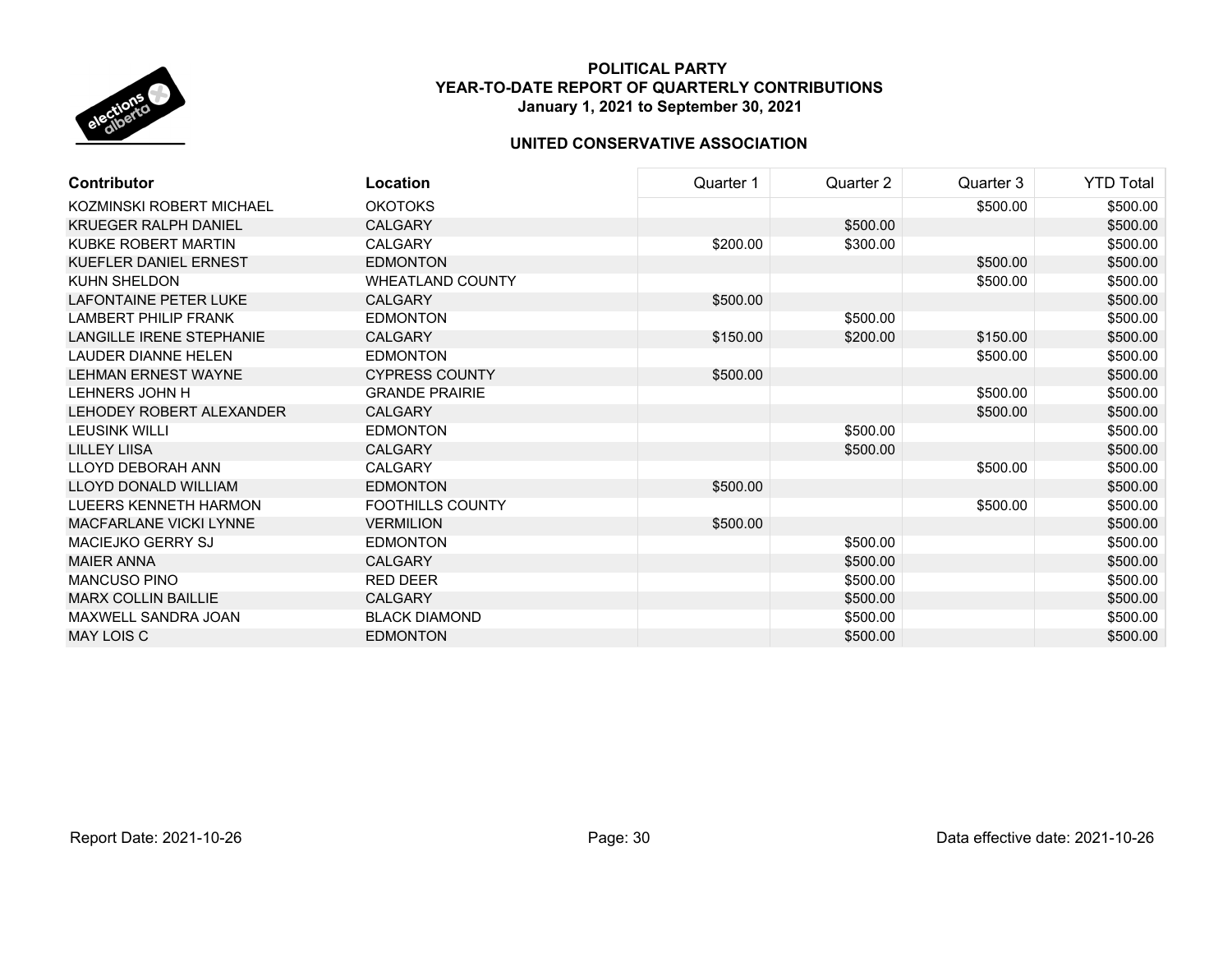# POLITICAL PARTY
## YEAR-TO-DATE REPORT OF QUARTERLY CONTRIBUTIONS
### January 1, 2021 to September 30, 2021

### UNITED CONSERVATIVE ASSOCIATION

| Contributor | Location | Quarter 1 | Quarter 2 | Quarter 3 | YTD Total |
|---|---|---|---|---|---|
| KOZMINSKI ROBERT MICHAEL | OKOTOKS | | | $500.00 | $500.00 |
| KRUEGER RALPH DANIEL | CALGARY | | $500.00 | | $500.00 |
| KUBKE ROBERT MARTIN | CALGARY | $200.00 | $300.00 | | $500.00 |
| KUEFLER DANIEL ERNEST | EDMONTON | | | $500.00 | $500.00 |
| KUHN SHELDON | WHEATLAND COUNTY | | | $500.00 | $500.00 |
| LAFONTAINE PETER LUKE | CALGARY | $500.00 | | | $500.00 |
| LAMBERT PHILIP FRANK | EDMONTON | | $500.00 | | $500.00 |
| LANGILLE IRENE STEPHANIE | CALGARY | $150.00 | $200.00 | $150.00 | $500.00 |
| LAUDER DIANNE HELEN | EDMONTON | | | $500.00 | $500.00 |
| LEHMAN ERNEST WAYNE | CYPRESS COUNTY | $500.00 | | | $500.00 |
| LEHNERS JOHN H | GRANDE PRAIRIE | | | $500.00 | $500.00 |
| LEHODEY ROBERT ALEXANDER | CALGARY | | | $500.00 | $500.00 |
| LEUSINK WILLI | EDMONTON | | $500.00 | | $500.00 |
| LILLEY LIISA | CALGARY | | $500.00 | | $500.00 |
| LLOYD DEBORAH ANN | CALGARY | | | $500.00 | $500.00 |
| LLOYD DONALD WILLIAM | EDMONTON | $500.00 | | | $500.00 |
| LUEERS KENNETH HARMON | FOOTHILLS COUNTY | | | $500.00 | $500.00 |
| MACFARLANE VICKI LYNNE | VERMILION | $500.00 | | | $500.00 |
| MACIEJKO GERRY SJ | EDMONTON | | $500.00 | | $500.00 |
| MAIER ANNA | CALGARY | | $500.00 | | $500.00 |
| MANCUSO PINO | RED DEER | | $500.00 | | $500.00 |
| MARX COLLIN BAILLIE | CALGARY | | $500.00 | | $500.00 |
| MAXWELL SANDRA JOAN | BLACK DIAMOND | | $500.00 | | $500.00 |
| MAY LOIS C | EDMONTON | | $500.00 | | $500.00 |

Report Date: 2021-10-26 Data effective date: 2021-10-26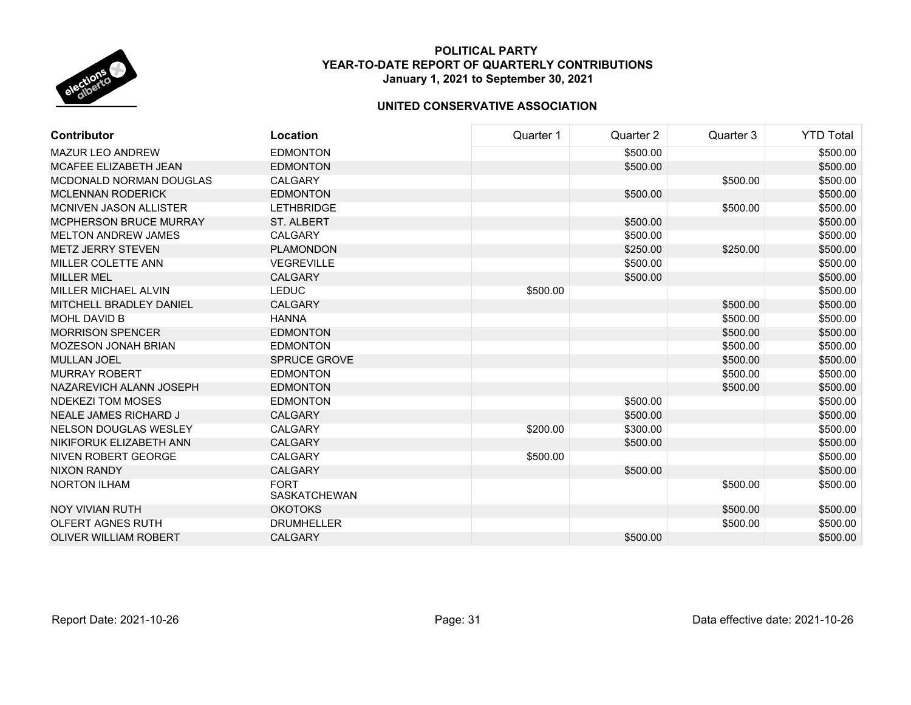**POLITICAL PARTY**
**YEAR-TO-DATE REPORT OF QUARTERLY CONTRIBUTIONS**
**January 1, 2021 to September 30, 2021**

**UNITED CONSERVATIVE ASSOCIATION**

| Contributor | Location | Quarter 1 | Quarter 2 | Quarter 3 | YTD Total |
|---|---|---|---|---|---|
| MAZUR LEO ANDREW | EDMONTON | | $500.00 | | $500.00 |
| MCAFEE ELIZABETH JEAN | EDMONTON | | $500.00 | | $500.00 |
| MCDONALD NORMAN DOUGLAS | CALGARY | | | $500.00 | $500.00 |
| MCLENNAN RODERICK | EDMONTON | | $500.00 | | $500.00 |
| MCNIVEN JASON ALLISTER | LETHBRIDGE | | | $500.00 | $500.00 |
| MCPHERSON BRUCE MURRAY | ST. ALBERT | | $500.00 | | $500.00 |
| MELTON ANDREW JAMES | CALGARY | | $500.00 | | $500.00 |
| METZ JERRY STEVEN | PLAMONDON | | $250.00 | $250.00 | $500.00 |
| MILLER COLETTE ANN | VEGREVILLE | | $500.00 | | $500.00 |
| MILLER MEL | CALGARY | | $500.00 | | $500.00 |
| MILLER MICHAEL ALVIN | LEDUC | $500.00 | | | $500.00 |
| MITCHELL BRADLEY DANIEL | CALGARY | | | $500.00 | $500.00 |
| MOHL DAVID B | HANNA | | | $500.00 | $500.00 |
| MORRISON SPENCER | EDMONTON | | | $500.00 | $500.00 |
| MOZESON JONAH BRIAN | EDMONTON | | | $500.00 | $500.00 |
| MULLAN JOEL | SPRUCE GROVE | | | $500.00 | $500.00 |
| MURRAY ROBERT | EDMONTON | | | $500.00 | $500.00 |
| NAZAREVICH ALANN JOSEPH | EDMONTON | | | $500.00 | $500.00 |
| NDEKEZI TOM MOSES | EDMONTON | | $500.00 | | $500.00 |
| NEALE JAMES RICHARD J | CALGARY | | $500.00 | | $500.00 |
| NELSON DOUGLAS WESLEY | CALGARY | $200.00 | $300.00 | | $500.00 |
| NIKIFORUK ELIZABETH ANN | CALGARY | | $500.00 | | $500.00 |
| NIVEN ROBERT GEORGE | CALGARY | $500.00 | | | $500.00 |
| NIXON RANDY | CALGARY | | $500.00 | | $500.00 |
| NORTON ILHAM | FORT SASKATCHEWAN | | | $500.00 | $500.00 |
| NOY VIVIAN RUTH | OKOTOKS | | | $500.00 | $500.00 |
| OLFERT AGNES RUTH | DRUMHELLER | | | $500.00 | $500.00 |
| OLIVER WILLIAM ROBERT | CALGARY | | $500.00 | | $500.00 |

Report Date: 2021-10-26 | Data effective date: 2021-10-26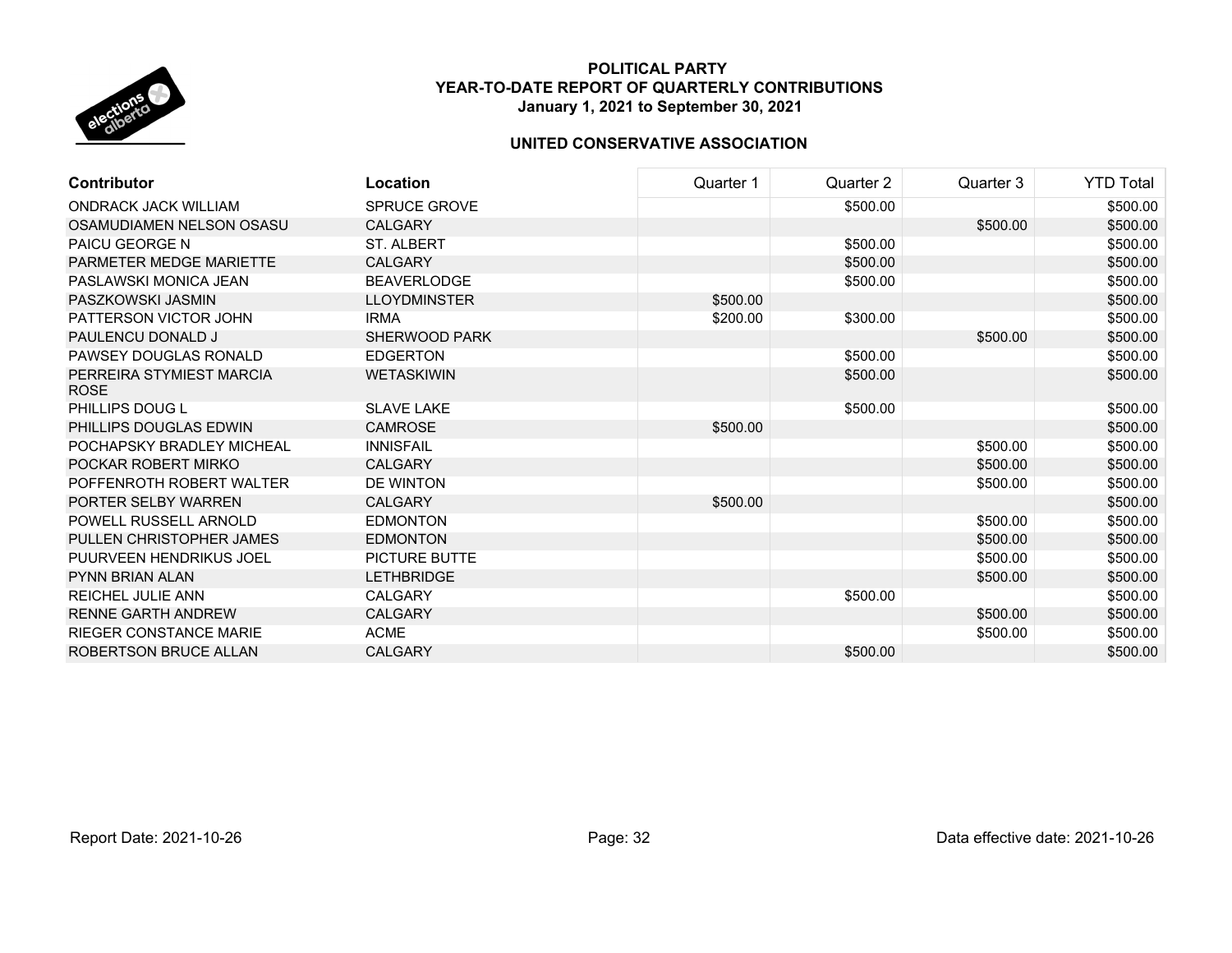# POLITICAL PARTY
## YEAR-TO-DATE REPORT OF QUARTERLY CONTRIBUTIONS
### January 1, 2021 to September 30, 2021

### UNITED CONSERVATIVE ASSOCIATION

| Contributor | Location | Quarter 1 | Quarter 2 | Quarter 3 | YTD Total |
|---|---|---|---|---|---|
| ONDRACK JACK WILLIAM | SPRUCE GROVE | | $500.00 | | $500.00 |
| OSAMUDIAMEN NELSON OSASU | CALGARY | | | $500.00 | $500.00 |
| PAICU GEORGE N | ST. ALBERT | | $500.00 | | $500.00 |
| PARMETER MEDGE MARIETTE | CALGARY | | $500.00 | | $500.00 |
| PASLAWSKI MONICA JEAN | BEAVERLODGE | | $500.00 | | $500.00 |
| PASZKOWSKI JASMIN | LLOYDMINSTER | $500.00 | | | $500.00 |
| PATTERSON VICTOR JOHN | IRMA | $200.00 | $300.00 | | $500.00 |
| PAULENCU DONALD J | SHERWOOD PARK | | | $500.00 | $500.00 |
| PAWSEY DOUGLAS RONALD | EDGERTON | | $500.00 | | $500.00 |
| PERREIRA STYMIEST MARCIA ROSE | WETASKIWIN | | $500.00 | | $500.00 |
| PHILLIPS DOUG L | SLAVE LAKE | | $500.00 | | $500.00 |
| PHILLIPS DOUGLAS EDWIN | CAMROSE | $500.00 | | | $500.00 |
| POCHAPSKY BRADLEY MICHEAL | INNISFAIL | | | $500.00 | $500.00 |
| POCKAR ROBERT MIRKO | CALGARY | | | $500.00 | $500.00 |
| POFFENROTH ROBERT WALTER | DE WINTON | | | $500.00 | $500.00 |
| PORTER SELBY WARREN | CALGARY | $500.00 | | | $500.00 |
| POWELL RUSSELL ARNOLD | EDMONTON | | | $500.00 | $500.00 |
| PULLEN CHRISTOPHER JAMES | EDMONTON | | | $500.00 | $500.00 |
| PUURVEEN HENDRIKUS JOEL | PICTURE BUTTE | | | $500.00 | $500.00 |
| PYNN BRIAN ALAN | LETHBRIDGE | | | $500.00 | $500.00 |
| REICHEL JULIE ANN | CALGARY | | $500.00 | | $500.00 |
| RENNE GARTH ANDREW | CALGARY | | | $500.00 | $500.00 |
| RIEGER CONSTANCE MARIE | ACME | | | $500.00 | $500.00 |
| ROBERTSON BRUCE ALLAN | CALGARY | | $500.00 | | $500.00 |

Report Date: 2021-10-26 Data effective date: 2021-10-26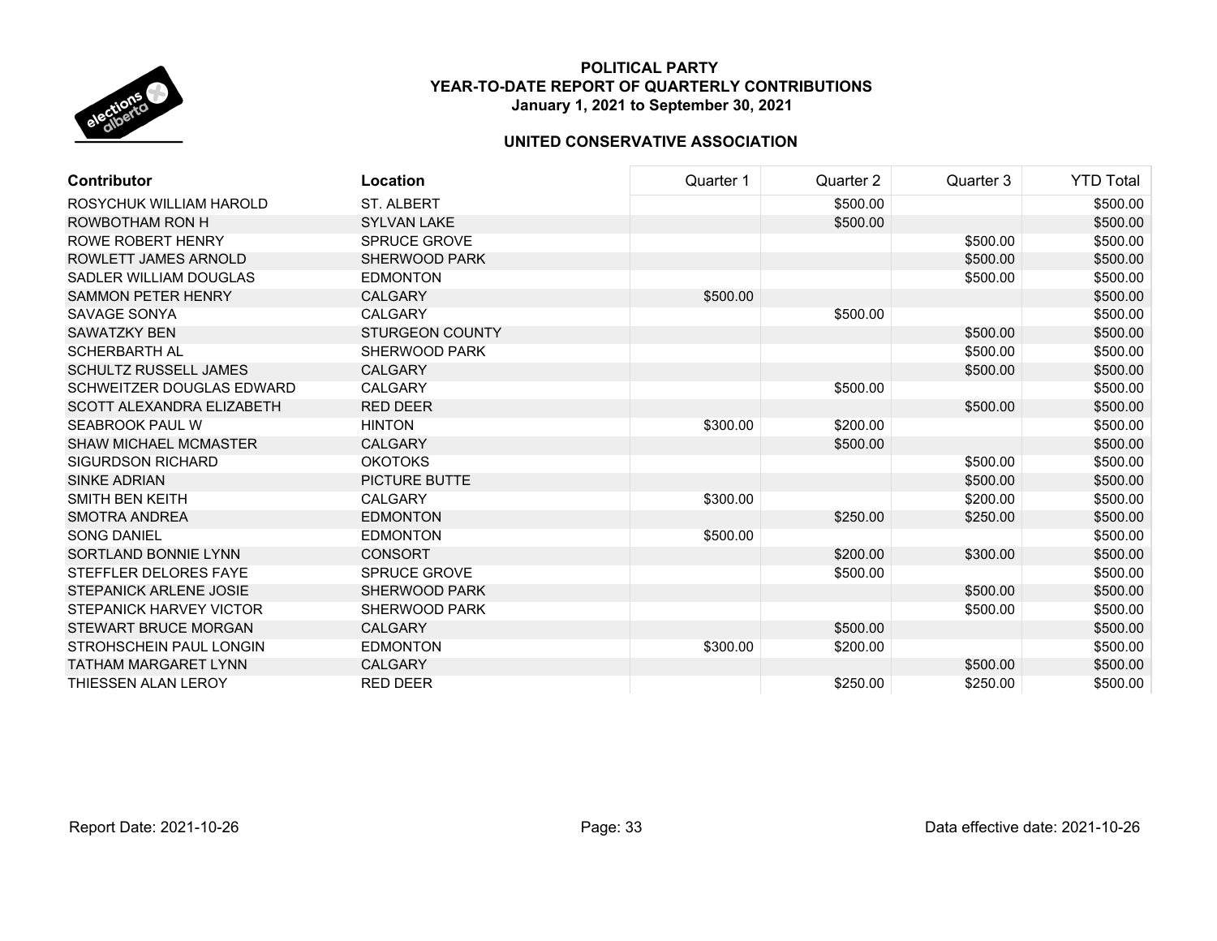**POLITICAL PARTY**
**YEAR-TO-DATE REPORT OF QUARTERLY CONTRIBUTIONS**
**January 1, 2021 to September 30, 2021**

**UNITED CONSERVATIVE ASSOCIATION**

| Contributor | Location | Quarter 1 | Quarter 2 | Quarter 3 | YTD Total |
|---|---|---|---|---|---|
| ROSYCHUK WILLIAM HAROLD | ST. ALBERT | | $500.00 | | $500.00 |
| ROWBOTHAM RON H | SYLVAN LAKE | | $500.00 | | $500.00 |
| ROWE ROBERT HENRY | SPRUCE GROVE | | | $500.00 | $500.00 |
| ROWLETT JAMES ARNOLD | SHERWOOD PARK | | | $500.00 | $500.00 |
| SADLER WILLIAM DOUGLAS | EDMONTON | | | $500.00 | $500.00 |
| SAMMON PETER HENRY | CALGARY | $500.00 | | | $500.00 |
| SAVAGE SONYA | CALGARY | | $500.00 | | $500.00 |
| SAWATZKY BEN | STURGEON COUNTY | | | $500.00 | $500.00 |
| SCHERBARTH AL | SHERWOOD PARK | | | $500.00 | $500.00 |
| SCHULTZ RUSSELL JAMES | CALGARY | | | $500.00 | $500.00 |
| SCHWEITZER DOUGLAS EDWARD | CALGARY | | $500.00 | | $500.00 |
| SCOTT ALEXANDRA ELIZABETH | RED DEER | | | $500.00 | $500.00 |
| SEABROOK PAUL W | HINTON | $300.00 | $200.00 | | $500.00 |
| SHAW MICHAEL MCMASTER | CALGARY | | $500.00 | | $500.00 |
| SIGURDSON RICHARD | OKOTOKS | | | $500.00 | $500.00 |
| SINKE ADRIAN | PICTURE BUTTE | | | $500.00 | $500.00 |
| SMITH BEN KEITH | CALGARY | $300.00 | | $200.00 | $500.00 |
| SMOTRA ANDREA | EDMONTON | | $250.00 | $250.00 | $500.00 |
| SONG DANIEL | EDMONTON | $500.00 | | | $500.00 |
| SORTLAND BONNIE LYNN | CONSORT | | $200.00 | $300.00 | $500.00 |
| STEFFLER DELORES FAYE | SPRUCE GROVE | | $500.00 | | $500.00 |
| STEPANICK ARLENE JOSIE | SHERWOOD PARK | | | $500.00 | $500.00 |
| STEPANICK HARVEY VICTOR | SHERWOOD PARK | | | $500.00 | $500.00 |
| STEWART BRUCE MORGAN | CALGARY | | $500.00 | | $500.00 |
| STROHSCHEIN PAUL LONGIN | EDMONTON | $300.00 | $200.00 | | $500.00 |
| TATHAM MARGARET LYNN | CALGARY | | | $500.00 | $500.00 |
| THIESSEN ALAN LEROY | RED DEER | | $250.00 | $250.00 | $500.00 |

Report Date: 2021-10-26 Data effective date: 2021-10-26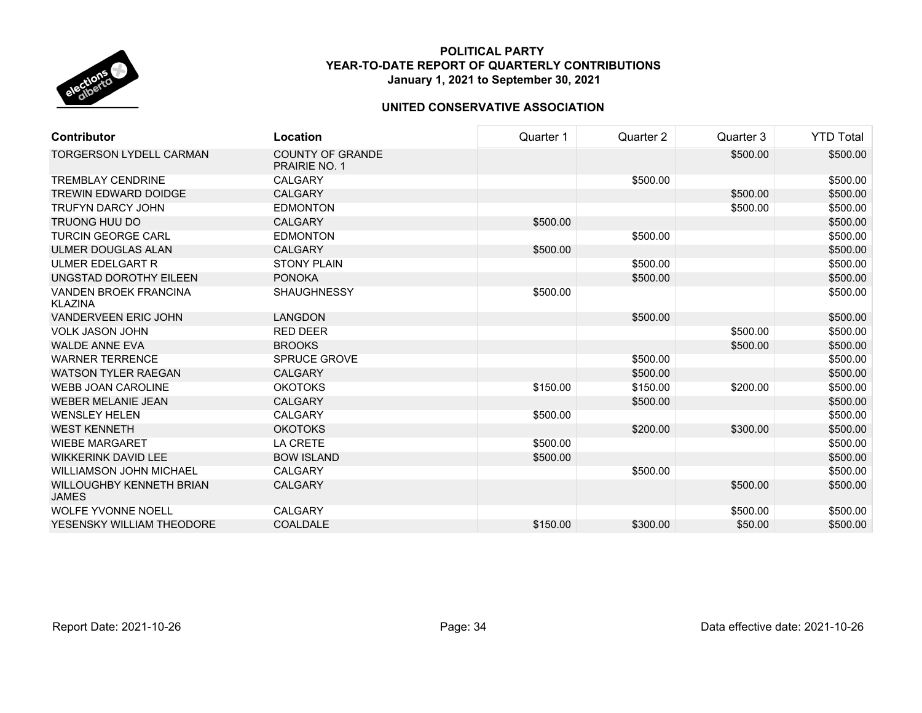# POLITICAL PARTY
## YEAR-TO-DATE REPORT OF QUARTERLY CONTRIBUTIONS
### January 1, 2021 to September 30, 2021

### UNITED CONSERVATIVE ASSOCIATION

| Contributor | Location | Quarter 1 | Quarter 2 | Quarter 3 | YTD Total |
|---|---|---|---|---|---|
| TORGERSON LYDELL CARMAN | COUNTY OF GRANDE PRAIRIE NO. 1 | | | $500.00 | $500.00 |
| TREMBLAY CENDRINE | CALGARY | | $500.00 | | $500.00 |
| TREWIN EDWARD DOIDGE | CALGARY | | | $500.00 | $500.00 |
| TRUFYN DARCY JOHN | EDMONTON | | | $500.00 | $500.00 |
| TRUONG HUU DO | CALGARY | $500.00 | | | $500.00 |
| TURCIN GEORGE CARL | EDMONTON | | $500.00 | | $500.00 |
| ULMER DOUGLAS ALAN | CALGARY | $500.00 | | | $500.00 |
| ULMER EDELGART R | STONY PLAIN | | $500.00 | | $500.00 |
| UNGSTAD DOROTHY EILEEN | PONOKA | | $500.00 | | $500.00 |
| VANDEN BROEK FRANCINA KLAZINA | SHAUGHNESSY | $500.00 | | | $500.00 |
| VANDERVEEN ERIC JOHN | LANGDON | | $500.00 | | $500.00 |
| VOLK JASON JOHN | RED DEER | | | $500.00 | $500.00 |
| WALDE ANNE EVA | BROOKS | | | $500.00 | $500.00 |
| WARNER TERRENCE | SPRUCE GROVE | | $500.00 | | $500.00 |
| WATSON TYLER RAEGAN | CALGARY | | $500.00 | | $500.00 |
| WEBB JOAN CAROLINE | OKOTOKS | $150.00 | $150.00 | $200.00 | $500.00 |
| WEBER MELANIE JEAN | CALGARY | | $500.00 | | $500.00 |
| WENSLEY HELEN | CALGARY | $500.00 | | | $500.00 |
| WEST KENNETH | OKOTOKS | | $200.00 | $300.00 | $500.00 |
| WIEBE MARGARET | LA CRETE | $500.00 | | | $500.00 |
| WIKKERINK DAVID LEE | BOW ISLAND | $500.00 | | | $500.00 |
| WILLIAMSON JOHN MICHAEL | CALGARY | | $500.00 | | $500.00 |
| WILLOUGHBY KENNETH BRIAN JAMES | CALGARY | | | $500.00 | $500.00 |
| WOLFE YVONNE NOELL | CALGARY | | | $500.00 | $500.00 |
| YESENSKY WILLIAM THEODORE | COALDALE | $150.00 | $300.00 | $50.00 | $500.00 |

Report Date: 2021-10-26 | Data effective date: 2021-10-26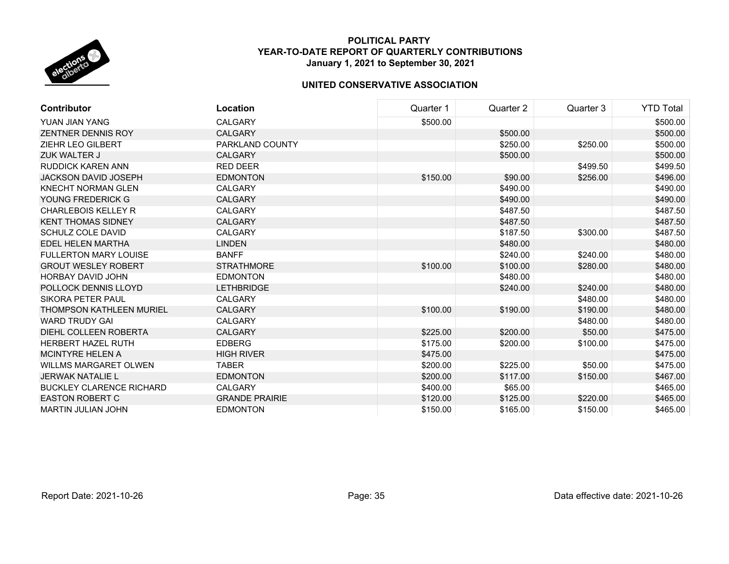# POLITICAL PARTY
# YEAR-TO-DATE REPORT OF QUARTERLY CONTRIBUTIONS
## January 1, 2021 to September 30, 2021

## UNITED CONSERVATIVE ASSOCIATION

| Contributor | Location | Quarter 1 | Quarter 2 | Quarter 3 | YTD Total |
|---|---|---|---|---|---|
| YUAN JIAN YANG | CALGARY | $500.00 | | | $500.00 |
| ZENTNER DENNIS ROY | CALGARY | | $500.00 | | $500.00 |
| ZIEHR LEO GILBERT | PARKLAND COUNTY | | $250.00 | $250.00 | $500.00 |
| ZUK WALTER J | CALGARY | | $500.00 | | $500.00 |
| RUDDICK KAREN ANN | RED DEER | | | $499.50 | $499.50 |
| JACKSON DAVID JOSEPH | EDMONTON | $150.00 | $90.00 | $256.00 | $496.00 |
| KNECHT NORMAN GLEN | CALGARY | | $490.00 | | $490.00 |
| YOUNG FREDERICK G | CALGARY | | $490.00 | | $490.00 |
| CHARLEBOIS KELLEY R | CALGARY | | $487.50 | | $487.50 |
| KENT THOMAS SIDNEY | CALGARY | | $487.50 | | $487.50 |
| SCHULZ COLE DAVID | CALGARY | | $187.50 | $300.00 | $487.50 |
| EDEL HELEN MARTHA | LINDEN | | $480.00 | | $480.00 |
| FULLERTON MARY LOUISE | BANFF | | $240.00 | $240.00 | $480.00 |
| GROUT WESLEY ROBERT | STRATHMORE | $100.00 | $100.00 | $280.00 | $480.00 |
| HORBAY DAVID JOHN | EDMONTON | | $480.00 | | $480.00 |
| POLLOCK DENNIS LLOYD | LETHBRIDGE | | $240.00 | $240.00 | $480.00 |
| SIKORA PETER PAUL | CALGARY | | | $480.00 | $480.00 |
| THOMPSON KATHLEEN MURIEL | CALGARY | $100.00 | $190.00 | $190.00 | $480.00 |
| WARD TRUDY GAI | CALGARY | | | $480.00 | $480.00 |
| DIEHL COLLEEN ROBERTA | CALGARY | $225.00 | $200.00 | $50.00 | $475.00 |
| HERBERT HAZEL RUTH | EDBERG | $175.00 | $200.00 | $100.00 | $475.00 |
| MCINTYRE HELEN A | HIGH RIVER | $475.00 | | | $475.00 |
| WILLMS MARGARET OLWEN | TABER | $200.00 | $225.00 | $50.00 | $475.00 |
| JERWAK NATALIE L | EDMONTON | $200.00 | $117.00 | $150.00 | $467.00 |
| BUCKLEY CLARENCE RICHARD | CALGARY | $400.00 | $65.00 | | $465.00 |
| EASTON ROBERT C | GRANDE PRAIRIE | $120.00 | $125.00 | $220.00 | $465.00 |
| MARTIN JULIAN JOHN | EDMONTON | $150.00 | $165.00 | $150.00 | $465.00 |

Report Date: 2021-10-26

Data effective date: 2021-10-26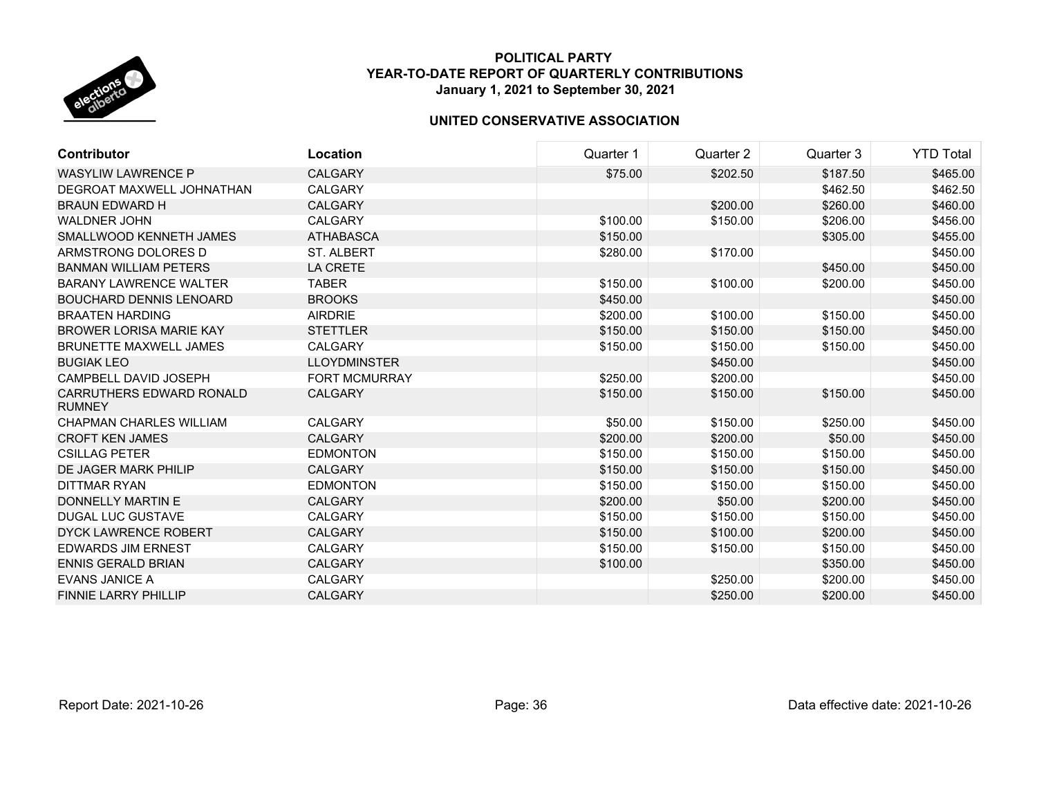**POLITICAL PARTY**
**YEAR-TO-DATE REPORT OF QUARTERLY CONTRIBUTIONS**
**January 1, 2021 to September 30, 2021**

**UNITED CONSERVATIVE ASSOCIATION**

| Contributor | Location | Quarter 1 | Quarter 2 | Quarter 3 | YTD Total |
|---|---|---|---|---|---|
| WASYLIW LAWRENCE P | CALGARY | $75.00 | $202.50 | $187.50 | $465.00 |
| DEGROAT MAXWELL JOHNATHAN | CALGARY | | | $462.50 | $462.50 |
| BRAUN EDWARD H | CALGARY | | $200.00 | $260.00 | $460.00 |
| WALDNER JOHN | CALGARY | $100.00 | $150.00 | $206.00 | $456.00 |
| SMALLWOOD KENNETH JAMES | ATHABASCA | $150.00 | | $305.00 | $455.00 |
| ARMSTRONG DOLORES D | ST. ALBERT | $280.00 | $170.00 | | $450.00 |
| BANMAN WILLIAM PETERS | LA CRETE | | | $450.00 | $450.00 |
| BARANY LAWRENCE WALTER | TABER | $150.00 | $100.00 | $200.00 | $450.00 |
| BOUCHARD DENNIS LENOARD | BROOKS | $450.00 | | | $450.00 |
| BRAATEN HARDING | AIRDRIE | $200.00 | $100.00 | $150.00 | $450.00 |
| BROWER LORISA MARIE KAY | STETTLER | $150.00 | $150.00 | $150.00 | $450.00 |
| BRUNETTE MAXWELL JAMES | CALGARY | $150.00 | $150.00 | $150.00 | $450.00 |
| BUGIAK LEO | LLOYDMINSTER | | $450.00 | | $450.00 |
| CAMPBELL DAVID JOSEPH | FORT MCMURRAY | $250.00 | $200.00 | | $450.00 |
| CARRUTHERS EDWARD RONALD RUMNEY | CALGARY | $150.00 | $150.00 | $150.00 | $450.00 |
| CHAPMAN CHARLES WILLIAM | CALGARY | $50.00 | $150.00 | $250.00 | $450.00 |
| CROFT KEN JAMES | CALGARY | $200.00 | $200.00 | $50.00 | $450.00 |
| CSILLAG PETER | EDMONTON | $150.00 | $150.00 | $150.00 | $450.00 |
| DE JAGER MARK PHILIP | CALGARY | $150.00 | $150.00 | $150.00 | $450.00 |
| DITTMAR RYAN | EDMONTON | $150.00 | $150.00 | $150.00 | $450.00 |
| DONNELLY MARTIN E | CALGARY | $200.00 | $50.00 | $200.00 | $450.00 |
| DUGAL LUC GUSTAVE | CALGARY | $150.00 | $150.00 | $150.00 | $450.00 |
| DYCK LAWRENCE ROBERT | CALGARY | $150.00 | $100.00 | $200.00 | $450.00 |
| EDWARDS JIM ERNEST | CALGARY | $150.00 | $150.00 | $150.00 | $450.00 |
| ENNIS GERALD BRIAN | CALGARY | $100.00 | | $350.00 | $450.00 |
| EVANS JANICE A | CALGARY | | $250.00 | $200.00 | $450.00 |
| FINNIE LARRY PHILLIP | CALGARY | | $250.00 | $200.00 | $450.00 |

Report Date: 2021-10-26 | Data effective date: 2021-10-26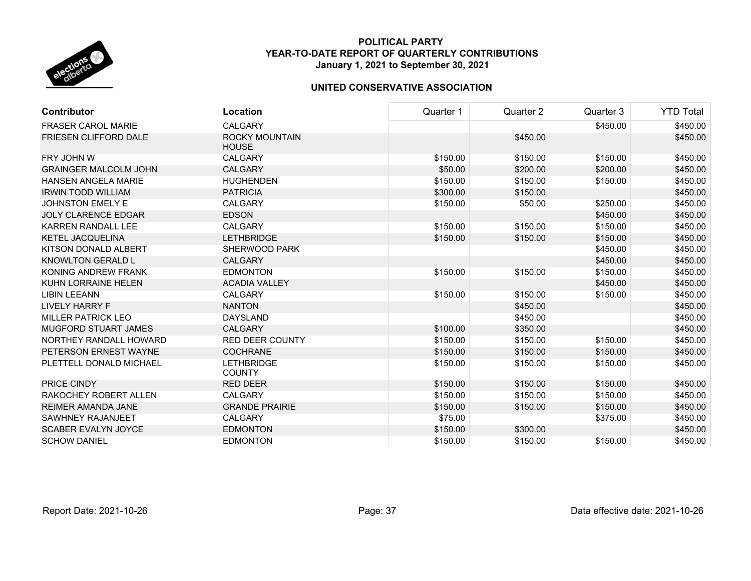**POLITICAL PARTY**
**YEAR-TO-DATE REPORT OF QUARTERLY CONTRIBUTIONS**
**January 1, 2021 to September 30, 2021**

**UNITED CONSERVATIVE ASSOCIATION**

| Contributor | Location | Quarter 1 | Quarter 2 | Quarter 3 | YTD Total |
|---|---|---|---|---|---|
| FRASER CAROL MARIE | CALGARY | | | $450.00 | $450.00 |
| FRIESEN CLIFFORD DALE | ROCKY MOUNTAIN HOUSE | | $450.00 | | $450.00 |
| FRY JOHN W | CALGARY | $150.00 | $150.00 | $150.00 | $450.00 |
| GRAINGER MALCOLM JOHN | CALGARY | $50.00 | $200.00 | $200.00 | $450.00 |
| HANSEN ANGELA MARIE | HUGHENDEN | $150.00 | $150.00 | $150.00 | $450.00 |
| IRWIN TODD WILLIAM | PATRICIA | $300.00 | $150.00 | | $450.00 |
| JOHNSTON EMELY E | CALGARY | $150.00 | $50.00 | $250.00 | $450.00 |
| JOLY CLARENCE EDGAR | EDSON | | | $450.00 | $450.00 |
| KARREN RANDALL LEE | CALGARY | $150.00 | $150.00 | $150.00 | $450.00 |
| KETEL JACQUELINA | LETHBRIDGE | $150.00 | $150.00 | $150.00 | $450.00 |
| KITSON DONALD ALBERT | SHERWOOD PARK | | | $450.00 | $450.00 |
| KNOWLTON GERALD L | CALGARY | | | $450.00 | $450.00 |
| KONING ANDREW FRANK | EDMONTON | $150.00 | $150.00 | $150.00 | $450.00 |
| KUHN LORRAINE HELEN | ACADIA VALLEY | | | $450.00 | $450.00 |
| LIBIN LEEANN | CALGARY | $150.00 | $150.00 | $150.00 | $450.00 |
| LIVELY HARRY F | NANTON | | $450.00 | | $450.00 |
| MILLER PATRICK LEO | DAYSLAND | | $450.00 | | $450.00 |
| MUGFORD STUART JAMES | CALGARY | $100.00 | $350.00 | | $450.00 |
| NORTHEY RANDALL HOWARD | RED DEER COUNTY | $150.00 | $150.00 | $150.00 | $450.00 |
| PETERSON ERNEST WAYNE | COCHRANE | $150.00 | $150.00 | $150.00 | $450.00 |
| PLETTELL DONALD MICHAEL | LETHBRIDGE COUNTY | $150.00 | $150.00 | $150.00 | $450.00 |
| PRICE CINDY | RED DEER | $150.00 | $150.00 | $150.00 | $450.00 |
| RAKOCHEY ROBERT ALLEN | CALGARY | $150.00 | $150.00 | $150.00 | $450.00 |
| REIMER AMANDA JANE | GRANDE PRAIRIE | $150.00 | $150.00 | $150.00 | $450.00 |
| SAWHNEY RAJANJEET | CALGARY | $75.00 | | $375.00 | $450.00 |
| SCABER EVALYN JOYCE | EDMONTON | $150.00 | $300.00 | | $450.00 |
| SCHOW DANIEL | EDMONTON | $150.00 | $150.00 | $150.00 | $450.00 |

Report Date: 2021-10-26 Data effective date: 2021-10-26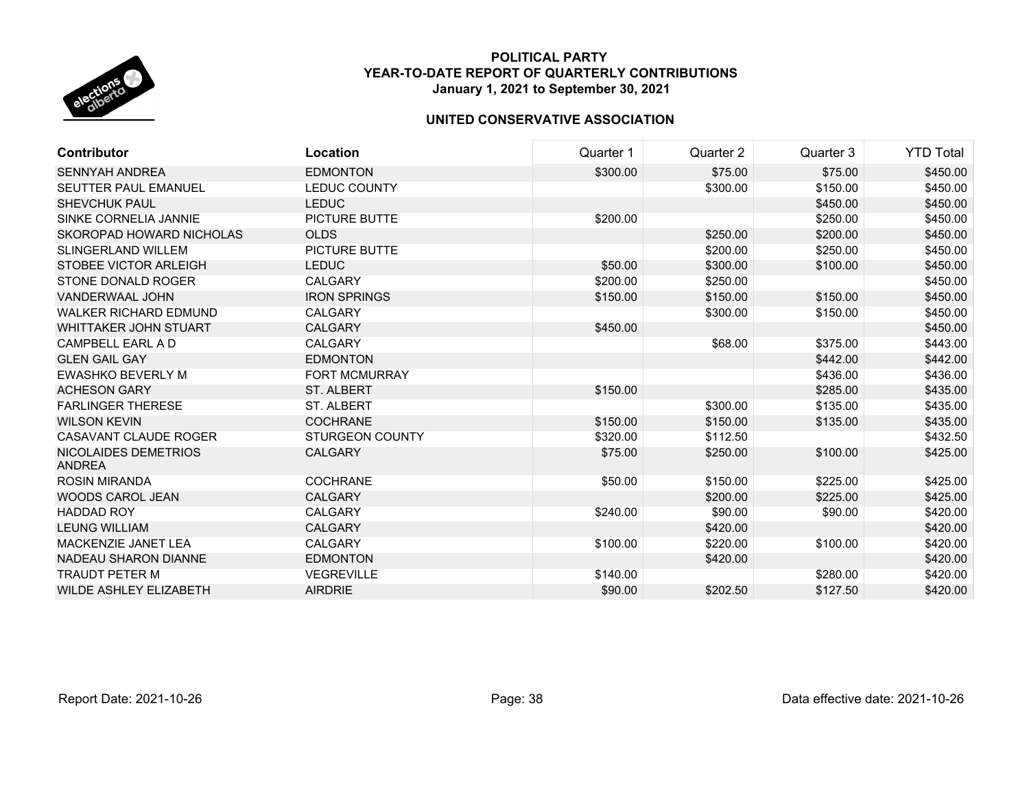**POLITICAL PARTY**
**YEAR-TO-DATE REPORT OF QUARTERLY CONTRIBUTIONS**
**January 1, 2021 to September 30, 2021**

**UNITED CONSERVATIVE ASSOCIATION**

| Contributor | Location | Quarter 1 | Quarter 2 | Quarter 3 | YTD Total |
|---|---|---|---|---|---|
| SENNYAH ANDREA | EDMONTON | $300.00 | $75.00 | $75.00 | $450.00 |
| SEUTTER PAUL EMANUEL | LEDUC COUNTY | | $300.00 | $150.00 | $450.00 |
| SHEVCHUK PAUL | LEDUC | | | $450.00 | $450.00 |
| SINKE CORNELIA JANNIE | PICTURE BUTTE | $200.00 | | $250.00 | $450.00 |
| SKOROPAD HOWARD NICHOLAS | OLDS | | $250.00 | $200.00 | $450.00 |
| SLINGERLAND WILLEM | PICTURE BUTTE | | $200.00 | $250.00 | $450.00 |
| STOBEE VICTOR ARLEIGH | LEDUC | $50.00 | $300.00 | $100.00 | $450.00 |
| STONE DONALD ROGER | CALGARY | $200.00 | $250.00 | | $450.00 |
| VANDERWAAL JOHN | IRON SPRINGS | $150.00 | $150.00 | $150.00 | $450.00 |
| WALKER RICHARD EDMUND | CALGARY | | $300.00 | $150.00 | $450.00 |
| WHITTAKER JOHN STUART | CALGARY | $450.00 | | | $450.00 |
| CAMPBELL EARL A D | CALGARY | | $68.00 | $375.00 | $443.00 |
| GLEN GAIL GAY | EDMONTON | | | $442.00 | $442.00 |
| EWASHKO BEVERLY M | FORT MCMURRAY | | | $436.00 | $436.00 |
| ACHESON GARY | ST. ALBERT | $150.00 | | $285.00 | $435.00 |
| FARLINGER THERESE | ST. ALBERT | | $300.00 | $135.00 | $435.00 |
| WILSON KEVIN | COCHRANE | $150.00 | $150.00 | $135.00 | $435.00 |
| CASAVANT CLAUDE ROGER | STURGEON COUNTY | $320.00 | $112.50 | | $432.50 |
| NICOLAIDES DEMETRIOS ANDREA | CALGARY | $75.00 | $250.00 | $100.00 | $425.00 |
| ROSIN MIRANDA | COCHRANE | $50.00 | $150.00 | $225.00 | $425.00 |
| WOODS CAROL JEAN | CALGARY | | $200.00 | $225.00 | $425.00 |
| HADDAD ROY | CALGARY | $240.00 | $90.00 | $90.00 | $420.00 |
| LEUNG WILLIAM | CALGARY | | $420.00 | | $420.00 |
| MACKENZIE JANET LEA | CALGARY | $100.00 | $220.00 | $100.00 | $420.00 |
| NADEAU SHARON DIANNE | EDMONTON | | $420.00 | | $420.00 |
| TRAUDT PETER M | VEGREVILLE | $140.00 | | $280.00 | $420.00 |
| WILDE ASHLEY ELIZABETH | AIRDRIE | $90.00 | $202.50 | $127.50 | $420.00 |

Report Date: 2021-10-26 | Data effective date: 2021-10-26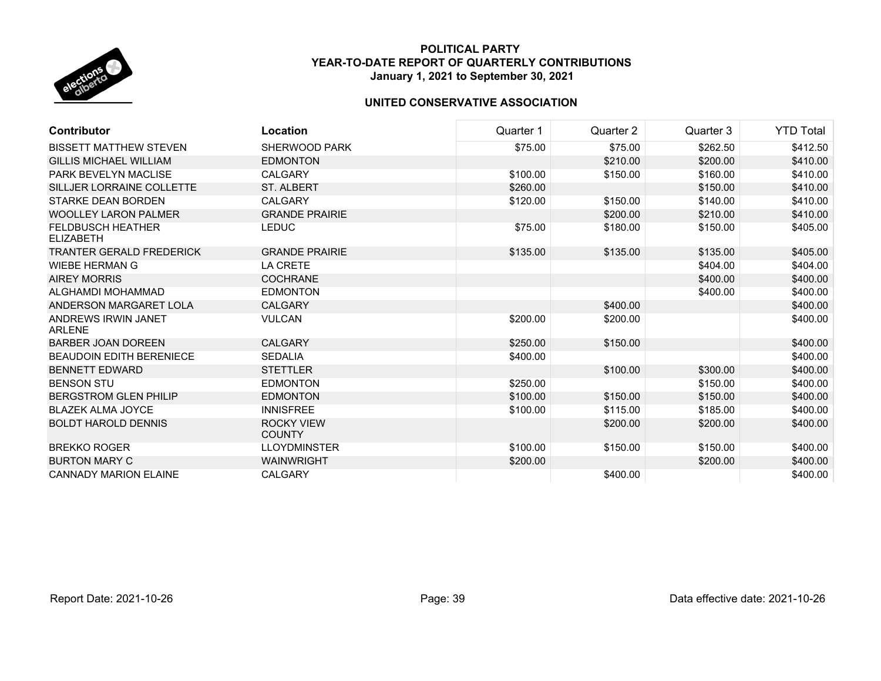# POLITICAL PARTY
## YEAR-TO-DATE REPORT OF QUARTERLY CONTRIBUTIONS
### January 1, 2021 to September 30, 2021

### UNITED CONSERVATIVE ASSOCIATION

| Contributor | Location | Quarter 1 | Quarter 2 | Quarter 3 | YTD Total |
|---|---|---|---|---|---|
| BISSETT MATTHEW STEVEN | SHERWOOD PARK | $75.00 | $75.00 | $262.50 | $412.50 |
| GILLIS MICHAEL WILLIAM | EDMONTON | | $210.00 | $200.00 | $410.00 |
| PARK BEVELYN MACLISE | CALGARY | $100.00 | $150.00 | $160.00 | $410.00 |
| SILLJER LORRAINE COLLETTE | ST. ALBERT | $260.00 | | $150.00 | $410.00 |
| STARKE DEAN BORDEN | CALGARY | $120.00 | $150.00 | $140.00 | $410.00 |
| WOOLLEY LARON PALMER | GRANDE PRAIRIE | | $200.00 | $210.00 | $410.00 |
| FELDBUSCH HEATHER ELIZABETH | LEDUC | $75.00 | $180.00 | $150.00 | $405.00 |
| TRANTER GERALD FREDERICK | GRANDE PRAIRIE | $135.00 | $135.00 | $135.00 | $405.00 |
| WIEBE HERMAN G | LA CRETE | | | $404.00 | $404.00 |
| AIREY MORRIS | COCHRANE | | | $400.00 | $400.00 |
| ALGHAMDI MOHAMMAD | EDMONTON | | | $400.00 | $400.00 |
| ANDERSON MARGARET LOLA | CALGARY | | $400.00 | | $400.00 |
| ANDREWS IRWIN JANET ARLENE | VULCAN | $200.00 | $200.00 | | $400.00 |
| BARBER JOAN DOREEN | CALGARY | $250.00 | $150.00 | | $400.00 |
| BEAUDOIN EDITH BERENIECE | SEDALIA | $400.00 | | | $400.00 |
| BENNETT EDWARD | STETTLER | | $100.00 | $300.00 | $400.00 |
| BENSON STU | EDMONTON | $250.00 | | $150.00 | $400.00 |
| BERGSTROM GLEN PHILIP | EDMONTON | $100.00 | $150.00 | $150.00 | $400.00 |
| BLAZEK ALMA JOYCE | INNISFREE | $100.00 | $115.00 | $185.00 | $400.00 |
| BOLDT HAROLD DENNIS | ROCKY VIEW COUNTY | | $200.00 | $200.00 | $400.00 |
| BREKKO ROGER | LLOYDMINSTER | $100.00 | $150.00 | $150.00 | $400.00 |
| BURTON MARY C | WAINWRIGHT | $200.00 | | $200.00 | $400.00 |
| CANNADY MARION ELAINE | CALGARY | | $400.00 | | $400.00 |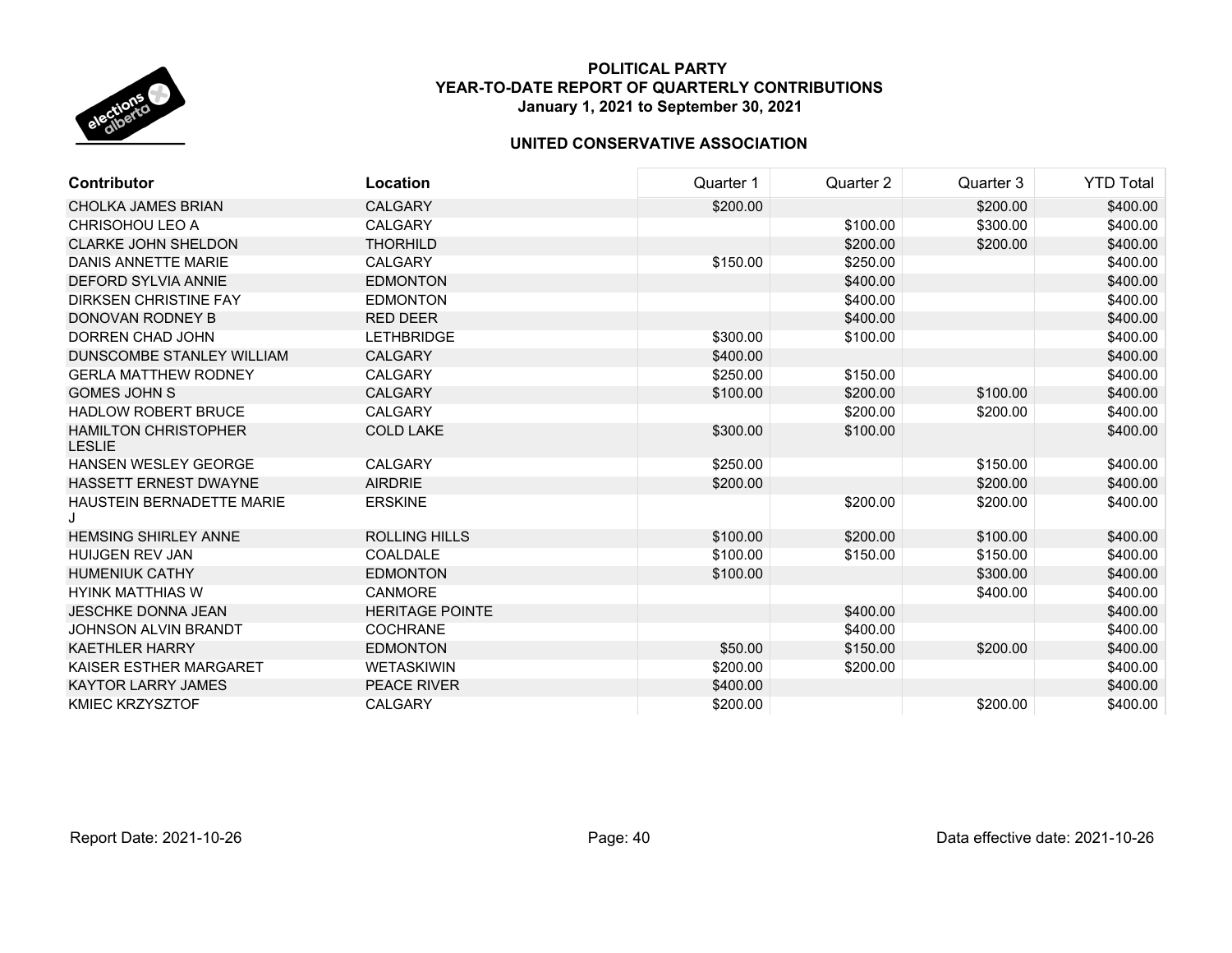**POLITICAL PARTY**
**YEAR-TO-DATE REPORT OF QUARTERLY CONTRIBUTIONS**
**January 1, 2021 to September 30, 2021**

**UNITED CONSERVATIVE ASSOCIATION**

| Contributor | Location | Quarter 1 | Quarter 2 | Quarter 3 | YTD Total |
|---|---|---|---|---|---|
| CHOLKA JAMES BRIAN | CALGARY | $200.00 | | $200.00 | $400.00 |
| CHRISOHOU LEO A | CALGARY | | $100.00 | $300.00 | $400.00 |
| CLARKE JOHN SHELDON | THORHILD | | $200.00 | $200.00 | $400.00 |
| DANIS ANNETTE MARIE | CALGARY | $150.00 | $250.00 | | $400.00 |
| DEFORD SYLVIA ANNIE | EDMONTON | | $400.00 | | $400.00 |
| DIRKSEN CHRISTINE FAY | EDMONTON | | $400.00 | | $400.00 |
| DONOVAN RODNEY B | RED DEER | | $400.00 | | $400.00 |
| DORREN CHAD JOHN | LETHBRIDGE | $300.00 | $100.00 | | $400.00 |
| DUNSCOMBE STANLEY WILLIAM | CALGARY | $400.00 | | | $400.00 |
| GERLA MATTHEW RODNEY | CALGARY | $250.00 | $150.00 | | $400.00 |
| GOMES JOHN S | CALGARY | $100.00 | $200.00 | $100.00 | $400.00 |
| HADLOW ROBERT BRUCE | CALGARY | | $200.00 | $200.00 | $400.00 |
| HAMILTON CHRISTOPHER LESLIE | COLD LAKE | $300.00 | $100.00 | | $400.00 |
| HANSEN WESLEY GEORGE | CALGARY | $250.00 | | $150.00 | $400.00 |
| HASSETT ERNEST DWAYNE | AIRDRIE | $200.00 | | $200.00 | $400.00 |
| HAUSTEIN BERNADETTE MARIE J | ERSKINE | | $200.00 | $200.00 | $400.00 |
| HEMSING SHIRLEY ANNE | ROLLING HILLS | $100.00 | $200.00 | $100.00 | $400.00 |
| HUIJGEN REV JAN | COALDALE | $100.00 | $150.00 | $150.00 | $400.00 |
| HUMENIUK CATHY | EDMONTON | $100.00 | | $300.00 | $400.00 |
| HYINK MATTHIAS W | CANMORE | | | $400.00 | $400.00 |
| JESCHKE DONNA JEAN | HERITAGE POINTE | | $400.00 | | $400.00 |
| JOHNSON ALVIN BRANDT | COCHRANE | | $400.00 | | $400.00 |
| KAETHLER HARRY | EDMONTON | $50.00 | $150.00 | $200.00 | $400.00 |
| KAISER ESTHER MARGARET | WETASKIWIN | $200.00 | $200.00 | | $400.00 |
| KAYTOR LARRY JAMES | PEACE RIVER | $400.00 | | | $400.00 |
| KMIEC KRZYSZTOF | CALGARY | $200.00 | | $200.00 | $400.00 |

Report Date: 2021-10-26 Data effective date: 2021-10-26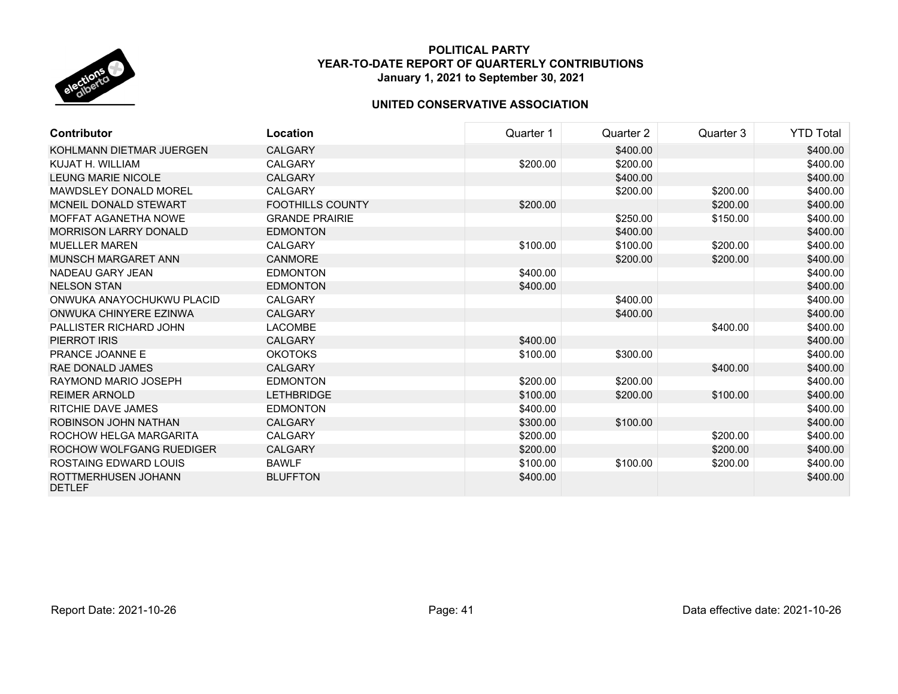**POLITICAL PARTY**
**YEAR-TO-DATE REPORT OF QUARTERLY CONTRIBUTIONS**
**January 1, 2021 to September 30, 2021**

**UNITED CONSERVATIVE ASSOCIATION**

| Contributor | Location | Quarter 1 | Quarter 2 | Quarter 3 | YTD Total |
|---|---|---|---|---|---|
| KOHLMANN DIETMAR JUERGEN | CALGARY | | $400.00 | | $400.00 |
| KUJAT H. WILLIAM | CALGARY | $200.00 | $200.00 | | $400.00 |
| LEUNG MARIE NICOLE | CALGARY | | $400.00 | | $400.00 |
| MAWDSLEY DONALD MOREL | CALGARY | | $200.00 | $200.00 | $400.00 |
| MCNEIL DONALD STEWART | FOOTHILLS COUNTY | $200.00 | | $200.00 | $400.00 |
| MOFFAT AGANETHA NOWE | GRANDE PRAIRIE | | $250.00 | $150.00 | $400.00 |
| MORRISON LARRY DONALD | EDMONTON | | $400.00 | | $400.00 |
| MUELLER MAREN | CALGARY | $100.00 | $100.00 | $200.00 | $400.00 |
| MUNSCH MARGARET ANN | CANMORE | | $200.00 | $200.00 | $400.00 |
| NADEAU GARY JEAN | EDMONTON | $400.00 | | | $400.00 |
| NELSON STAN | EDMONTON | $400.00 | | | $400.00 |
| ONWUKA ANAYOCHUKWU PLACID | CALGARY | | $400.00 | | $400.00 |
| ONWUKA CHINYERE EZINWA | CALGARY | | $400.00 | | $400.00 |
| PALLISTER RICHARD JOHN | LACOMBE | | | $400.00 | $400.00 |
| PIERROT IRIS | CALGARY | $400.00 | | | $400.00 |
| PRANCE JOANNE E | OKOTOKS | $100.00 | $300.00 | | $400.00 |
| RAE DONALD JAMES | CALGARY | | | $400.00 | $400.00 |
| RAYMOND MARIO JOSEPH | EDMONTON | $200.00 | $200.00 | | $400.00 |
| REIMER ARNOLD | LETHBRIDGE | $100.00 | $200.00 | $100.00 | $400.00 |
| RITCHIE DAVE JAMES | EDMONTON | $400.00 | | | $400.00 |
| ROBINSON JOHN NATHAN | CALGARY | $300.00 | $100.00 | | $400.00 |
| ROCHOW HELGA MARGARITA | CALGARY | $200.00 | | $200.00 | $400.00 |
| ROCHOW WOLFGANG RUEDIGER | CALGARY | $200.00 | | $200.00 | $400.00 |
| ROSTAING EDWARD LOUIS | BAWLF | $100.00 | $100.00 | $200.00 | $400.00 |
| ROTTMERHUSEN JOHANN DETLEF | BLUFFTON | $400.00 | | | $400.00 |

Report Date: 2021-10-26 | Data effective date: 2021-10-26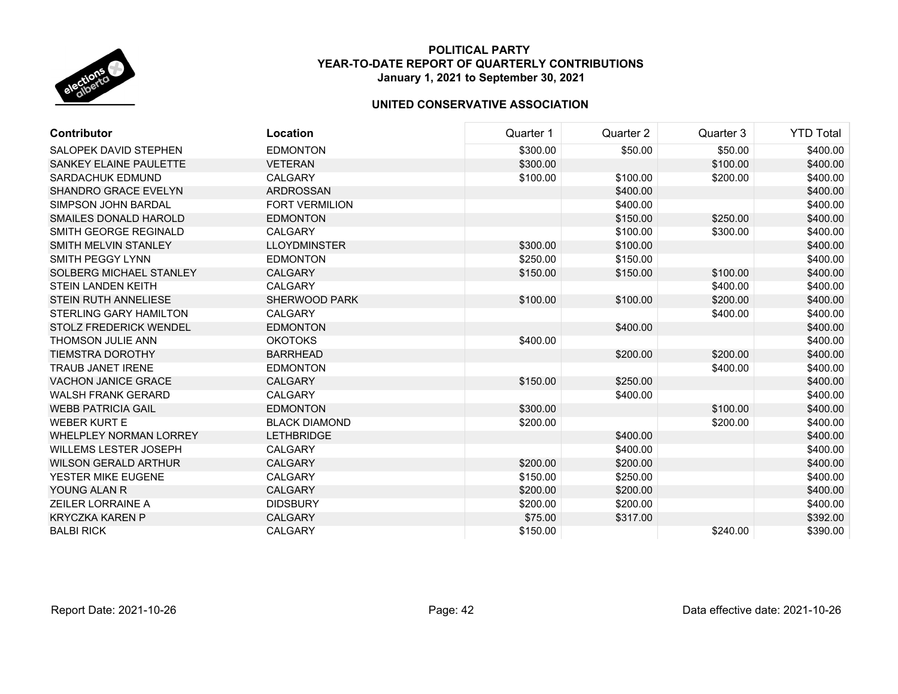**POLITICAL PARTY**
**YEAR-TO-DATE REPORT OF QUARTERLY CONTRIBUTIONS**
**January 1, 2021 to September 30, 2021**

**UNITED CONSERVATIVE ASSOCIATION**

| Contributor | Location | Quarter 1 | Quarter 2 | Quarter 3 | YTD Total |
|---|---|---|---|---|---|
| SALOPEK DAVID STEPHEN | EDMONTON | $300.00 | $50.00 | $50.00 | $400.00 |
| SANKEY ELAINE PAULETTE | VETERAN | $300.00 | | $100.00 | $400.00 |
| SARDACHUK EDMUND | CALGARY | $100.00 | $100.00 | $200.00 | $400.00 |
| SHANDRO GRACE EVELYN | ARDROSSAN | | $400.00 | | $400.00 |
| SIMPSON JOHN BARDAL | FORT VERMILION | | $400.00 | | $400.00 |
| SMAILES DONALD HAROLD | EDMONTON | | $150.00 | $250.00 | $400.00 |
| SMITH GEORGE REGINALD | CALGARY | | $100.00 | $300.00 | $400.00 |
| SMITH MELVIN STANLEY | LLOYDMINSTER | $300.00 | $100.00 | | $400.00 |
| SMITH PEGGY LYNN | EDMONTON | $250.00 | $150.00 | | $400.00 |
| SOLBERG MICHAEL STANLEY | CALGARY | $150.00 | $150.00 | $100.00 | $400.00 |
| STEIN LANDEN KEITH | CALGARY | | | $400.00 | $400.00 |
| STEIN RUTH ANNELIESE | SHERWOOD PARK | $100.00 | $100.00 | $200.00 | $400.00 |
| STERLING GARY HAMILTON | CALGARY | | | $400.00 | $400.00 |
| STOLZ FREDERICK WENDEL | EDMONTON | | $400.00 | | $400.00 |
| THOMSON JULIE ANN | OKOTOKS | $400.00 | | | $400.00 |
| TIEMSTRA DOROTHY | BARRHEAD | | $200.00 | $200.00 | $400.00 |
| TRAUB JANET IRENE | EDMONTON | | | $400.00 | $400.00 |
| VACHON JANICE GRACE | CALGARY | $150.00 | $250.00 | | $400.00 |
| WALSH FRANK GERARD | CALGARY | | $400.00 | | $400.00 |
| WEBB PATRICIA GAIL | EDMONTON | $300.00 | | $100.00 | $400.00 |
| WEBER KURT E | BLACK DIAMOND | $200.00 | | $200.00 | $400.00 |
| WHELPLEY NORMAN LORREY | LETHBRIDGE | | $400.00 | | $400.00 |
| WILLEMS LESTER JOSEPH | CALGARY | | $400.00 | | $400.00 |
| WILSON GERALD ARTHUR | CALGARY | $200.00 | $200.00 | | $400.00 |
| YESTER MIKE EUGENE | CALGARY | $150.00 | $250.00 | | $400.00 |
| YOUNG ALAN R | CALGARY | $200.00 | $200.00 | | $400.00 |
| ZEILER LORRAINE A | DIDSBURY | $200.00 | $200.00 | | $400.00 |
| KRYCZKA KAREN P | CALGARY | $75.00 | $317.00 | | $392.00 |
| BALBI RICK | CALGARY | $150.00 | | $240.00 | $390.00 |

Report Date: 2021-10-26

Data effective date: 2021-10-26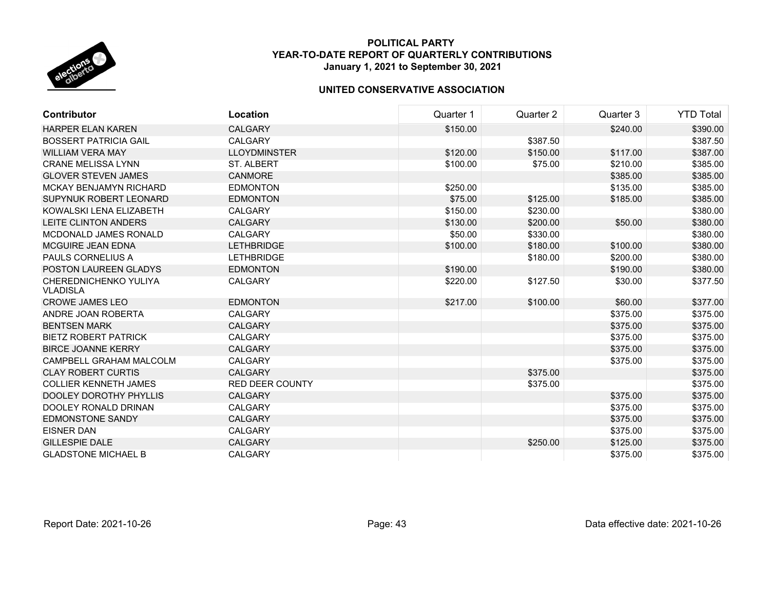**POLITICAL PARTY**
**YEAR-TO-DATE REPORT OF QUARTERLY CONTRIBUTIONS**
**January 1, 2021 to September 30, 2021**

**UNITED CONSERVATIVE ASSOCIATION**

| Contributor | Location | Quarter 1 | Quarter 2 | Quarter 3 | YTD Total |
|---|---|---|---|---|---|
| HARPER ELAN KAREN | CALGARY | $150.00 | | $240.00 | $390.00 |
| BOSSERT PATRICIA GAIL | CALGARY | | $387.50 | | $387.50 |
| WILLIAM VERA MAY | LLOYDMINSTER | $120.00 | $150.00 | $117.00 | $387.00 |
| CRANE MELISSA LYNN | ST. ALBERT | $100.00 | $75.00 | $210.00 | $385.00 |
| GLOVER STEVEN JAMES | CANMORE | | | $385.00 | $385.00 |
| MCKAY BENJAMYN RICHARD | EDMONTON | $250.00 | | $135.00 | $385.00 |
| SUPYNUK ROBERT LEONARD | EDMONTON | $75.00 | $125.00 | $185.00 | $385.00 |
| KOWALSKI LENA ELIZABETH | CALGARY | $150.00 | $230.00 | | $380.00 |
| LEITE CLINTON ANDERS | CALGARY | $130.00 | $200.00 | $50.00 | $380.00 |
| MCDONALD JAMES RONALD | CALGARY | $50.00 | $330.00 | | $380.00 |
| MCGUIRE JEAN EDNA | LETHBRIDGE | $100.00 | $180.00 | $100.00 | $380.00 |
| PAULS CORNELIUS A | LETHBRIDGE | | $180.00 | $200.00 | $380.00 |
| POSTON LAUREEN GLADYS | EDMONTON | $190.00 | | $190.00 | $380.00 |
| CHEREDNICHENKO YULIYA VLADISLA | CALGARY | $220.00 | $127.50 | $30.00 | $377.50 |
| CROWE JAMES LEO | EDMONTON | $217.00 | $100.00 | $60.00 | $377.00 |
| ANDRE JOAN ROBERTA | CALGARY | | | $375.00 | $375.00 |
| BENTSEN MARK | CALGARY | | | $375.00 | $375.00 |
| BIETZ ROBERT PATRICK | CALGARY | | | $375.00 | $375.00 |
| BIRCE JOANNE KERRY | CALGARY | | | $375.00 | $375.00 |
| CAMPBELL GRAHAM MALCOLM | CALGARY | | | $375.00 | $375.00 |
| CLAY ROBERT CURTIS | CALGARY | | $375.00 | | $375.00 |
| COLLIER KENNETH JAMES | RED DEER COUNTY | | $375.00 | | $375.00 |
| DOOLEY DOROTHY PHYLLIS | CALGARY | | | $375.00 | $375.00 |
| DOOLEY RONALD DRINAN | CALGARY | | | $375.00 | $375.00 |
| EDMONSTONE SANDY | CALGARY | | | $375.00 | $375.00 |
| EISNER DAN | CALGARY | | | $375.00 | $375.00 |
| GILLESPIE DALE | CALGARY | | $250.00 | $125.00 | $375.00 |
| GLADSTONE MICHAEL B | CALGARY | | | $375.00 | $375.00 |

Report Date: 2021-10-26 Data effective date: 2021-10-26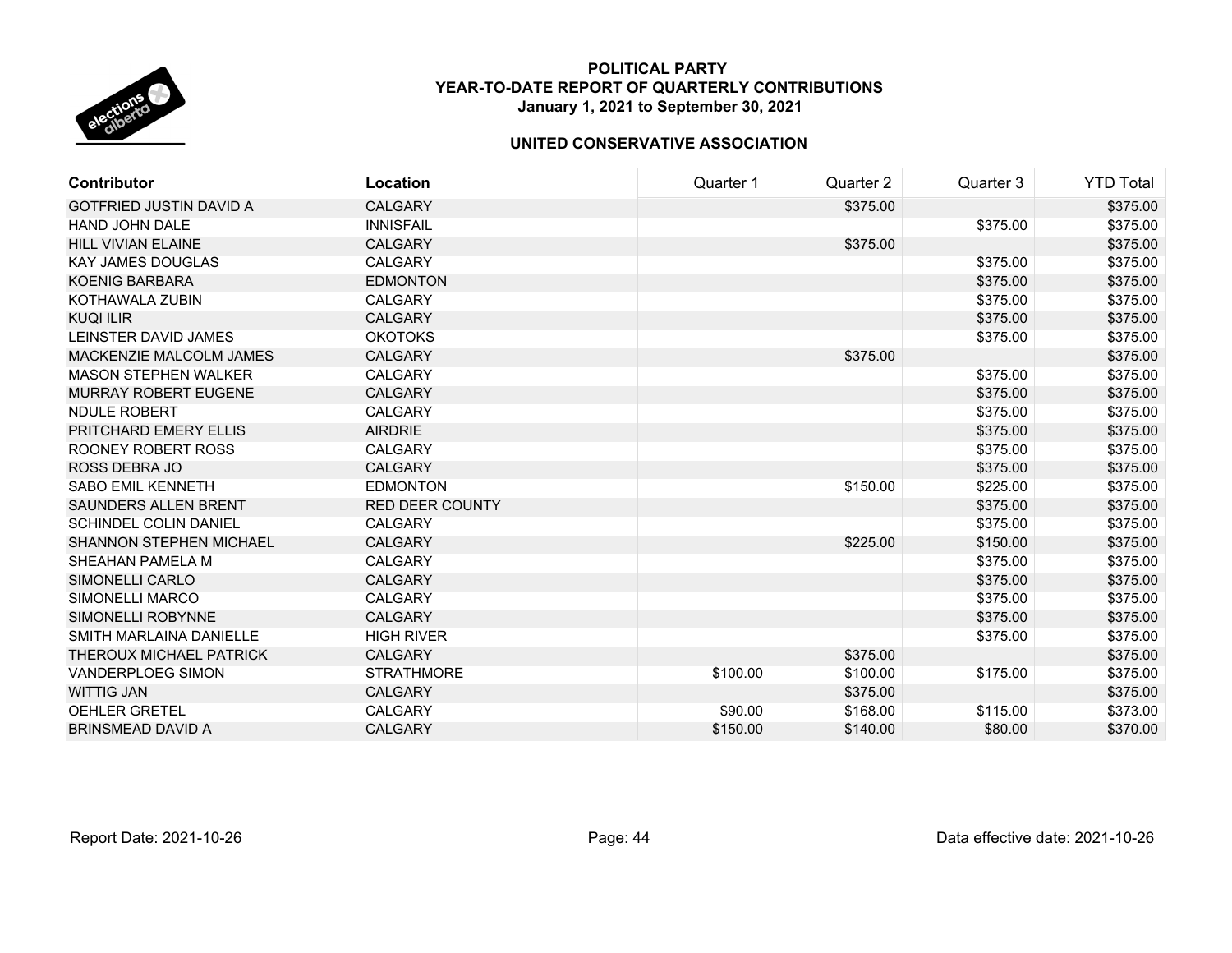**POLITICAL PARTY**
**YEAR-TO-DATE REPORT OF QUARTERLY CONTRIBUTIONS**
**January 1, 2021 to September 30, 2021**

**UNITED CONSERVATIVE ASSOCIATION**

| Contributor | Location | Quarter 1 | Quarter 2 | Quarter 3 | YTD Total |
|---|---|---|---|---|---|
| GOTFRIED JUSTIN DAVID A | CALGARY | | $375.00 | | $375.00 |
| HAND JOHN DALE | INNISFAIL | | | $375.00 | $375.00 |
| HILL VIVIAN ELAINE | CALGARY | | $375.00 | | $375.00 |
| KAY JAMES DOUGLAS | CALGARY | | | $375.00 | $375.00 |
| KOENIG BARBARA | EDMONTON | | | $375.00 | $375.00 |
| KOTHAWALA ZUBIN | CALGARY | | | $375.00 | $375.00 |
| KUQI ILIR | CALGARY | | | $375.00 | $375.00 |
| LEINSTER DAVID JAMES | OKOTOKS | | | $375.00 | $375.00 |
| MACKENZIE MALCOLM JAMES | CALGARY | | $375.00 | | $375.00 |
| MASON STEPHEN WALKER | CALGARY | | | $375.00 | $375.00 |
| MURRAY ROBERT EUGENE | CALGARY | | | $375.00 | $375.00 |
| NDULE ROBERT | CALGARY | | | $375.00 | $375.00 |
| PRITCHARD EMERY ELLIS | AIRDRIE | | | $375.00 | $375.00 |
| ROONEY ROBERT ROSS | CALGARY | | | $375.00 | $375.00 |
| ROSS DEBRA JO | CALGARY | | | $375.00 | $375.00 |
| SABO EMIL KENNETH | EDMONTON | | $150.00 | $225.00 | $375.00 |
| SAUNDERS ALLEN BRENT | RED DEER COUNTY | | | $375.00 | $375.00 |
| SCHINDEL COLIN DANIEL | CALGARY | | | $375.00 | $375.00 |
| SHANNON STEPHEN MICHAEL | CALGARY | | $225.00 | $150.00 | $375.00 |
| SHEAHAN PAMELA M | CALGARY | | | $375.00 | $375.00 |
| SIMONELLI CARLO | CALGARY | | | $375.00 | $375.00 |
| SIMONELLI MARCO | CALGARY | | | $375.00 | $375.00 |
| SIMONELLI ROBYNNE | CALGARY | | | $375.00 | $375.00 |
| SMITH MARLAINA DANIELLE | HIGH RIVER | | | $375.00 | $375.00 |
| THEROUX MICHAEL PATRICK | CALGARY | | $375.00 | | $375.00 |
| VANDERPLOEG SIMON | STRATHMORE | $100.00 | $100.00 | $175.00 | $375.00 |
| WITTIG JAN | CALGARY | | $375.00 | | $375.00 |
| OEHLER GRETEL | CALGARY | $90.00 | $168.00 | $115.00 | $373.00 |
| BRINSMEAD DAVID A | CALGARY | $150.00 | $140.00 | $80.00 | $370.00 |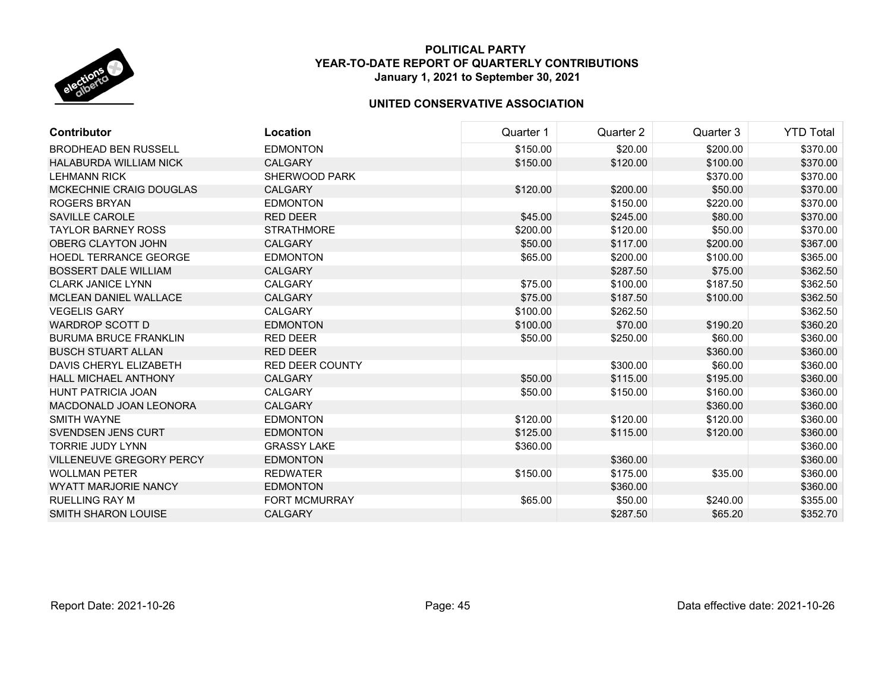# POLITICAL PARTY
## YEAR-TO-DATE REPORT OF QUARTERLY CONTRIBUTIONS
### January 1, 2021 to September 30, 2021

### UNITED CONSERVATIVE ASSOCIATION

| Contributor | Location | Quarter 1 | Quarter 2 | Quarter 3 | YTD Total |
|---|---|---|---|---|---|
| BRODHEAD BEN RUSSELL | EDMONTON | $150.00 | $20.00 | $200.00 | $370.00 |
| HALABURDA WILLIAM NICK | CALGARY | $150.00 | $120.00 | $100.00 | $370.00 |
| LEHMANN RICK | SHERWOOD PARK | | | $370.00 | $370.00 |
| MCKECHNIE CRAIG DOUGLAS | CALGARY | $120.00 | $200.00 | $50.00 | $370.00 |
| ROGERS BRYAN | EDMONTON | | $150.00 | $220.00 | $370.00 |
| SAVILLE CAROLE | RED DEER | $45.00 | $245.00 | $80.00 | $370.00 |
| TAYLOR BARNEY ROSS | STRATHMORE | $200.00 | $120.00 | $50.00 | $370.00 |
| OBERG CLAYTON JOHN | CALGARY | $50.00 | $117.00 | $200.00 | $367.00 |
| HOEDL TERRANCE GEORGE | EDMONTON | $65.00 | $200.00 | $100.00 | $365.00 |
| BOSSERT DALE WILLIAM | CALGARY | | $287.50 | $75.00 | $362.50 |
| CLARK JANICE LYNN | CALGARY | $75.00 | $100.00 | $187.50 | $362.50 |
| MCLEAN DANIEL WALLACE | CALGARY | $75.00 | $187.50 | $100.00 | $362.50 |
| VEGELIS GARY | CALGARY | $100.00 | $262.50 | | $362.50 |
| WARDROP SCOTT D | EDMONTON | $100.00 | $70.00 | $190.20 | $360.20 |
| BURUMA BRUCE FRANKLIN | RED DEER | $50.00 | $250.00 | $60.00 | $360.00 |
| BUSCH STUART ALLAN | RED DEER | | | $360.00 | $360.00 |
| DAVIS CHERYL ELIZABETH | RED DEER COUNTY | | $300.00 | $60.00 | $360.00 |
| HALL MICHAEL ANTHONY | CALGARY | $50.00 | $115.00 | $195.00 | $360.00 |
| HUNT PATRICIA JOAN | CALGARY | $50.00 | $150.00 | $160.00 | $360.00 |
| MACDONALD JOAN LEONORA | CALGARY | | | $360.00 | $360.00 |
| SMITH WAYNE | EDMONTON | $120.00 | $120.00 | $120.00 | $360.00 |
| SVENDSEN JENS CURT | EDMONTON | $125.00 | $115.00 | $120.00 | $360.00 |
| TORRIE JUDY LYNN | GRASSY LAKE | $360.00 | | | $360.00 |
| VILLENEUVE GREGORY PERCY | EDMONTON | | $360.00 | | $360.00 |
| WOLLMAN PETER | REDWATER | $150.00 | $175.00 | $35.00 | $360.00 |
| WYATT MARJORIE NANCY | EDMONTON | | $360.00 | | $360.00 |
| RUELLING RAY M | FORT MCMURRAY | $65.00 | $50.00 | $240.00 | $355.00 |
| SMITH SHARON LOUISE | CALGARY | | $287.50 | $65.20 | $352.70 |

Report Date: 2021-10-26 | Data effective date: 2021-10-26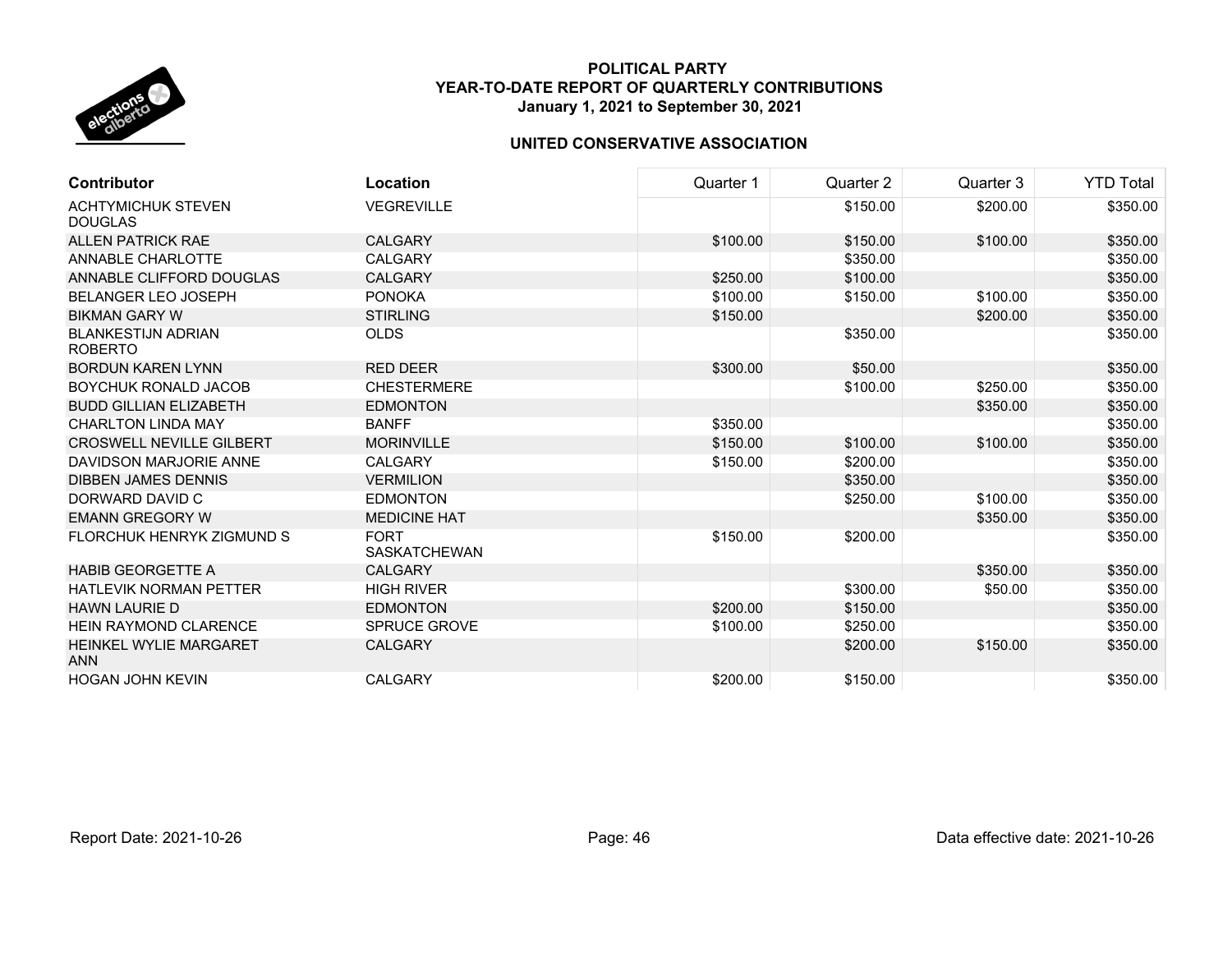**POLITICAL PARTY**
**YEAR-TO-DATE REPORT OF QUARTERLY CONTRIBUTIONS**
**January 1, 2021 to September 30, 2021**

**UNITED CONSERVATIVE ASSOCIATION**

| Contributor | Location | Quarter 1 | Quarter 2 | Quarter 3 | YTD Total |
|---|---|---|---|---|---|
| ACHTYMICHUK STEVEN DOUGLAS | VEGREVILLE | | $150.00 | $200.00 | $350.00 |
| ALLEN PATRICK RAE | CALGARY | $100.00 | $150.00 | $100.00 | $350.00 |
| ANNABLE CHARLOTTE | CALGARY | | $350.00 | | $350.00 |
| ANNABLE CLIFFORD DOUGLAS | CALGARY | $250.00 | $100.00 | | $350.00 |
| BELANGER LEO JOSEPH | PONOKA | $100.00 | $150.00 | $100.00 | $350.00 |
| BIKMAN GARY W | STIRLING | $150.00 | | $200.00 | $350.00 |
| BLANKESTIJN ADRIAN ROBERTO | OLDS | | $350.00 | | $350.00 |
| BORDUN KAREN LYNN | RED DEER | $300.00 | $50.00 | | $350.00 |
| BOYCHUK RONALD JACOB | CHESTERMERE | | $100.00 | $250.00 | $350.00 |
| BUDD GILLIAN ELIZABETH | EDMONTON | | | $350.00 | $350.00 |
| CHARLTON LINDA MAY | BANFF | $350.00 | | | $350.00 |
| CROSWELL NEVILLE GILBERT | MORINVILLE | $150.00 | $100.00 | $100.00 | $350.00 |
| DAVIDSON MARJORIE ANNE | CALGARY | $150.00 | $200.00 | | $350.00 |
| DIBBEN JAMES DENNIS | VERMILION | | $350.00 | | $350.00 |
| DORWARD DAVID C | EDMONTON | | $250.00 | $100.00 | $350.00 |
| EMANN GREGORY W | MEDICINE HAT | | | $350.00 | $350.00 |
| FLORCHUK HENRYK ZIGMUND S | FORT SASKATCHEWAN | $150.00 | $200.00 | | $350.00 |
| HABIB GEORGETTE A | CALGARY | | | $350.00 | $350.00 |
| HATLEVIK NORMAN PETTER | HIGH RIVER | | $300.00 | $50.00 | $350.00 |
| HAWN LAURIE D | EDMONTON | $200.00 | $150.00 | | $350.00 |
| HEIN RAYMOND CLARENCE | SPRUCE GROVE | $100.00 | $250.00 | | $350.00 |
| HEINKEL WYLIE MARGARET ANN | CALGARY | | $200.00 | $150.00 | $350.00 |
| HOGAN JOHN KEVIN | CALGARY | $200.00 | $150.00 | | $350.00 |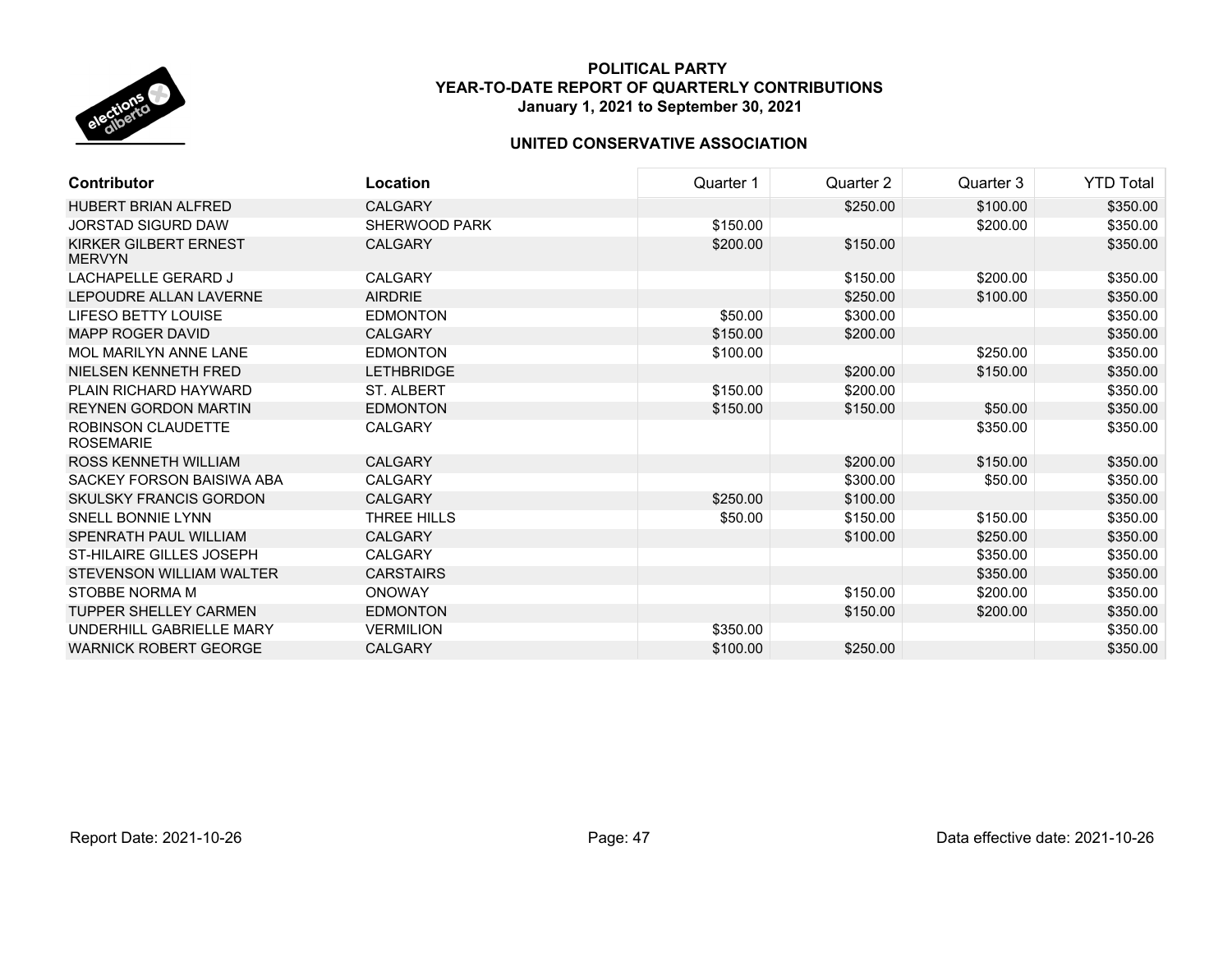**POLITICAL PARTY**
**YEAR-TO-DATE REPORT OF QUARTERLY CONTRIBUTIONS**
**January 1, 2021 to September 30, 2021**

**UNITED CONSERVATIVE ASSOCIATION**

| Contributor | Location | Quarter 1 | Quarter 2 | Quarter 3 | YTD Total |
|---|---|---|---|---|---|
| HUBERT BRIAN ALFRED | CALGARY | | $250.00 | $100.00 | $350.00 |
| JORSTAD SIGURD DAW | SHERWOOD PARK | $150.00 | | $200.00 | $350.00 |
| KIRKER GILBERT ERNEST MERVYN | CALGARY | $200.00 | $150.00 | | $350.00 |
| LACHAPELLE GERARD J | CALGARY | | $150.00 | $200.00 | $350.00 |
| LEPOUDRE ALLAN LAVERNE | AIRDRIE | | $250.00 | $100.00 | $350.00 |
| LIFESO BETTY LOUISE | EDMONTON | $50.00 | $300.00 | | $350.00 |
| MAPP ROGER DAVID | CALGARY | $150.00 | $200.00 | | $350.00 |
| MOL MARILYN ANNE LANE | EDMONTON | $100.00 | | $250.00 | $350.00 |
| NIELSEN KENNETH FRED | LETHBRIDGE | | $200.00 | $150.00 | $350.00 |
| PLAIN RICHARD HAYWARD | ST. ALBERT | $150.00 | $200.00 | | $350.00 |
| REYNEN GORDON MARTIN | EDMONTON | $150.00 | $150.00 | $50.00 | $350.00 |
| ROBINSON CLAUDETTE ROSEMARIE | CALGARY | | | $350.00 | $350.00 |
| ROSS KENNETH WILLIAM | CALGARY | | $200.00 | $150.00 | $350.00 |
| SACKEY FORSON BAISIWA ABA | CALGARY | | $300.00 | $50.00 | $350.00 |
| SKULSKY FRANCIS GORDON | CALGARY | $250.00 | $100.00 | | $350.00 |
| SNELL BONNIE LYNN | THREE HILLS | $50.00 | $150.00 | $150.00 | $350.00 |
| SPENRATH PAUL WILLIAM | CALGARY | | $100.00 | $250.00 | $350.00 |
| ST-HILAIRE GILLES JOSEPH | CALGARY | | | $350.00 | $350.00 |
| STEVENSON WILLIAM WALTER | CARSTAIRS | | | $350.00 | $350.00 |
| STOBBE NORMA M | ONOWAY | | $150.00 | $200.00 | $350.00 |
| TUPPER SHELLEY CARMEN | EDMONTON | | $150.00 | $200.00 | $350.00 |
| UNDERHILL GABRIELLE MARY | VERMILION | $350.00 | | | $350.00 |
| WARNICK ROBERT GEORGE | CALGARY | $100.00 | $250.00 | | $350.00 |

Report Date: 2021-10-26

Data effective date: 2021-10-26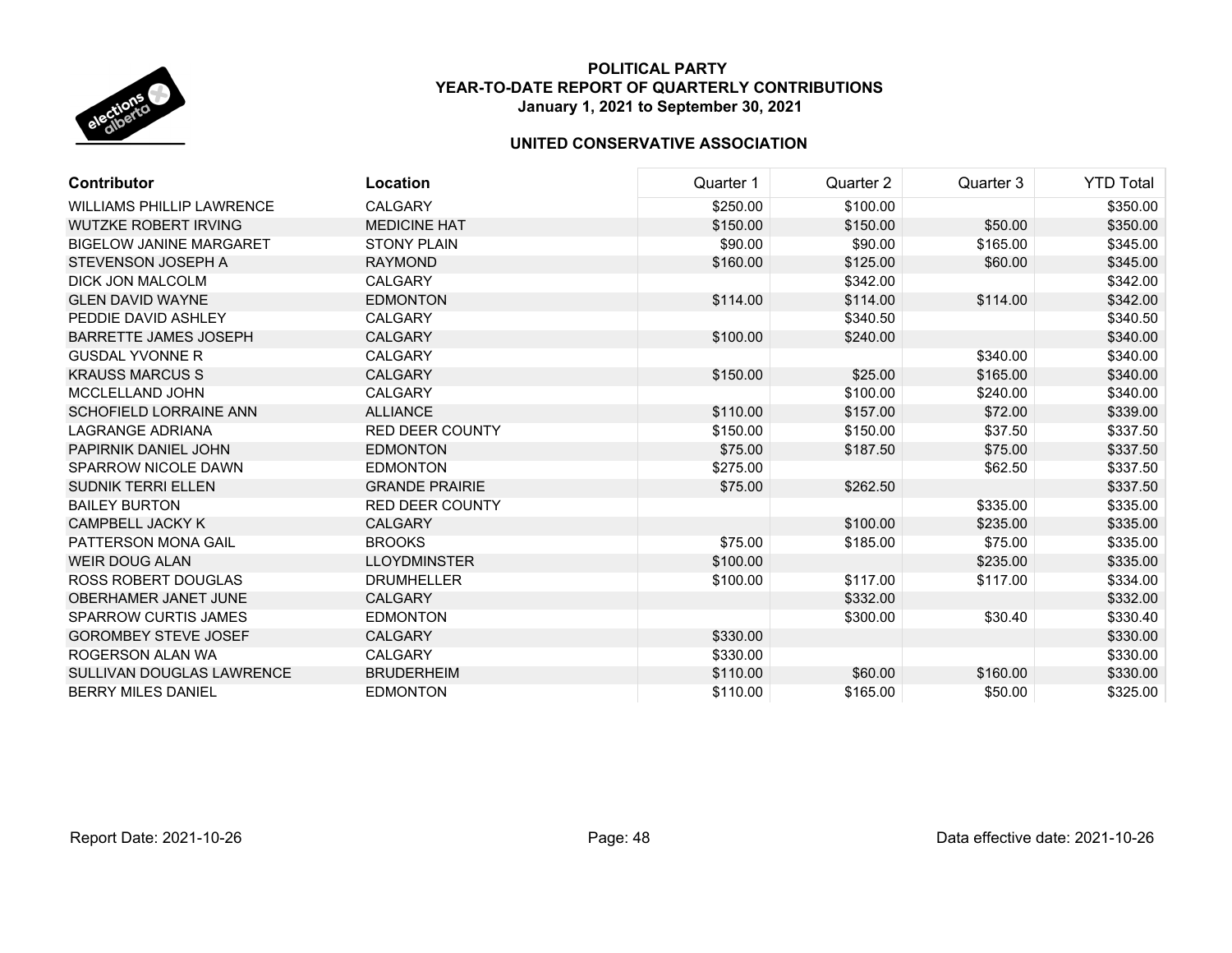**POLITICAL PARTY**
**YEAR-TO-DATE REPORT OF QUARTERLY CONTRIBUTIONS**
**January 1, 2021 to September 30, 2021**

**UNITED CONSERVATIVE ASSOCIATION**

| Contributor | Location | Quarter 1 | Quarter 2 | Quarter 3 | YTD Total |
|---|---|---|---|---|---|
| WILLIAMS PHILLIP LAWRENCE | CALGARY | $250.00 | $100.00 | | $350.00 |
| WUTZKE ROBERT IRVING | MEDICINE HAT | $150.00 | $150.00 | $50.00 | $350.00 |
| BIGELOW JANINE MARGARET | STONY PLAIN | $90.00 | $90.00 | $165.00 | $345.00 |
| STEVENSON JOSEPH A | RAYMOND | $160.00 | $125.00 | $60.00 | $345.00 |
| DICK JON MALCOLM | CALGARY | | $342.00 | | $342.00 |
| GLEN DAVID WAYNE | EDMONTON | $114.00 | $114.00 | $114.00 | $342.00 |
| PEDDIE DAVID ASHLEY | CALGARY | | $340.50 | | $340.50 |
| BARRETTE JAMES JOSEPH | CALGARY | $100.00 | $240.00 | | $340.00 |
| GUSDAL YVONNE R | CALGARY | | | $340.00 | $340.00 |
| KRAUSS MARCUS S | CALGARY | $150.00 | $25.00 | $165.00 | $340.00 |
| MCCLELLAND JOHN | CALGARY | | $100.00 | $240.00 | $340.00 |
| SCHOFIELD LORRAINE ANN | ALLIANCE | $110.00 | $157.00 | $72.00 | $339.00 |
| LAGRANGE ADRIANA | RED DEER COUNTY | $150.00 | $150.00 | $37.50 | $337.50 |
| PAPIRNIK DANIEL JOHN | EDMONTON | $75.00 | $187.50 | $75.00 | $337.50 |
| SPARROW NICOLE DAWN | EDMONTON | $275.00 | | $62.50 | $337.50 |
| SUDNIK TERRI ELLEN | GRANDE PRAIRIE | $75.00 | $262.50 | | $337.50 |
| BAILEY BURTON | RED DEER COUNTY | | | $335.00 | $335.00 |
| CAMPBELL JACKY K | CALGARY | | $100.00 | $235.00 | $335.00 |
| PATTERSON MONA GAIL | BROOKS | $75.00 | $185.00 | $75.00 | $335.00 |
| WEIR DOUG ALAN | LLOYDMINSTER | $100.00 | | $235.00 | $335.00 |
| ROSS ROBERT DOUGLAS | DRUMHELLER | $100.00 | $117.00 | $117.00 | $334.00 |
| OBERHAMER JANET JUNE | CALGARY | | $332.00 | | $332.00 |
| SPARROW CURTIS JAMES | EDMONTON | | $300.00 | $30.40 | $330.40 |
| GOROMBEY STEVE JOSEF | CALGARY | $330.00 | | | $330.00 |
| ROGERSON ALAN WA | CALGARY | $330.00 | | | $330.00 |
| SULLIVAN DOUGLAS LAWRENCE | BRUDERHEIM | $110.00 | $60.00 | $160.00 | $330.00 |
| BERRY MILES DANIEL | EDMONTON | $110.00 | $165.00 | $50.00 | $325.00 |

Report Date: 2021-10-26 | Data effective date: 2021-10-26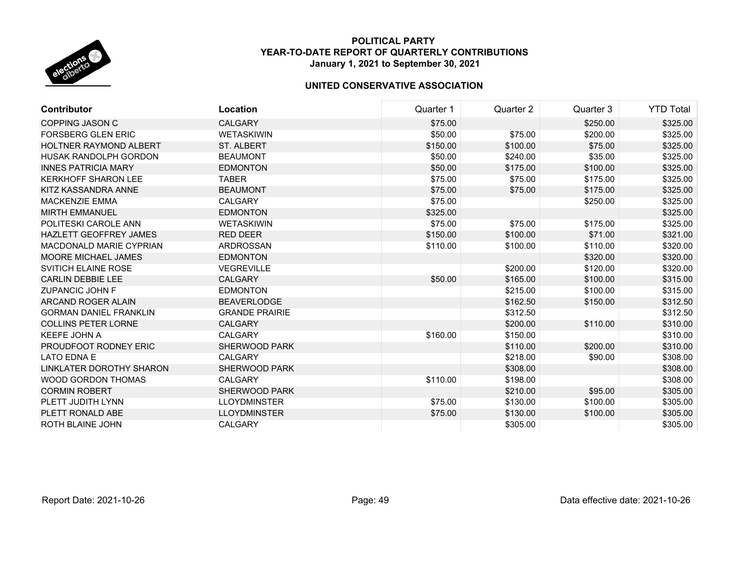**POLITICAL PARTY**
**YEAR-TO-DATE REPORT OF QUARTERLY CONTRIBUTIONS**
**January 1, 2021 to September 30, 2021**

**UNITED CONSERVATIVE ASSOCIATION**

| Contributor | Location | Quarter 1 | Quarter 2 | Quarter 3 | YTD Total |
|---|---|---|---|---|---|
| COPPING JASON C | CALGARY | $75.00 | | $250.00 | $325.00 |
| FORSBERG GLEN ERIC | WETASKIWIN | $50.00 | $75.00 | $200.00 | $325.00 |
| HOLTNER RAYMOND ALBERT | ST. ALBERT | $150.00 | $100.00 | $75.00 | $325.00 |
| HUSAK RANDOLPH GORDON | BEAUMONT | $50.00 | $240.00 | $35.00 | $325.00 |
| INNES PATRICIA MARY | EDMONTON | $50.00 | $175.00 | $100.00 | $325.00 |
| KERKHOFF SHARON LEE | TABER | $75.00 | $75.00 | $175.00 | $325.00 |
| KITZ KASSANDRA ANNE | BEAUMONT | $75.00 | $75.00 | $175.00 | $325.00 |
| MACKENZIE EMMA | CALGARY | $75.00 | | $250.00 | $325.00 |
| MIRTH EMMANUEL | EDMONTON | $325.00 | | | $325.00 |
| POLITESKI CAROLE ANN | WETASKIWIN | $75.00 | $75.00 | $175.00 | $325.00 |
| HAZLETT GEOFFREY JAMES | RED DEER | $150.00 | $100.00 | $71.00 | $321.00 |
| MACDONALD MARIE CYPRIAN | ARDROSSAN | $110.00 | $100.00 | $110.00 | $320.00 |
| MOORE MICHAEL JAMES | EDMONTON | | | $320.00 | $320.00 |
| SVITICH ELAINE ROSE | VEGREVILLE | | $200.00 | $120.00 | $320.00 |
| CARLIN DEBBIE LEE | CALGARY | $50.00 | $165.00 | $100.00 | $315.00 |
| ZUPANCIC JOHN F | EDMONTON | | $215.00 | $100.00 | $315.00 |
| ARCAND ROGER ALAIN | BEAVERLODGE | | $162.50 | $150.00 | $312.50 |
| GORMAN DANIEL FRANKLIN | GRANDE PRAIRIE | | $312.50 | | $312.50 |
| COLLINS PETER LORNE | CALGARY | | $200.00 | $110.00 | $310.00 |
| KEEFE JOHN A | CALGARY | $160.00 | $150.00 | | $310.00 |
| PROUDFOOT RODNEY ERIC | SHERWOOD PARK | | $110.00 | $200.00 | $310.00 |
| LATO EDNA E | CALGARY | | $218.00 | $90.00 | $308.00 |
| LINKLATER DOROTHY SHARON | SHERWOOD PARK | | $308.00 | | $308.00 |
| WOOD GORDON THOMAS | CALGARY | $110.00 | $198.00 | | $308.00 |
| CORMIN ROBERT | SHERWOOD PARK | | $210.00 | $95.00 | $305.00 |
| PLETT JUDITH LYNN | LLOYDMINSTER | $75.00 | $130.00 | $100.00 | $305.00 |
| PLETT RONALD ABE | LLOYDMINSTER | $75.00 | $130.00 | $100.00 | $305.00 |
| ROTH BLAINE JOHN | CALGARY | | $305.00 | | $305.00 |

Report Date: 2021-10-26 | Data effective date: 2021-10-26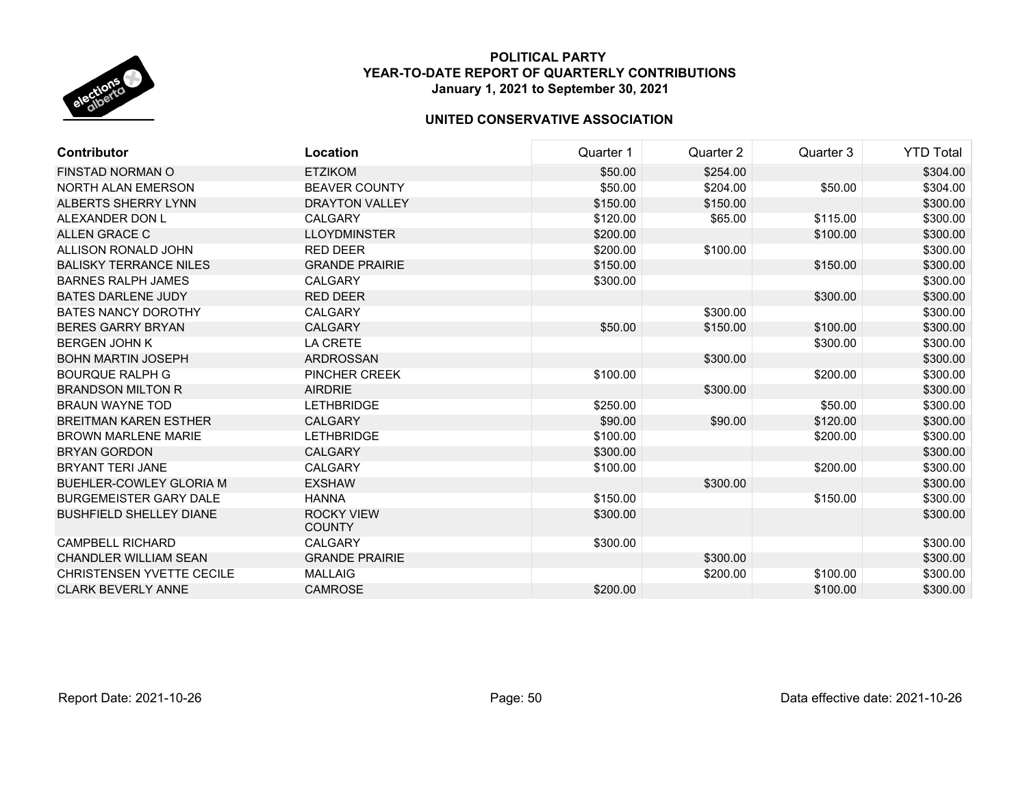**POLITICAL PARTY**
**YEAR-TO-DATE REPORT OF QUARTERLY CONTRIBUTIONS**
**January 1, 2021 to September 30, 2021**

**UNITED CONSERVATIVE ASSOCIATION**

| Contributor | Location | Quarter 1 | Quarter 2 | Quarter 3 | YTD Total |
|---|---|---|---|---|---|
| FINSTAD NORMAN O | ETZIKOM | $50.00 | $254.00 | | $304.00 |
| NORTH ALAN EMERSON | BEAVER COUNTY | $50.00 | $204.00 | $50.00 | $304.00 |
| ALBERTS SHERRY LYNN | DRAYTON VALLEY | $150.00 | $150.00 | | $300.00 |
| ALEXANDER DON L | CALGARY | $120.00 | $65.00 | $115.00 | $300.00 |
| ALLEN GRACE C | LLOYDMINSTER | $200.00 | | $100.00 | $300.00 |
| ALLISON RONALD JOHN | RED DEER | $200.00 | $100.00 | | $300.00 |
| BALISKY TERRANCE NILES | GRANDE PRAIRIE | $150.00 | | $150.00 | $300.00 |
| BARNES RALPH JAMES | CALGARY | $300.00 | | | $300.00 |
| BATES DARLENE JUDY | RED DEER | | | $300.00 | $300.00 |
| BATES NANCY DOROTHY | CALGARY | | $300.00 | | $300.00 |
| BERES GARRY BRYAN | CALGARY | $50.00 | $150.00 | $100.00 | $300.00 |
| BERGEN JOHN K | LA CRETE | | | $300.00 | $300.00 |
| BOHN MARTIN JOSEPH | ARDROSSAN | | $300.00 | | $300.00 |
| BOURQUE RALPH G | PINCHER CREEK | $100.00 | | $200.00 | $300.00 |
| BRANDSON MILTON R | AIRDRIE | | $300.00 | | $300.00 |
| BRAUN WAYNE TOD | LETHBRIDGE | $250.00 | | $50.00 | $300.00 |
| BREITMAN KAREN ESTHER | CALGARY | $90.00 | $90.00 | $120.00 | $300.00 |
| BROWN MARLENE MARIE | LETHBRIDGE | $100.00 | | $200.00 | $300.00 |
| BRYAN GORDON | CALGARY | $300.00 | | | $300.00 |
| BRYANT TERI JANE | CALGARY | $100.00 | | $200.00 | $300.00 |
| BUEHLER-COWLEY GLORIA M | EXSHAW | | $300.00 | | $300.00 |
| BURGEMEISTER GARY DALE | HANNA | $150.00 | | $150.00 | $300.00 |
| BUSHFIELD SHELLEY DIANE | ROCKY VIEW COUNTY | $300.00 | | | $300.00 |
| CAMPBELL RICHARD | CALGARY | $300.00 | | | $300.00 |
| CHANDLER WILLIAM SEAN | GRANDE PRAIRIE | | $300.00 | | $300.00 |
| CHRISTENSEN YVETTE CECILE | MALLAIG | | $200.00 | $100.00 | $300.00 |
| CLARK BEVERLY ANNE | CAMROSE | $200.00 | | $100.00 | $300.00 |

Report Date: 2021-10-26

Data effective date: 2021-10-26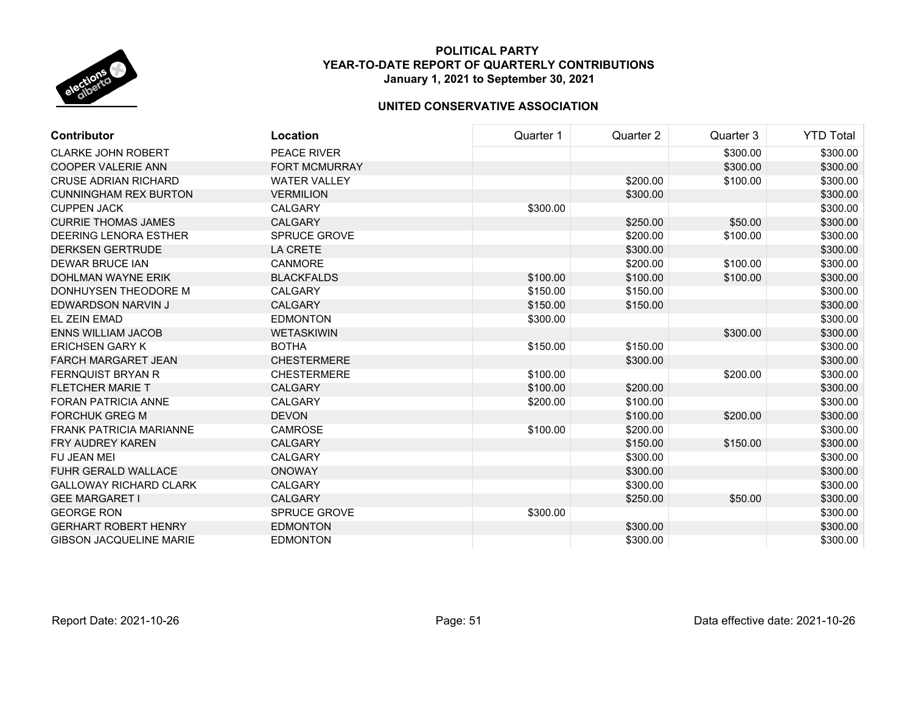**POLITICAL PARTY**
**YEAR-TO-DATE REPORT OF QUARTERLY CONTRIBUTIONS**
**January 1, 2021 to September 30, 2021**

**UNITED CONSERVATIVE ASSOCIATION**

| Contributor | Location | Quarter 1 | Quarter 2 | Quarter 3 | YTD Total |
|---|---|---|---|---|---|
| CLARKE JOHN ROBERT | PEACE RIVER | | | $300.00 | $300.00 |
| COOPER VALERIE ANN | FORT MCMURRAY | | | $300.00 | $300.00 |
| CRUSE ADRIAN RICHARD | WATER VALLEY | | $200.00 | $100.00 | $300.00 |
| CUNNINGHAM REX BURTON | VERMILION | | $300.00 | | $300.00 |
| CUPPEN JACK | CALGARY | $300.00 | | | $300.00 |
| CURRIE THOMAS JAMES | CALGARY | | $250.00 | $50.00 | $300.00 |
| DEERING LENORA ESTHER | SPRUCE GROVE | | $200.00 | $100.00 | $300.00 |
| DERKSEN GERTRUDE | LA CRETE | | $300.00 | | $300.00 |
| DEWAR BRUCE IAN | CANMORE | | $200.00 | $100.00 | $300.00 |
| DOHLMAN WAYNE ERIK | BLACKFALDS | $100.00 | $100.00 | $100.00 | $300.00 |
| DONHUYSEN THEODORE M | CALGARY | $150.00 | $150.00 | | $300.00 |
| EDWARDSON NARVIN J | CALGARY | $150.00 | $150.00 | | $300.00 |
| EL ZEIN EMAD | EDMONTON | $300.00 | | | $300.00 |
| ENNS WILLIAM JACOB | WETASKIWIN | | | $300.00 | $300.00 |
| ERICHSEN GARY K | BOTHA | $150.00 | $150.00 | | $300.00 |
| FARCH MARGARET JEAN | CHESTERMERE | | $300.00 | | $300.00 |
| FERNQUIST BRYAN R | CHESTERMERE | $100.00 | | $200.00 | $300.00 |
| FLETCHER MARIE T | CALGARY | $100.00 | $200.00 | | $300.00 |
| FORAN PATRICIA ANNE | CALGARY | $200.00 | $100.00 | | $300.00 |
| FORCHUK GREG M | DEVON | | $100.00 | $200.00 | $300.00 |
| FRANK PATRICIA MARIANNE | CAMROSE | $100.00 | $200.00 | | $300.00 |
| FRY AUDREY KAREN | CALGARY | | $150.00 | $150.00 | $300.00 |
| FU JEAN MEI | CALGARY | | $300.00 | | $300.00 |
| FUHR GERALD WALLACE | ONOWAY | | $300.00 | | $300.00 |
| GALLOWAY RICHARD CLARK | CALGARY | | $300.00 | | $300.00 |
| GEE MARGARET I | CALGARY | | $250.00 | $50.00 | $300.00 |
| GEORGE RON | SPRUCE GROVE | $300.00 | | | $300.00 |
| GERHART ROBERT HENRY | EDMONTON | | $300.00 | | $300.00 |
| GIBSON JACQUELINE MARIE | EDMONTON | | $300.00 | | $300.00 |

Report Date: 2021-10-26 | Data effective date: 2021-10-26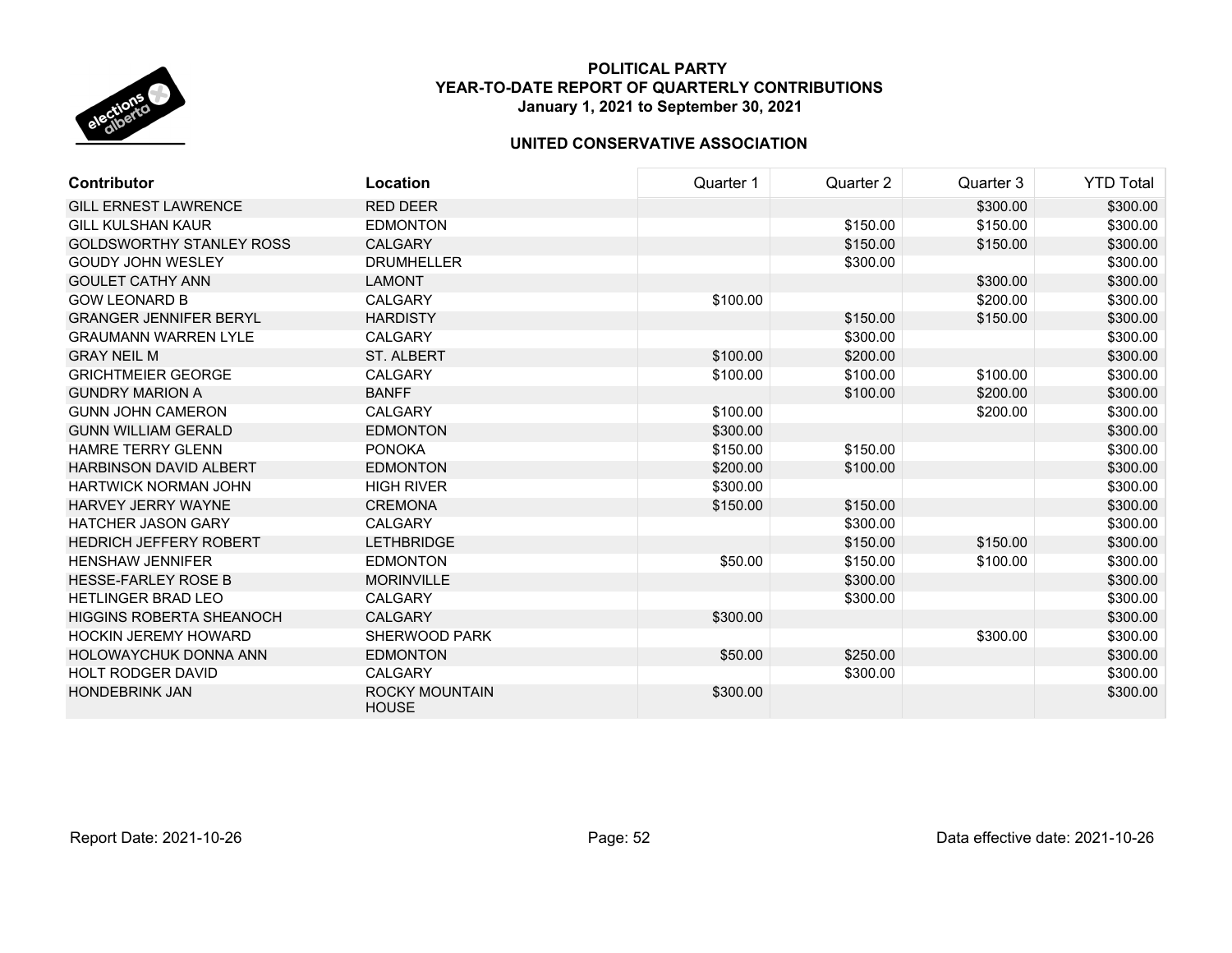**POLITICAL PARTY**
**YEAR-TO-DATE REPORT OF QUARTERLY CONTRIBUTIONS**
**January 1, 2021 to September 30, 2021**

**UNITED CONSERVATIVE ASSOCIATION**

| Contributor | Location | Quarter 1 | Quarter 2 | Quarter 3 | YTD Total |
|---|---|---|---|---|---|
| GILL ERNEST LAWRENCE | RED DEER | | | $300.00 | $300.00 |
| GILL KULSHAN KAUR | EDMONTON | | $150.00 | $150.00 | $300.00 |
| GOLDSWORTHY STANLEY ROSS | CALGARY | | $150.00 | $150.00 | $300.00 |
| GOUDY JOHN WESLEY | DRUMHELLER | | $300.00 | | $300.00 |
| GOULET CATHY ANN | LAMONT | | | $300.00 | $300.00 |
| GOW LEONARD B | CALGARY | $100.00 | | $200.00 | $300.00 |
| GRANGER JENNIFER BERYL | HARDISTY | | $150.00 | $150.00 | $300.00 |
| GRAUMANN WARREN LYLE | CALGARY | | $300.00 | | $300.00 |
| GRAY NEIL M | ST. ALBERT | $100.00 | $200.00 | | $300.00 |
| GRICHTMEIER GEORGE | CALGARY | $100.00 | $100.00 | $100.00 | $300.00 |
| GUNDRY MARION A | BANFF | | $100.00 | $200.00 | $300.00 |
| GUNN JOHN CAMERON | CALGARY | $100.00 | | $200.00 | $300.00 |
| GUNN WILLIAM GERALD | EDMONTON | $300.00 | | | $300.00 |
| HAMRE TERRY GLENN | PONOKA | $150.00 | $150.00 | | $300.00 |
| HARBINSON DAVID ALBERT | EDMONTON | $200.00 | $100.00 | | $300.00 |
| HARTWICK NORMAN JOHN | HIGH RIVER | $300.00 | | | $300.00 |
| HARVEY JERRY WAYNE | CREMONA | $150.00 | $150.00 | | $300.00 |
| HATCHER JASON GARY | CALGARY | | $300.00 | | $300.00 |
| HEDRICH JEFFERY ROBERT | LETHBRIDGE | | $150.00 | $150.00 | $300.00 |
| HENSHAW JENNIFER | EDMONTON | $50.00 | $150.00 | $100.00 | $300.00 |
| HESSE-FARLEY ROSE B | MORINVILLE | | $300.00 | | $300.00 |
| HETLINGER BRAD LEO | CALGARY | | $300.00 | | $300.00 |
| HIGGINS ROBERTA SHEANOCH | CALGARY | $300.00 | | | $300.00 |
| HOCKIN JEREMY HOWARD | SHERWOOD PARK | | | $300.00 | $300.00 |
| HOLOWAYCHUK DONNA ANN | EDMONTON | $50.00 | $250.00 | | $300.00 |
| HOLT RODGER DAVID | CALGARY | | $300.00 | | $300.00 |
| HONDEBRINK JAN | ROCKY MOUNTAIN HOUSE | $300.00 | | | $300.00 |

Report Date: 2021-10-26 | Data effective date: 2021-10-26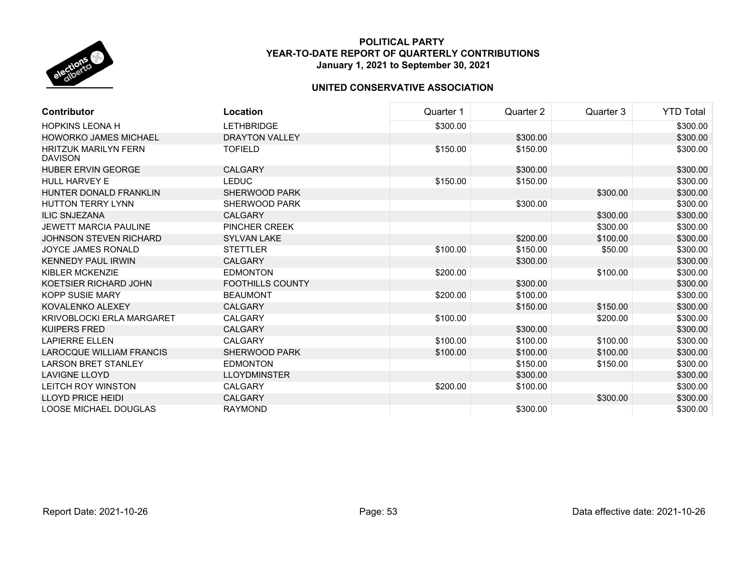**POLITICAL PARTY**
**YEAR-TO-DATE REPORT OF QUARTERLY CONTRIBUTIONS**
**January 1, 2021 to September 30, 2021**

**UNITED CONSERVATIVE ASSOCIATION**

| Contributor | Location | Quarter 1 | Quarter 2 | Quarter 3 | YTD Total |
|---|---|---|---|---|---|
| HOPKINS LEONA H | LETHBRIDGE | $300.00 | | | $300.00 |
| HOWORKO JAMES MICHAEL | DRAYTON VALLEY | | $300.00 | | $300.00 |
| HRITZUK MARILYN FERN DAVISON | TOFIELD | $150.00 | $150.00 | | $300.00 |
| HUBER ERVIN GEORGE | CALGARY | | $300.00 | | $300.00 |
| HULL HARVEY E | LEDUC | $150.00 | $150.00 | | $300.00 |
| HUNTER DONALD FRANKLIN | SHERWOOD PARK | | | $300.00 | $300.00 |
| HUTTON TERRY LYNN | SHERWOOD PARK | | $300.00 | | $300.00 |
| ILIC SNJEZANA | CALGARY | | | $300.00 | $300.00 |
| JEWETT MARCIA PAULINE | PINCHER CREEK | | | $300.00 | $300.00 |
| JOHNSON STEVEN RICHARD | SYLVAN LAKE | | $200.00 | $100.00 | $300.00 |
| JOYCE JAMES RONALD | STETTLER | $100.00 | $150.00 | $50.00 | $300.00 |
| KENNEDY PAUL IRWIN | CALGARY | | $300.00 | | $300.00 |
| KIBLER MCKENZIE | EDMONTON | $200.00 | | $100.00 | $300.00 |
| KOETSIER RICHARD JOHN | FOOTHILLS COUNTY | | $300.00 | | $300.00 |
| KOPP SUSIE MARY | BEAUMONT | $200.00 | $100.00 | | $300.00 |
| KOVALENKO ALEXEY | CALGARY | | $150.00 | $150.00 | $300.00 |
| KRIVOBLOCKI ERLA MARGARET | CALGARY | $100.00 | | $200.00 | $300.00 |
| KUIPERS FRED | CALGARY | | $300.00 | | $300.00 |
| LAPIERRE ELLEN | CALGARY | $100.00 | $100.00 | $100.00 | $300.00 |
| LAROCQUE WILLIAM FRANCIS | SHERWOOD PARK | $100.00 | $100.00 | $100.00 | $300.00 |
| LARSON BRET STANLEY | EDMONTON | | $150.00 | $150.00 | $300.00 |
| LAVIGNE LLOYD | LLOYDMINSTER | | $300.00 | | $300.00 |
| LEITCH ROY WINSTON | CALGARY | $200.00 | $100.00 | | $300.00 |
| LLOYD PRICE HEIDI | CALGARY | | | $300.00 | $300.00 |
| LOOSE MICHAEL DOUGLAS | RAYMOND | | $300.00 | | $300.00 |

Report Date: 2021-10-26

Data effective date: 2021-10-26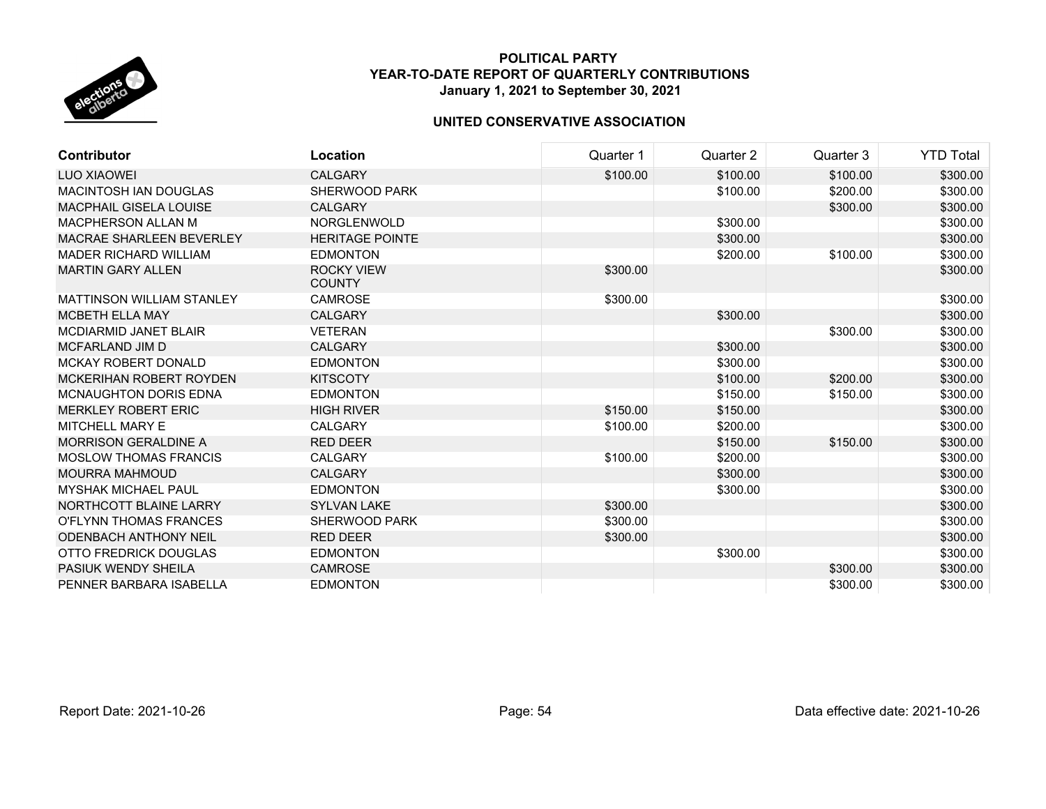**POLITICAL PARTY**
**YEAR-TO-DATE REPORT OF QUARTERLY CONTRIBUTIONS**
**January 1, 2021 to September 30, 2021**

**UNITED CONSERVATIVE ASSOCIATION**

| Contributor | Location | Quarter 1 | Quarter 2 | Quarter 3 | YTD Total |
|---|---|---|---|---|---|
| LUO XIAOWEI | CALGARY | $100.00 | $100.00 | $100.00 | $300.00 |
| MACINTOSH IAN DOUGLAS | SHERWOOD PARK | | $100.00 | $200.00 | $300.00 |
| MACPHAIL GISELA LOUISE | CALGARY | | | $300.00 | $300.00 |
| MACPHERSON ALLAN M | NORGLENWOLD | | $300.00 | | $300.00 |
| MACRAE SHARLEEN BEVERLEY | HERITAGE POINTE | | $300.00 | | $300.00 |
| MADER RICHARD WILLIAM | EDMONTON | | $200.00 | $100.00 | $300.00 |
| MARTIN GARY ALLEN | ROCKY VIEW COUNTY | $300.00 | | | $300.00 |
| MATTINSON WILLIAM STANLEY | CAMROSE | $300.00 | | | $300.00 |
| MCBETH ELLA MAY | CALGARY | | $300.00 | | $300.00 |
| MCDIARMID JANET BLAIR | VETERAN | | | $300.00 | $300.00 |
| MCFARLAND JIM D | CALGARY | | $300.00 | | $300.00 |
| MCKAY ROBERT DONALD | EDMONTON | | $300.00 | | $300.00 |
| MCKERIHAN ROBERT ROYDEN | KITSCOTY | | $100.00 | $200.00 | $300.00 |
| MCNAUGHTON DORIS EDNA | EDMONTON | | $150.00 | $150.00 | $300.00 |
| MERKLEY ROBERT ERIC | HIGH RIVER | $150.00 | $150.00 | | $300.00 |
| MITCHELL MARY E | CALGARY | $100.00 | $200.00 | | $300.00 |
| MORRISON GERALDINE A | RED DEER | | $150.00 | $150.00 | $300.00 |
| MOSLOW THOMAS FRANCIS | CALGARY | $100.00 | $200.00 | | $300.00 |
| MOURRA MAHMOUD | CALGARY | | $300.00 | | $300.00 |
| MYSHAK MICHAEL PAUL | EDMONTON | | $300.00 | | $300.00 |
| NORTHCOTT BLAINE LARRY | SYLVAN LAKE | $300.00 | | | $300.00 |
| O'FLYNN THOMAS FRANCES | SHERWOOD PARK | $300.00 | | | $300.00 |
| ODENBACH ANTHONY NEIL | RED DEER | $300.00 | | | $300.00 |
| OTTO FREDRICK DOUGLAS | EDMONTON | | $300.00 | | $300.00 |
| PASIUK WENDY SHEILA | CAMROSE | | | $300.00 | $300.00 |
| PENNER BARBARA ISABELLA | EDMONTON | | | $300.00 | $300.00 |

Report Date: 2021-10-26 | Data effective date: 2021-10-26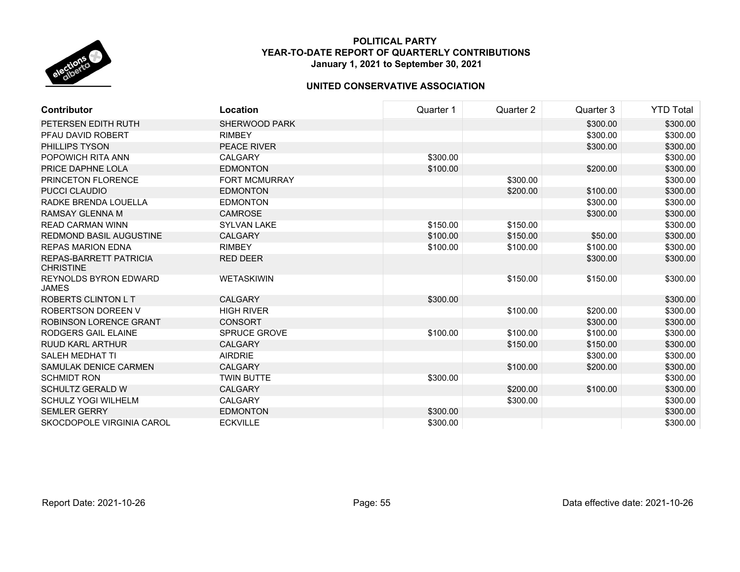**POLITICAL PARTY**
**YEAR-TO-DATE REPORT OF QUARTERLY CONTRIBUTIONS**
**January 1, 2021 to September 30, 2021**

**UNITED CONSERVATIVE ASSOCIATION**

| Contributor | Location | Quarter 1 | Quarter 2 | Quarter 3 | YTD Total |
|---|---|---|---|---|---|
| PETERSEN EDITH RUTH | SHERWOOD PARK | | | $300.00 | $300.00 |
| PFAU DAVID ROBERT | RIMBEY | | | $300.00 | $300.00 |
| PHILLIPS TYSON | PEACE RIVER | | | $300.00 | $300.00 |
| POPOWICH RITA ANN | CALGARY | $300.00 | | | $300.00 |
| PRICE DAPHNE LOLA | EDMONTON | $100.00 | | $200.00 | $300.00 |
| PRINCETON FLORENCE | FORT MCMURRAY | | $300.00 | | $300.00 |
| PUCCI CLAUDIO | EDMONTON | | $200.00 | $100.00 | $300.00 |
| RADKE BRENDA LOUELLA | EDMONTON | | | $300.00 | $300.00 |
| RAMSAY GLENNA M | CAMROSE | | | $300.00 | $300.00 |
| READ CARMAN WINN | SYLVAN LAKE | $150.00 | $150.00 | | $300.00 |
| REDMOND BASIL AUGUSTINE | CALGARY | $100.00 | $150.00 | $50.00 | $300.00 |
| REPAS MARION EDNA | RIMBEY | $100.00 | $100.00 | $100.00 | $300.00 |
| REPAS-BARRETT PATRICIA CHRISTINE | RED DEER | | | $300.00 | $300.00 |
| REYNOLDS BYRON EDWARD JAMES | WETASKIWIN | | $150.00 | $150.00 | $300.00 |
| ROBERTS CLINTON L T | CALGARY | $300.00 | | | $300.00 |
| ROBERTSON DOREEN V | HIGH RIVER | | $100.00 | $200.00 | $300.00 |
| ROBINSON LORENCE GRANT | CONSORT | | | $300.00 | $300.00 |
| RODGERS GAIL ELAINE | SPRUCE GROVE | $100.00 | $100.00 | $100.00 | $300.00 |
| RUUD KARL ARTHUR | CALGARY | | $150.00 | $150.00 | $300.00 |
| SALEH MEDHAT TI | AIRDRIE | | | $300.00 | $300.00 |
| SAMULAK DENICE CARMEN | CALGARY | | $100.00 | $200.00 | $300.00 |
| SCHMIDT RON | TWIN BUTTE | $300.00 | | | $300.00 |
| SCHULTZ GERALD W | CALGARY | | $200.00 | $100.00 | $300.00 |
| SCHULZ YOGI WILHELM | CALGARY | | $300.00 | | $300.00 |
| SEMLER GERRY | EDMONTON | $300.00 | | | $300.00 |
| SKOCDOPOLE VIRGINIA CAROL | ECKVILLE | $300.00 | | | $300.00 |

Report Date: 2021-10-26 | Data effective date: 2021-10-26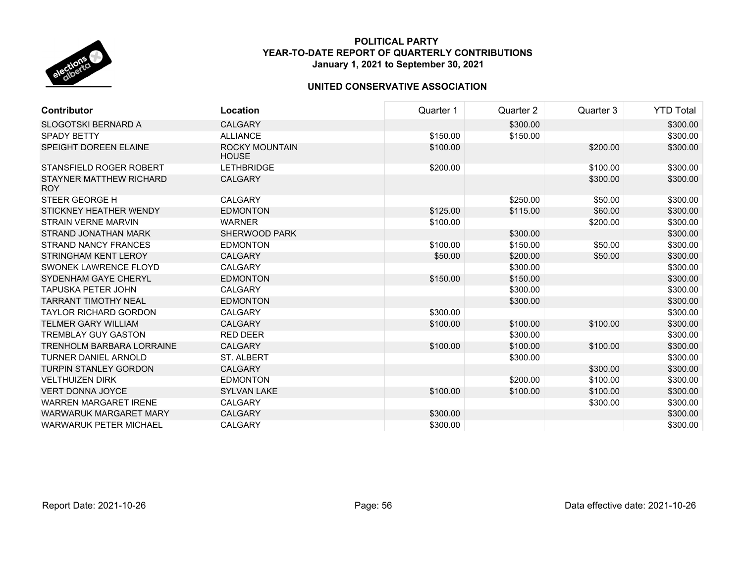**POLITICAL PARTY**
**YEAR-TO-DATE REPORT OF QUARTERLY CONTRIBUTIONS**
**January 1, 2021 to September 30, 2021**

**UNITED CONSERVATIVE ASSOCIATION**

| Contributor | Location | Quarter 1 | Quarter 2 | Quarter 3 | YTD Total |
|---|---|---|---|---|---|
| SLOGOTSKI BERNARD A | CALGARY | | $300.00 | | $300.00 |
| SPADY BETTY | ALLIANCE | $150.00 | $150.00 | | $300.00 |
| SPEIGHT DOREEN ELAINE | ROCKY MOUNTAIN HOUSE | $100.00 | | $200.00 | $300.00 |
| STANSFIELD ROGER ROBERT | LETHBRIDGE | $200.00 | | $100.00 | $300.00 |
| STAYNER MATTHEW RICHARD ROY | CALGARY | | | $300.00 | $300.00 |
| STEER GEORGE H | CALGARY | | $250.00 | $50.00 | $300.00 |
| STICKNEY HEATHER WENDY | EDMONTON | $125.00 | $115.00 | $60.00 | $300.00 |
| STRAIN VERNE MARVIN | WARNER | $100.00 | | $200.00 | $300.00 |
| STRAND JONATHAN MARK | SHERWOOD PARK | | $300.00 | | $300.00 |
| STRAND NANCY FRANCES | EDMONTON | $100.00 | $150.00 | $50.00 | $300.00 |
| STRINGHAM KENT LEROY | CALGARY | $50.00 | $200.00 | $50.00 | $300.00 |
| SWONEK LAWRENCE FLOYD | CALGARY | | $300.00 | | $300.00 |
| SYDENHAM GAYE CHERYL | EDMONTON | $150.00 | $150.00 | | $300.00 |
| TAPUSKA PETER JOHN | CALGARY | | $300.00 | | $300.00 |
| TARRANT TIMOTHY NEAL | EDMONTON | | $300.00 | | $300.00 |
| TAYLOR RICHARD GORDON | CALGARY | $300.00 | | | $300.00 |
| TELMER GARY WILLIAM | CALGARY | $100.00 | $100.00 | $100.00 | $300.00 |
| TREMBLAY GUY GASTON | RED DEER | | $300.00 | | $300.00 |
| TRENHOLM BARBARA LORRAINE | CALGARY | $100.00 | $100.00 | $100.00 | $300.00 |
| TURNER DANIEL ARNOLD | ST. ALBERT | | $300.00 | | $300.00 |
| TURPIN STANLEY GORDON | CALGARY | | | $300.00 | $300.00 |
| VELTHUIZEN DIRK | EDMONTON | | $200.00 | $100.00 | $300.00 |
| VERT DONNA JOYCE | SYLVAN LAKE | $100.00 | $100.00 | $100.00 | $300.00 |
| WARREN MARGARET IRENE | CALGARY | | | $300.00 | $300.00 |
| WARWARUK MARGARET MARY | CALGARY | $300.00 | | | $300.00 |
| WARWARUK PETER MICHAEL | CALGARY | $300.00 | | | $300.00 |

Report Date: 2021-10-26

Data effective date: 2021-10-26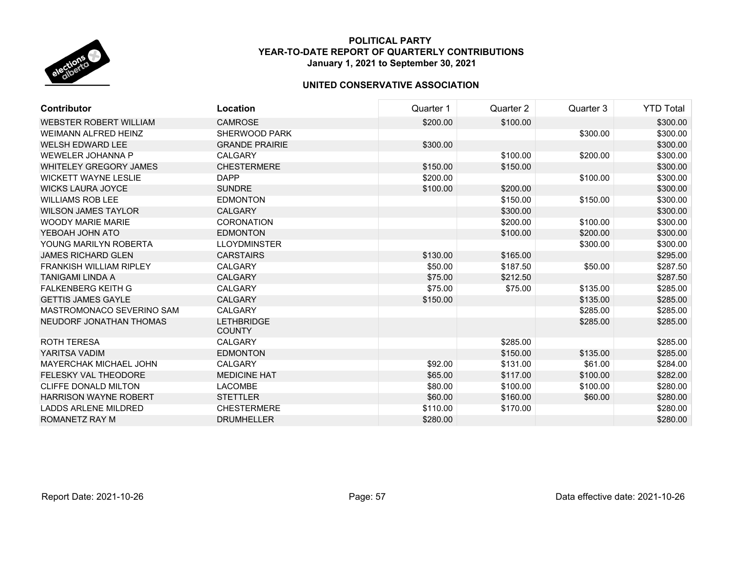**POLITICAL PARTY**
**YEAR-TO-DATE REPORT OF QUARTERLY CONTRIBUTIONS**
**January 1, 2021 to September 30, 2021**

**UNITED CONSERVATIVE ASSOCIATION**

| Contributor | Location | Quarter 1 | Quarter 2 | Quarter 3 | YTD Total |
|---|---|---|---|---|---|
| WEBSTER ROBERT WILLIAM | CAMROSE | $200.00 | $100.00 | | $300.00 |
| WEIMANN ALFRED HEINZ | SHERWOOD PARK | | | $300.00 | $300.00 |
| WELSH EDWARD LEE | GRANDE PRAIRIE | $300.00 | | | $300.00 |
| WEWELER JOHANNA P | CALGARY | | $100.00 | $200.00 | $300.00 |
| WHITELEY GREGORY JAMES | CHESTERMERE | $150.00 | $150.00 | | $300.00 |
| WICKETT WAYNE LESLIE | DAPP | $200.00 | | $100.00 | $300.00 |
| WICKS LAURA JOYCE | SUNDRE | $100.00 | $200.00 | | $300.00 |
| WILLIAMS ROB LEE | EDMONTON | | $150.00 | $150.00 | $300.00 |
| WILSON JAMES TAYLOR | CALGARY | | $300.00 | | $300.00 |
| WOODY MARIE MARIE | CORONATION | | $200.00 | $100.00 | $300.00 |
| YEBOAH JOHN ATO | EDMONTON | | $100.00 | $200.00 | $300.00 |
| YOUNG MARILYN ROBERTA | LLOYDMINSTER | | | $300.00 | $300.00 |
| JAMES RICHARD GLEN | CARSTAIRS | $130.00 | $165.00 | | $295.00 |
| FRANKISH WILLIAM RIPLEY | CALGARY | $50.00 | $187.50 | $50.00 | $287.50 |
| TANIGAMI LINDA A | CALGARY | $75.00 | $212.50 | | $287.50 |
| FALKENBERG KEITH G | CALGARY | $75.00 | $75.00 | $135.00 | $285.00 |
| GETTIS JAMES GAYLE | CALGARY | $150.00 | | $135.00 | $285.00 |
| MASTROMONACO SEVERINO SAM | CALGARY | | | $285.00 | $285.00 |
| NEUDORF JONATHAN THOMAS | LETHBRIDGE COUNTY | | | $285.00 | $285.00 |
| ROTH TERESA | CALGARY | | $285.00 | | $285.00 |
| YARITSA VADIM | EDMONTON | | $150.00 | $135.00 | $285.00 |
| MAYERCHAK MICHAEL JOHN | CALGARY | $92.00 | $131.00 | $61.00 | $284.00 |
| FELESKY VAL THEODORE | MEDICINE HAT | $65.00 | $117.00 | $100.00 | $282.00 |
| CLIFFE DONALD MILTON | LACOMBE | $80.00 | $100.00 | $100.00 | $280.00 |
| HARRISON WAYNE ROBERT | STETTLER | $60.00 | $160.00 | $60.00 | $280.00 |
| LADDS ARLENE MILDRED | CHESTERMERE | $110.00 | $170.00 | | $280.00 |
| ROMANETZ RAY M | DRUMHELLER | $280.00 | | | $280.00 |

Report Date: 2021-10-26 | Data effective date: 2021-10-26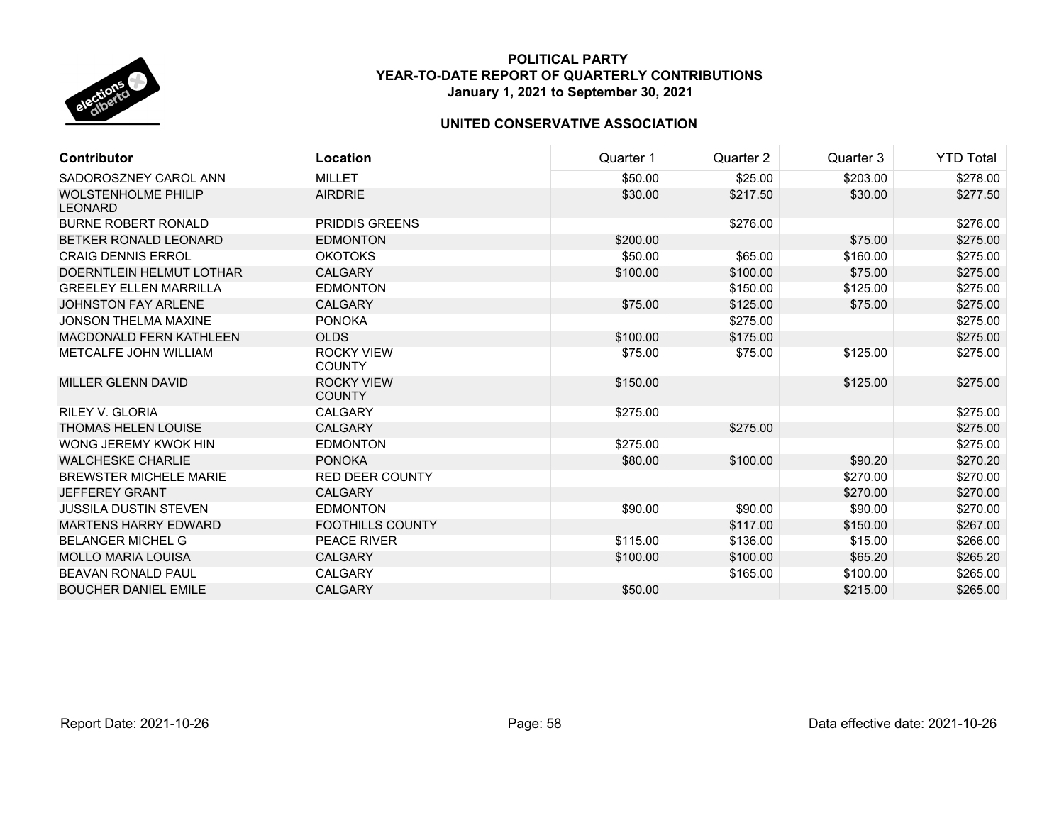**POLITICAL PARTY**
**YEAR-TO-DATE REPORT OF QUARTERLY CONTRIBUTIONS**
**January 1, 2021 to September 30, 2021**

**UNITED CONSERVATIVE ASSOCIATION**

| Contributor | Location | Quarter 1 | Quarter 2 | Quarter 3 | YTD Total |
|---|---|---|---|---|---|
| SADOROSZNEY CAROL ANN | MILLET | $50.00 | $25.00 | $203.00 | $278.00 |
| WOLSTENHOLME PHILIP LEONARD | AIRDRIE | $30.00 | $217.50 | $30.00 | $277.50 |
| BURNE ROBERT RONALD | PRIDDIS GREENS | | $276.00 | | $276.00 |
| BETKER RONALD LEONARD | EDMONTON | $200.00 | | $75.00 | $275.00 |
| CRAIG DENNIS ERROL | OKOTOKS | $50.00 | $65.00 | $160.00 | $275.00 |
| DOERNTLEIN HELMUT LOTHAR | CALGARY | $100.00 | $100.00 | $75.00 | $275.00 |
| GREELEY ELLEN MARRILLA | EDMONTON | | $150.00 | $125.00 | $275.00 |
| JOHNSTON FAY ARLENE | CALGARY | $75.00 | $125.00 | $75.00 | $275.00 |
| JONSON THELMA MAXINE | PONOKA | | $275.00 | | $275.00 |
| MACDONALD FERN KATHLEEN | OLDS | $100.00 | $175.00 | | $275.00 |
| METCALFE JOHN WILLIAM | ROCKY VIEW COUNTY | $75.00 | $75.00 | $125.00 | $275.00 |
| MILLER GLENN DAVID | ROCKY VIEW COUNTY | $150.00 | | $125.00 | $275.00 |
| RILEY V. GLORIA | CALGARY | $275.00 | | | $275.00 |
| THOMAS HELEN LOUISE | CALGARY | | $275.00 | | $275.00 |
| WONG JEREMY KWOK HIN | EDMONTON | $275.00 | | | $275.00 |
| WALCHESKE CHARLIE | PONOKA | $80.00 | $100.00 | $90.20 | $270.20 |
| BREWSTER MICHELE MARIE | RED DEER COUNTY | | | $270.00 | $270.00 |
| JEFFEREY GRANT | CALGARY | | | $270.00 | $270.00 |
| JUSSILA DUSTIN STEVEN | EDMONTON | $90.00 | $90.00 | $90.00 | $270.00 |
| MARTENS HARRY EDWARD | FOOTHILLS COUNTY | | $117.00 | $150.00 | $267.00 |
| BELANGER MICHEL G | PEACE RIVER | $115.00 | $136.00 | $15.00 | $266.00 |
| MOLLO MARIA LOUISA | CALGARY | $100.00 | $100.00 | $65.20 | $265.20 |
| BEAVAN RONALD PAUL | CALGARY | | $165.00 | $100.00 | $265.00 |
| BOUCHER DANIEL EMILE | CALGARY | $50.00 | | $215.00 | $265.00 |

Report Date: 2021-10-26

Data effective date: 2021-10-26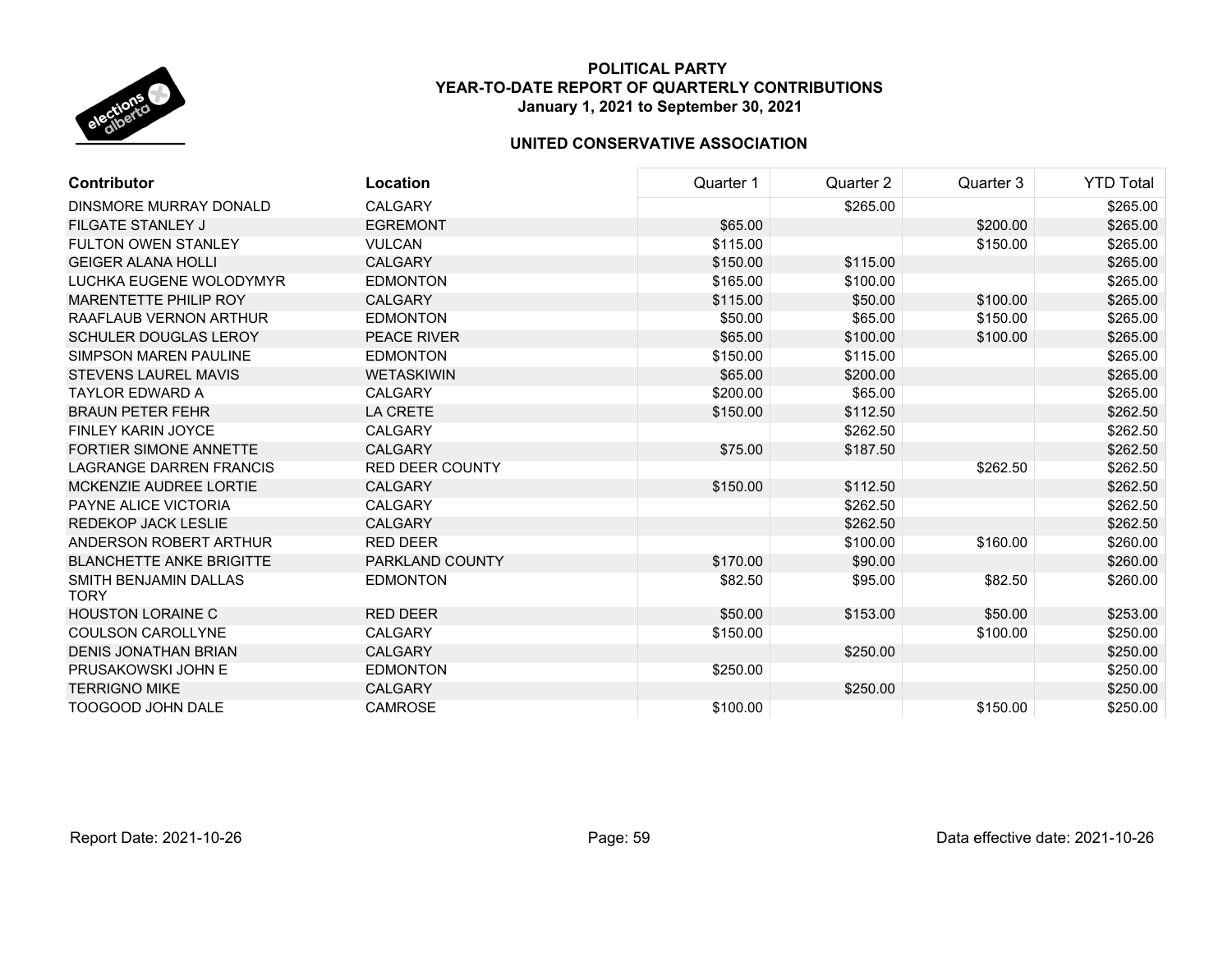**POLITICAL PARTY**
**YEAR-TO-DATE REPORT OF QUARTERLY CONTRIBUTIONS**
**January 1, 2021 to September 30, 2021**

**UNITED CONSERVATIVE ASSOCIATION**

| Contributor | Location | Quarter 1 | Quarter 2 | Quarter 3 | YTD Total |
|---|---|---|---|---|---|
| DINSMORE MURRAY DONALD | CALGARY | | $265.00 | | $265.00 |
| FILGATE STANLEY J | EGREMONT | $65.00 | | $200.00 | $265.00 |
| FULTON OWEN STANLEY | VULCAN | $115.00 | | $150.00 | $265.00 |
| GEIGER ALANA HOLLI | CALGARY | $150.00 | $115.00 | | $265.00 |
| LUCHKA EUGENE WOLODYMYR | EDMONTON | $165.00 | $100.00 | | $265.00 |
| MARENTETTE PHILIP ROY | CALGARY | $115.00 | $50.00 | $100.00 | $265.00 |
| RAAFLAUB VERNON ARTHUR | EDMONTON | $50.00 | $65.00 | $150.00 | $265.00 |
| SCHULER DOUGLAS LEROY | PEACE RIVER | $65.00 | $100.00 | $100.00 | $265.00 |
| SIMPSON MAREN PAULINE | EDMONTON | $150.00 | $115.00 | | $265.00 |
| STEVENS LAUREL MAVIS | WETASKIWIN | $65.00 | $200.00 | | $265.00 |
| TAYLOR EDWARD A | CALGARY | $200.00 | $65.00 | | $265.00 |
| BRAUN PETER FEHR | LA CRETE | $150.00 | $112.50 | | $262.50 |
| FINLEY KARIN JOYCE | CALGARY | | $262.50 | | $262.50 |
| FORTIER SIMONE ANNETTE | CALGARY | $75.00 | $187.50 | | $262.50 |
| LAGRANGE DARREN FRANCIS | RED DEER COUNTY | | | $262.50 | $262.50 |
| MCKENZIE AUDREE LORTIE | CALGARY | $150.00 | $112.50 | | $262.50 |
| PAYNE ALICE VICTORIA | CALGARY | | $262.50 | | $262.50 |
| REDEKOP JACK LESLIE | CALGARY | | $262.50 | | $262.50 |
| ANDERSON ROBERT ARTHUR | RED DEER | | $100.00 | $160.00 | $260.00 |
| BLANCHETTE ANKE BRIGITTE | PARKLAND COUNTY | $170.00 | $90.00 | | $260.00 |
| SMITH BENJAMIN DALLAS TORY | EDMONTON | $82.50 | $95.00 | $82.50 | $260.00 |
| HOUSTON LORAINE C | RED DEER | $50.00 | $153.00 | $50.00 | $253.00 |
| COULSON CAROLLYNE | CALGARY | $150.00 | | $100.00 | $250.00 |
| DENIS JONATHAN BRIAN | CALGARY | | $250.00 | | $250.00 |
| PRUSAKOWSKI JOHN E | EDMONTON | $250.00 | | | $250.00 |
| TERRIGNO MIKE | CALGARY | | $250.00 | | $250.00 |
| TOOGOOD JOHN DALE | CAMROSE | $100.00 | | $150.00 | $250.00 |

Report Date: 2021-10-26 Data effective date: 2021-10-26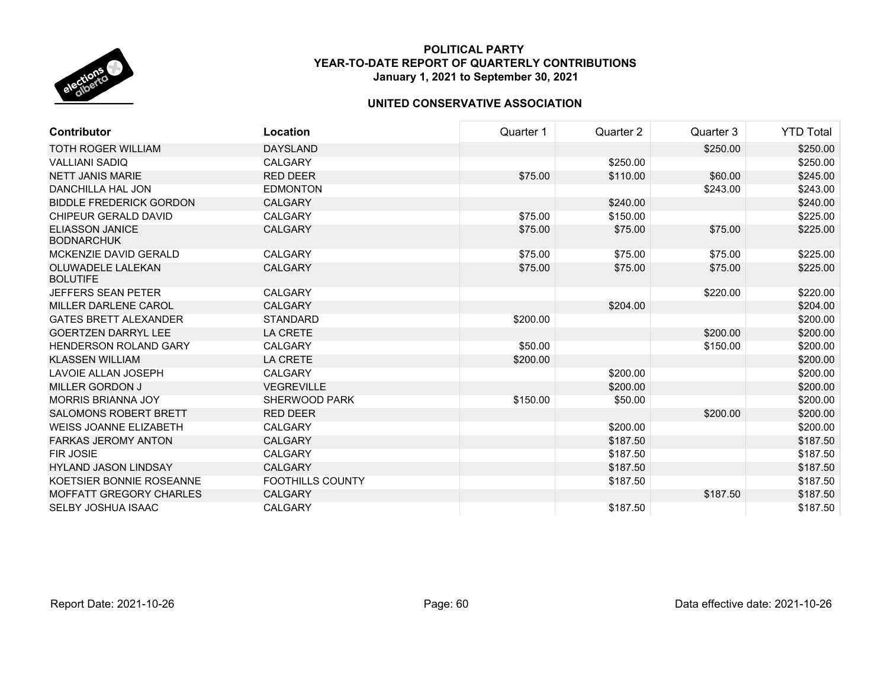**POLITICAL PARTY**
**YEAR-TO-DATE REPORT OF QUARTERLY CONTRIBUTIONS**
**January 1, 2021 to September 30, 2021**

**UNITED CONSERVATIVE ASSOCIATION**

| Contributor | Location | Quarter 1 | Quarter 2 | Quarter 3 | YTD Total |
|---|---|---|---|---|---|
| TOTH ROGER WILLIAM | DAYSLAND | | | $250.00 | $250.00 |
| VALLIANI SADIQ | CALGARY | | $250.00 | | $250.00 |
| NETT JANIS MARIE | RED DEER | $75.00 | $110.00 | $60.00 | $245.00 |
| DANCHILLA HAL JON | EDMONTON | | | $243.00 | $243.00 |
| BIDDLE FREDERICK GORDON | CALGARY | | $240.00 | | $240.00 |
| CHIPEUR GERALD DAVID | CALGARY | $75.00 | $150.00 | | $225.00 |
| ELIASSON JANICE BODNARCHUK | CALGARY | $75.00 | $75.00 | $75.00 | $225.00 |
| MCKENZIE DAVID GERALD | CALGARY | $75.00 | $75.00 | $75.00 | $225.00 |
| OLUWADELE LALEKAN BOLUTIFE | CALGARY | $75.00 | $75.00 | $75.00 | $225.00 |
| JEFFERS SEAN PETER | CALGARY | | | $220.00 | $220.00 |
| MILLER DARLENE CAROL | CALGARY | | $204.00 | | $204.00 |
| GATES BRETT ALEXANDER | STANDARD | $200.00 | | | $200.00 |
| GOERTZEN DARRYL LEE | LA CRETE | | | $200.00 | $200.00 |
| HENDERSON ROLAND GARY | CALGARY | $50.00 | | $150.00 | $200.00 |
| KLASSEN WILLIAM | LA CRETE | $200.00 | | | $200.00 |
| LAVOIE ALLAN JOSEPH | CALGARY | | $200.00 | | $200.00 |
| MILLER GORDON J | VEGREVILLE | | $200.00 | | $200.00 |
| MORRIS BRIANNA JOY | SHERWOOD PARK | $150.00 | $50.00 | | $200.00 |
| SALOMONS ROBERT BRETT | RED DEER | | | $200.00 | $200.00 |
| WEISS JOANNE ELIZABETH | CALGARY | | $200.00 | | $200.00 |
| FARKAS JEROMY ANTON | CALGARY | | $187.50 | | $187.50 |
| FIR JOSIE | CALGARY | | $187.50 | | $187.50 |
| HYLAND JASON LINDSAY | CALGARY | | $187.50 | | $187.50 |
| KOETSIER BONNIE ROSEANNE | FOOTHILLS COUNTY | | $187.50 | | $187.50 |
| MOFFATT GREGORY CHARLES | CALGARY | | | $187.50 | $187.50 |
| SELBY JOSHUA ISAAC | CALGARY | | $187.50 | | $187.50 |

Report Date: 2021-10-26 | Data effective date: 2021-10-26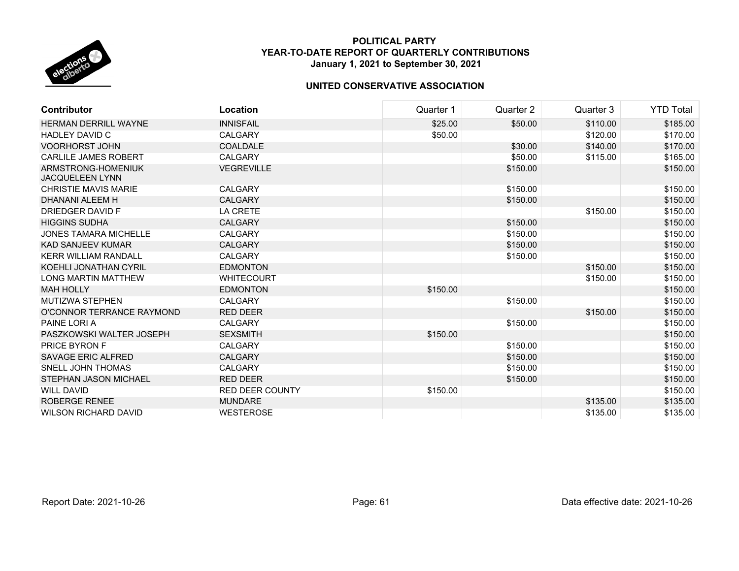**POLITICAL PARTY**
**YEAR-TO-DATE REPORT OF QUARTERLY CONTRIBUTIONS**
**January 1, 2021 to September 30, 2021**

**UNITED CONSERVATIVE ASSOCIATION**

| Contributor | Location | Quarter 1 | Quarter 2 | Quarter 3 | YTD Total |
|---|---|---|---|---|---|
| HERMAN DERRILL WAYNE | INNISFAIL | $25.00 | $50.00 | $110.00 | $185.00 |
| HADLEY DAVID C | CALGARY | $50.00 | | $120.00 | $170.00 |
| VOORHORST JOHN | COALDALE | | $30.00 | $140.00 | $170.00 |
| CARLILE JAMES ROBERT | CALGARY | | $50.00 | $115.00 | $165.00 |
| ARMSTRONG-HOMENIUK JACQUELEEN LYNN | VEGREVILLE | | $150.00 | | $150.00 |
| CHRISTIE MAVIS MARIE | CALGARY | | $150.00 | | $150.00 |
| DHANANI ALEEM H | CALGARY | | $150.00 | | $150.00 |
| DRIEDGER DAVID F | LA CRETE | | | $150.00 | $150.00 |
| HIGGINS SUDHA | CALGARY | | $150.00 | | $150.00 |
| JONES TAMARA MICHELLE | CALGARY | | $150.00 | | $150.00 |
| KAD SANJEEV KUMAR | CALGARY | | $150.00 | | $150.00 |
| KERR WILLIAM RANDALL | CALGARY | | $150.00 | | $150.00 |
| KOEHLI JONATHAN CYRIL | EDMONTON | | | $150.00 | $150.00 |
| LONG MARTIN MATTHEW | WHITECOURT | | | $150.00 | $150.00 |
| MAH HOLLY | EDMONTON | $150.00 | | | $150.00 |
| MUTIZWA STEPHEN | CALGARY | | $150.00 | | $150.00 |
| O'CONNOR TERRANCE RAYMOND | RED DEER | | | $150.00 | $150.00 |
| PAINE LORI A | CALGARY | | $150.00 | | $150.00 |
| PASZKOWSKI WALTER JOSEPH | SEXSMITH | $150.00 | | | $150.00 |
| PRICE BYRON F | CALGARY | | $150.00 | | $150.00 |
| SAVAGE ERIC ALFRED | CALGARY | | $150.00 | | $150.00 |
| SNELL JOHN THOMAS | CALGARY | | $150.00 | | $150.00 |
| STEPHAN JASON MICHAEL | RED DEER | | $150.00 | | $150.00 |
| WILL DAVID | RED DEER COUNTY | $150.00 | | | $150.00 |
| ROBERGE RENEE | MUNDARE | | | $135.00 | $135.00 |
| WILSON RICHARD DAVID | WESTEROSE | | | $135.00 | $135.00 |

Report Date: 2021-10-26

Data effective date: 2021-10-26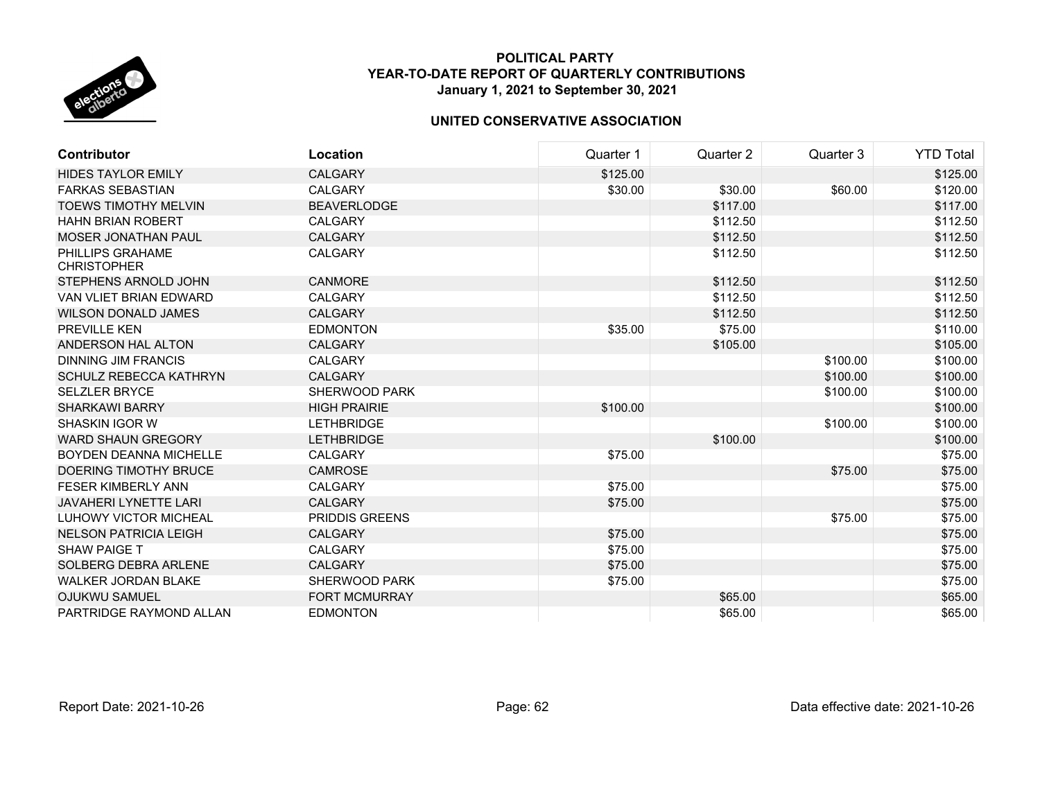**POLITICAL PARTY**
**YEAR-TO-DATE REPORT OF QUARTERLY CONTRIBUTIONS**
**January 1, 2021 to September 30, 2021**

**UNITED CONSERVATIVE ASSOCIATION**

| Contributor | Location | Quarter 1 | Quarter 2 | Quarter 3 | YTD Total |
|---|---|---|---|---|---|
| HIDES TAYLOR EMILY | CALGARY | $125.00 | | | $125.00 |
| FARKAS SEBASTIAN | CALGARY | $30.00 | $30.00 | $60.00 | $120.00 |
| TOEWS TIMOTHY MELVIN | BEAVERLODGE | | $117.00 | | $117.00 |
| HAHN BRIAN ROBERT | CALGARY | | $112.50 | | $112.50 |
| MOSER JONATHAN PAUL | CALGARY | | $112.50 | | $112.50 |
| PHILLIPS GRAHAME CHRISTOPHER | CALGARY | | $112.50 | | $112.50 |
| STEPHENS ARNOLD JOHN | CANMORE | | $112.50 | | $112.50 |
| VAN VLIET BRIAN EDWARD | CALGARY | | $112.50 | | $112.50 |
| WILSON DONALD JAMES | CALGARY | | $112.50 | | $112.50 |
| PREVILLE KEN | EDMONTON | $35.00 | $75.00 | | $110.00 |
| ANDERSON HAL ALTON | CALGARY | | $105.00 | | $105.00 |
| DINNING JIM FRANCIS | CALGARY | | | $100.00 | $100.00 |
| SCHULZ REBECCA KATHRYN | CALGARY | | | $100.00 | $100.00 |
| SELZLER BRYCE | SHERWOOD PARK | | | $100.00 | $100.00 |
| SHARKAWI BARRY | HIGH PRAIRIE | $100.00 | | | $100.00 |
| SHASKIN IGOR W | LETHBRIDGE | | | $100.00 | $100.00 |
| WARD SHAUN GREGORY | LETHBRIDGE | | $100.00 | | $100.00 |
| BOYDEN DEANNA MICHELLE | CALGARY | $75.00 | | | $75.00 |
| DOERING TIMOTHY BRUCE | CAMROSE | | | $75.00 | $75.00 |
| FESER KIMBERLY ANN | CALGARY | $75.00 | | | $75.00 |
| JAVAHERI LYNETTE LARI | CALGARY | $75.00 | | | $75.00 |
| LUHOWY VICTOR MICHEAL | PRIDDIS GREENS | | | $75.00 | $75.00 |
| NELSON PATRICIA LEIGH | CALGARY | $75.00 | | | $75.00 |
| SHAW PAIGE T | CALGARY | $75.00 | | | $75.00 |
| SOLBERG DEBRA ARLENE | CALGARY | $75.00 | | | $75.00 |
| WALKER JORDAN BLAKE | SHERWOOD PARK | $75.00 | | | $75.00 |
| OJUKWU SAMUEL | FORT MCMURRAY | | $65.00 | | $65.00 |
| PARTRIDGE RAYMOND ALLAN | EDMONTON | | $65.00 | | $65.00 |

Report Date: 2021-10-26 | Data effective date: 2021-10-26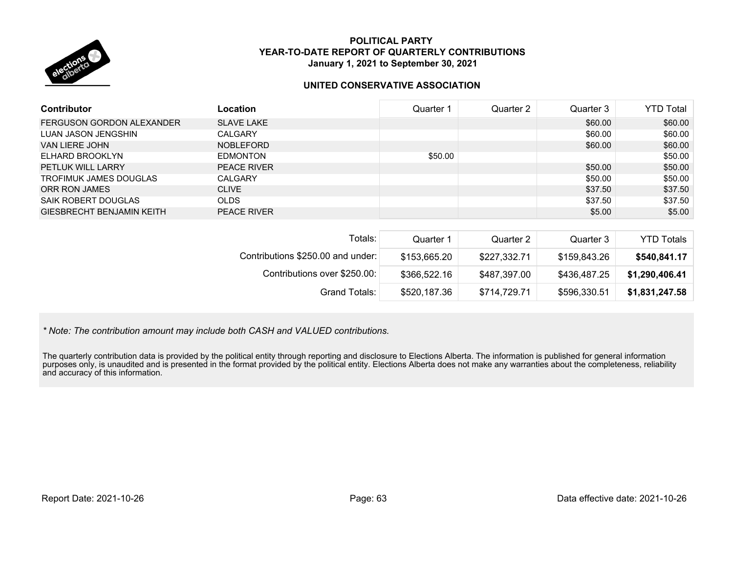**POLITICAL PARTY**
**YEAR-TO-DATE REPORT OF QUARTERLY CONTRIBUTIONS**
**January 1, 2021 to September 30, 2021**

**UNITED CONSERVATIVE ASSOCIATION**

| Contributor | Location | Quarter 1 | Quarter 2 | Quarter 3 | YTD Total |
|---|---|---|---|---|---|
| FERGUSON GORDON ALEXANDER | SLAVE LAKE | | | $60.00 | $60.00 |
| LUAN JASON JENGSHIN | CALGARY | | | $60.00 | $60.00 |
| VAN LIERE JOHN | NOBLEFORD | | | $60.00 | $60.00 |
| ELHARD BROOKLYN | EDMONTON | $50.00 | | | $50.00 |
| PETLUK WILL LARRY | PEACE RIVER | | | $50.00 | $50.00 |
| TROFIMUK JAMES DOUGLAS | CALGARY | | | $50.00 | $50.00 |
| ORR RON JAMES | CLIVE | | | $37.50 | $37.50 |
| SAIK ROBERT DOUGLAS | OLDS | | | $37.50 | $37.50 |
| GIESBRECHT BENJAMIN KEITH | PEACE RIVER | | | $5.00 | $5.00 |

| Totals: | Quarter 1 | Quarter 2 | Quarter 3 | YTD Totals |
|---|---|---|---|---|
| Contributions $250.00 and under: | $153,665.20 | $227,332.71 | $159,843.26 | **$540,841.17** |
| Contributions over $250.00: | $366,522.16 | $487,397.00 | $436,487.25 | **$1,290,406.41** |
| Grand Totals: | $520,187.36 | $714,729.71 | $596,330.51 | **$1,831,247.58** |

*\* Note: The contribution amount may include both CASH and VALUED contributions.*

The quarterly contribution data is provided by the political entity through reporting and disclosure to Elections Alberta. The information is published for general information purposes only, is unaudited and is presented in the format provided by the political entity. Elections Alberta does not make any warranties about the completeness, reliability and accuracy of this information.

Report Date: 2021-10-26

Data effective date: 2021-10-26